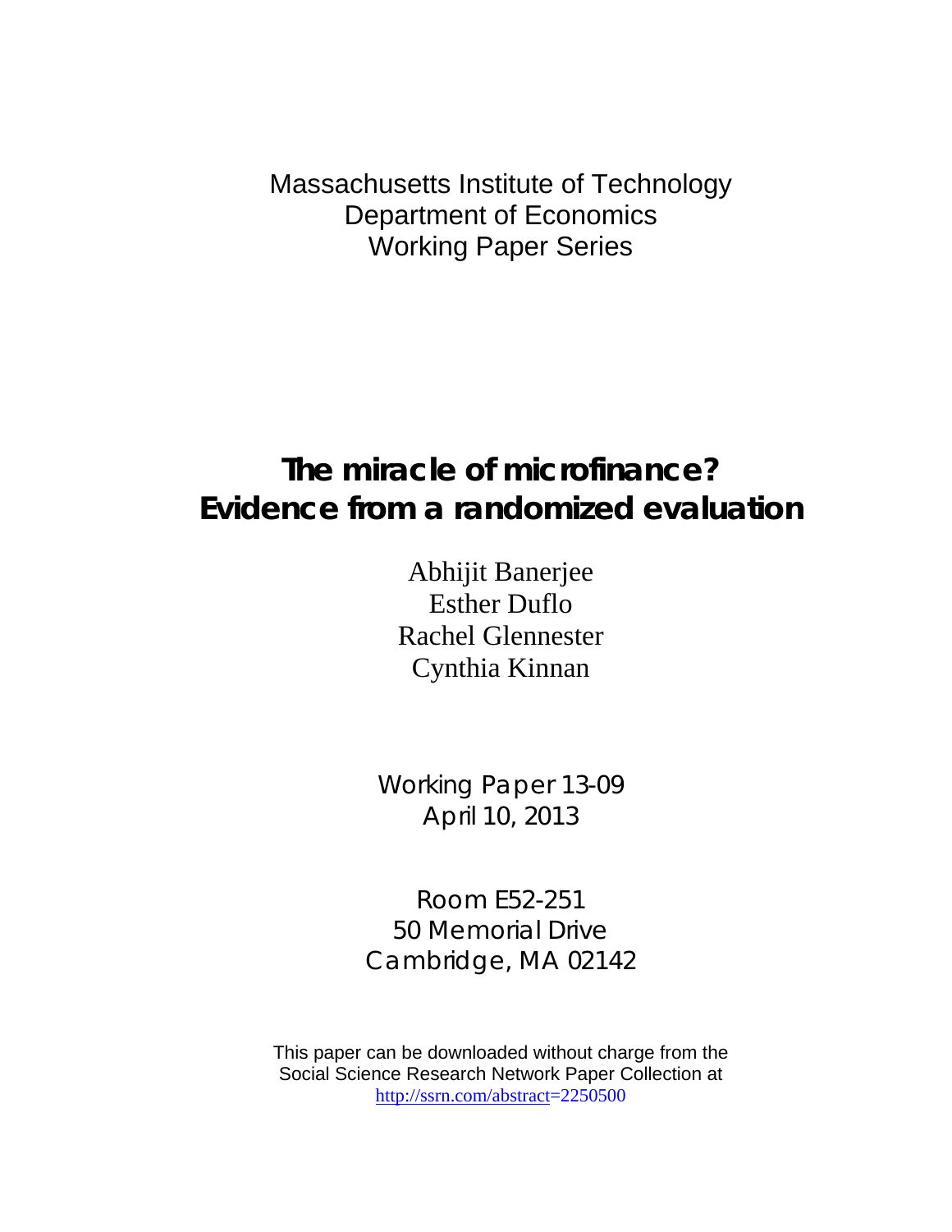Massachusetts Institute of Technology
Department of Economics
Working Paper Series

# The miracle of microfinance?
# Evidence from a randomized evaluation

Abhijit Banerjee
Esther Duflo
Rachel Glennester
Cynthia Kinnan

Working Paper 13-09
April 10, 2013

Room E52-251
50 Memorial Drive
Cambridge, MA 02142

This paper can be downloaded without charge from the
Social Science Research Network Paper Collection at
http://ssrn.com/abstract=2250500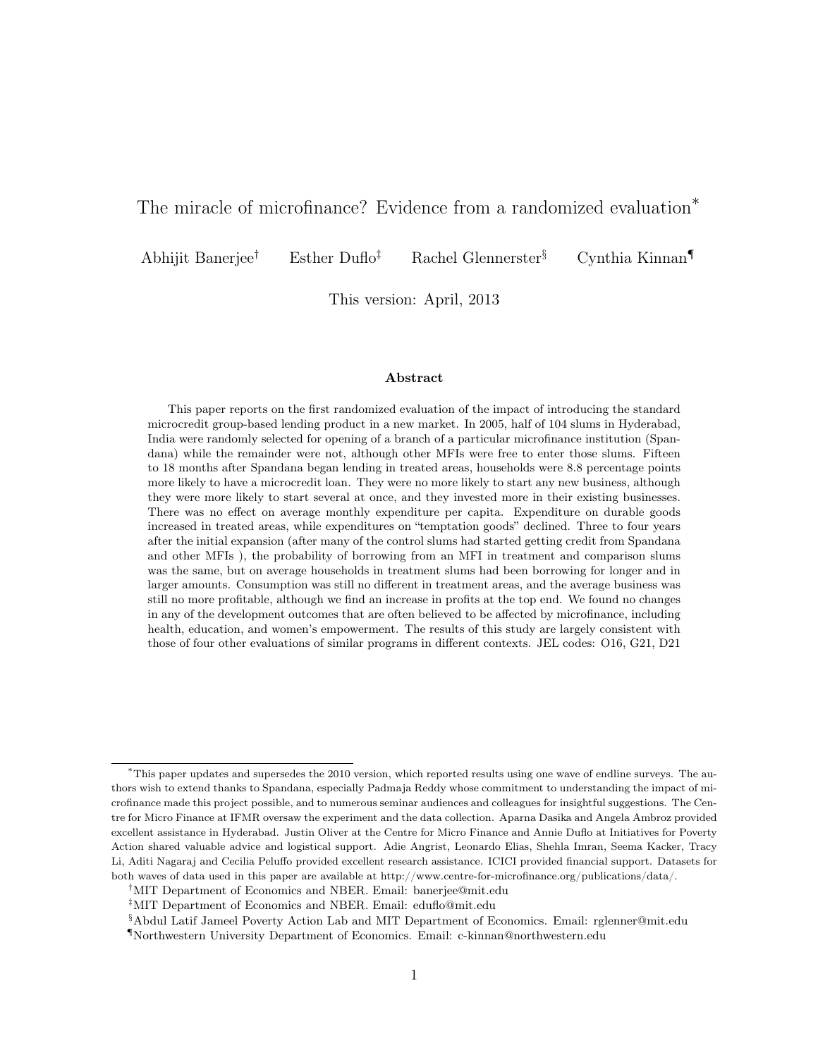# The miracle of microfinance? Evidence from a randomized evaluation[*]

Abhijit Banerjee[†] Esther Duflo[‡] Rachel Glennerster[§] Cynthia Kinnan[¶]

This version: April, 2013

### Abstract

This paper reports on the first randomized evaluation of the impact of introducing the standard microcredit group-based lending product in a new market. In 2005, half of 104 slums in Hyderabad, India were randomly selected for opening of a branch of a particular microfinance institution (Spandana) while the remainder were not, although other MFIs were free to enter those slums. Fifteen to 18 months after Spandana began lending in treated areas, households were 8.8 percentage points more likely to have a microcredit loan. They were no more likely to start any new business, although they were more likely to start several at once, and they invested more in their existing businesses. There was no effect on average monthly expenditure per capita. Expenditure on durable goods increased in treated areas, while expenditures on "temptation goods" declined. Three to four years after the initial expansion (after many of the control slums had started getting credit from Spandana and other MFIs ), the probability of borrowing from an MFI in treatment and comparison slums was the same, but on average households in treatment slums had been borrowing for longer and in larger amounts. Consumption was still no different in treatment areas, and the average business was still no more profitable, although we find an increase in profits at the top end. We found no changes in any of the development outcomes that are often believed to be affected by microfinance, including health, education, and women's empowerment. The results of this study are largely consistent with those of four other evaluations of similar programs in different contexts. JEL codes: O16, G21, D21

---

[*]This paper updates and supersedes the 2010 version, which reported results using one wave of endline surveys. The authors wish to extend thanks to Spandana, especially Padmaja Reddy whose commitment to understanding the impact of microfinance made this project possible, and to numerous seminar audiences and colleagues for insightful suggestions. The Centre for Micro Finance at IFMR oversaw the experiment and the data collection. Aparna Dasika and Angela Ambroz provided excellent assistance in Hyderabad. Justin Oliver at the Centre for Micro Finance and Annie Duflo at Initiatives for Poverty Action shared valuable advice and logistical support. Adie Angrist, Leonardo Elias, Shehla Imran, Seema Kacker, Tracy Li, Aditi Nagaraj and Cecilia Peluffo provided excellent research assistance. ICICI provided financial support. Datasets for both waves of data used in this paper are available at http://www.centre-for-microfinance.org/publications/data/.

[†]MIT Department of Economics and NBER. Email: banerjee@mit.edu

[‡]MIT Department of Economics and NBER. Email: eduflo@mit.edu

[§]Abdul Latif Jameel Poverty Action Lab and MIT Department of Economics. Email: rglenner@mit.edu

[¶]Northwestern University Department of Economics. Email: c-kinnan@northwestern.edu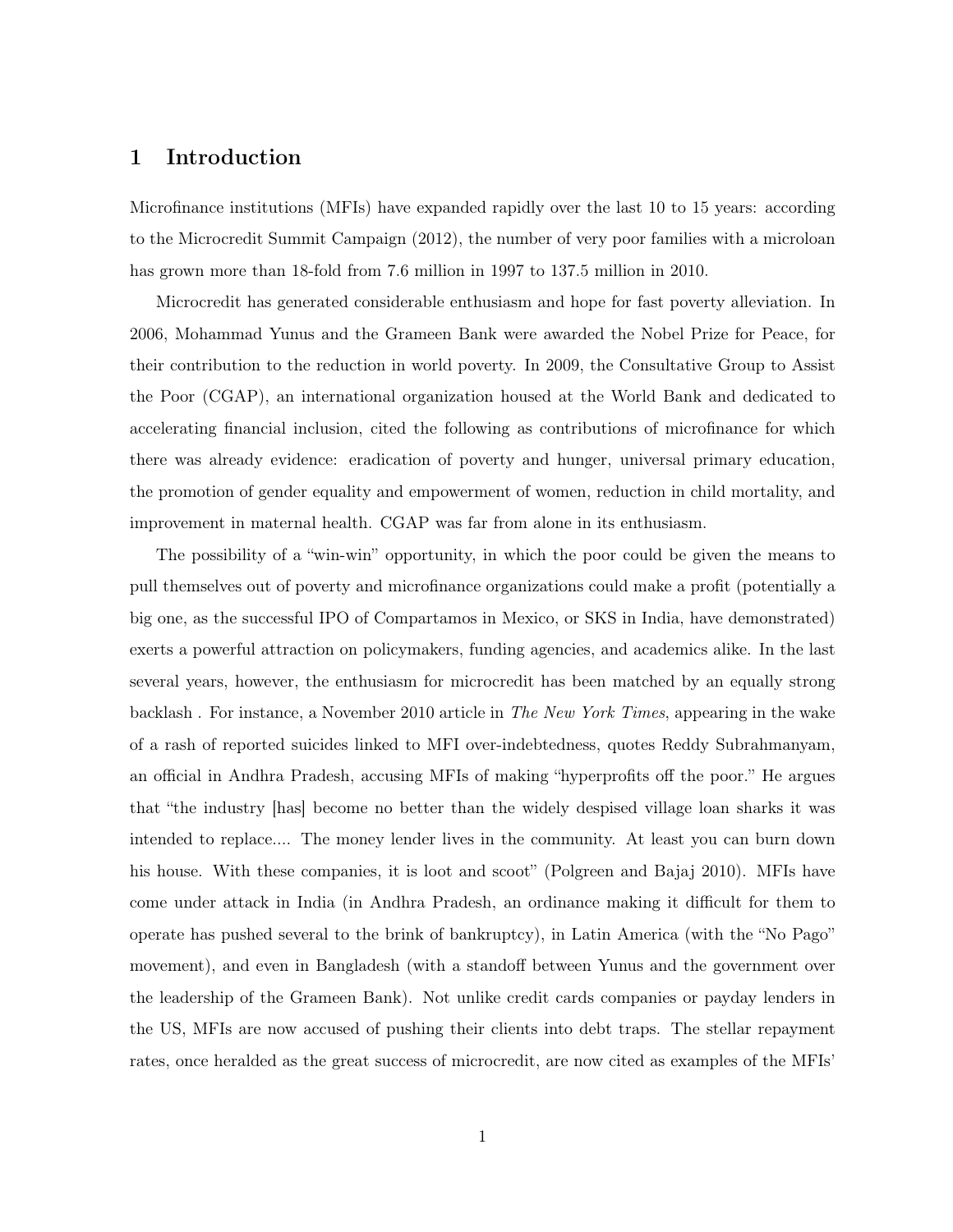# 1 Introduction

Microfinance institutions (MFIs) have expanded rapidly over the last 10 to 15 years: according to the Microcredit Summit Campaign (2012), the number of very poor families with a microloan has grown more than 18-fold from 7.6 million in 1997 to 137.5 million in 2010.

Microcredit has generated considerable enthusiasm and hope for fast poverty alleviation. In 2006, Mohammad Yunus and the Grameen Bank were awarded the Nobel Prize for Peace, for their contribution to the reduction in world poverty. In 2009, the Consultative Group to Assist the Poor (CGAP), an international organization housed at the World Bank and dedicated to accelerating financial inclusion, cited the following as contributions of microfinance for which there was already evidence: eradication of poverty and hunger, universal primary education, the promotion of gender equality and empowerment of women, reduction in child mortality, and improvement in maternal health. CGAP was far from alone in its enthusiasm.

The possibility of a "win-win" opportunity, in which the poor could be given the means to pull themselves out of poverty and microfinance organizations could make a profit (potentially a big one, as the successful IPO of Compartamos in Mexico, or SKS in India, have demonstrated) exerts a powerful attraction on policymakers, funding agencies, and academics alike. In the last several years, however, the enthusiasm for microcredit has been matched by an equally strong backlash . For instance, a November 2010 article in *The New York Times*, appearing in the wake of a rash of reported suicides linked to MFI over-indebtedness, quotes Reddy Subrahmanyam, an official in Andhra Pradesh, accusing MFIs of making "hyperprofits off the poor." He argues that "the industry [has] become no better than the widely despised village loan sharks it was intended to replace.... The money lender lives in the community. At least you can burn down his house. With these companies, it is loot and scoot" (Polgreen and Bajaj 2010). MFIs have come under attack in India (in Andhra Pradesh, an ordinance making it difficult for them to operate has pushed several to the brink of bankruptcy), in Latin America (with the "No Pago" movement), and even in Bangladesh (with a standoff between Yunus and the government over the leadership of the Grameen Bank). Not unlike credit cards companies or payday lenders in the US, MFIs are now accused of pushing their clients into debt traps. The stellar repayment rates, once heralded as the great success of microcredit, are now cited as examples of the MFIs'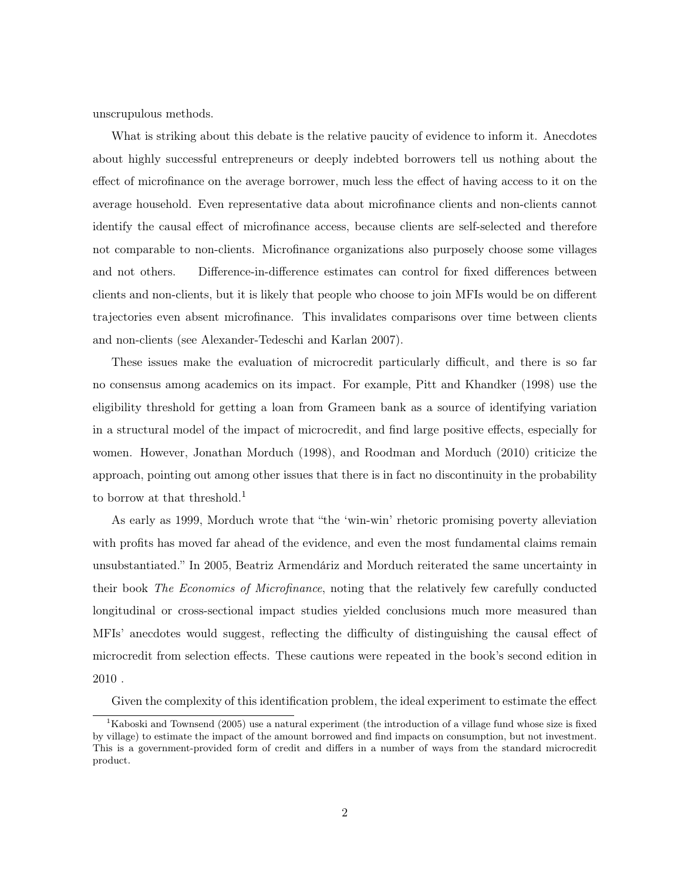unscrupulous methods.

What is striking about this debate is the relative paucity of evidence to inform it. Anecdotes about highly successful entrepreneurs or deeply indebted borrowers tell us nothing about the effect of microfinance on the average borrower, much less the effect of having access to it on the average household. Even representative data about microfinance clients and non-clients cannot identify the causal effect of microfinance access, because clients are self-selected and therefore not comparable to non-clients. Microfinance organizations also purposely choose some villages and not others. Difference-in-difference estimates can control for fixed differences between clients and non-clients, but it is likely that people who choose to join MFIs would be on different trajectories even absent microfinance. This invalidates comparisons over time between clients and non-clients (see Alexander-Tedeschi and Karlan 2007).

These issues make the evaluation of microcredit particularly difficult, and there is so far no consensus among academics on its impact. For example, Pitt and Khandker (1998) use the eligibility threshold for getting a loan from Grameen bank as a source of identifying variation in a structural model of the impact of microcredit, and find large positive effects, especially for women. However, Jonathan Morduch (1998), and Roodman and Morduch (2010) criticize the approach, pointing out among other issues that there is in fact no discontinuity in the probability to borrow at that threshold.[1]

As early as 1999, Morduch wrote that "the 'win-win' rhetoric promising poverty alleviation with profits has moved far ahead of the evidence, and even the most fundamental claims remain unsubstantiated." In 2005, Beatriz Armendáriz and Morduch reiterated the same uncertainty in their book *The Economics of Microfinance*, noting that the relatively few carefully conducted longitudinal or cross-sectional impact studies yielded conclusions much more measured than MFIs' anecdotes would suggest, reflecting the difficulty of distinguishing the causal effect of microcredit from selection effects. These cautions were repeated in the book's second edition in 2010 .

Given the complexity of this identification problem, the ideal experiment to estimate the effect

[1]Kaboski and Townsend (2005) use a natural experiment (the introduction of a village fund whose size is fixed by village) to estimate the impact of the amount borrowed and find impacts on consumption, but not investment. This is a government-provided form of credit and differs in a number of ways from the standard microcredit product.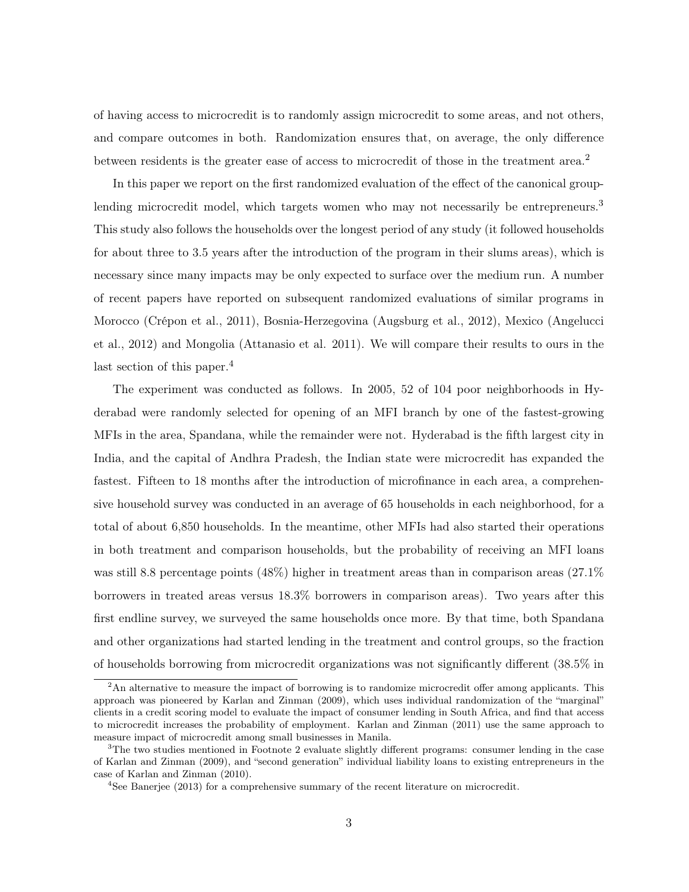of having access to microcredit is to randomly assign microcredit to some areas, and not others, and compare outcomes in both. Randomization ensures that, on average, the only difference between residents is the greater ease of access to microcredit of those in the treatment area.[2]

In this paper we report on the first randomized evaluation of the effect of the canonical group-lending microcredit model, which targets women who may not necessarily be entrepreneurs.[3] This study also follows the households over the longest period of any study (it followed households for about three to 3.5 years after the introduction of the program in their slums areas), which is necessary since many impacts may be only expected to surface over the medium run. A number of recent papers have reported on subsequent randomized evaluations of similar programs in Morocco (Crépon et al., 2011), Bosnia-Herzegovina (Augsburg et al., 2012), Mexico (Angelucci et al., 2012) and Mongolia (Attanasio et al. 2011). We will compare their results to ours in the last section of this paper.[4]

The experiment was conducted as follows. In 2005, 52 of 104 poor neighborhoods in Hyderabad were randomly selected for opening of an MFI branch by one of the fastest-growing MFIs in the area, Spandana, while the remainder were not. Hyderabad is the fifth largest city in India, and the capital of Andhra Pradesh, the Indian state were microcredit has expanded the fastest. Fifteen to 18 months after the introduction of microfinance in each area, a comprehensive household survey was conducted in an average of 65 households in each neighborhood, for a total of about 6,850 households. In the meantime, other MFIs had also started their operations in both treatment and comparison households, but the probability of receiving an MFI loans was still 8.8 percentage points (48%) higher in treatment areas than in comparison areas (27.1% borrowers in treated areas versus 18.3% borrowers in comparison areas). Two years after this first endline survey, we surveyed the same households once more. By that time, both Spandana and other organizations had started lending in the treatment and control groups, so the fraction of households borrowing from microcredit organizations was not significantly different (38.5% in

[2]An alternative to measure the impact of borrowing is to randomize microcredit offer among applicants. This approach was pioneered by Karlan and Zinman (2009), which uses individual randomization of the "marginal" clients in a credit scoring model to evaluate the impact of consumer lending in South Africa, and find that access to microcredit increases the probability of employment. Karlan and Zinman (2011) use the same approach to measure impact of microcredit among small businesses in Manila.

[3]The two studies mentioned in Footnote 2 evaluate slightly different programs: consumer lending in the case of Karlan and Zinman (2009), and "second generation" individual liability loans to existing entrepreneurs in the case of Karlan and Zinman (2010).

[4]See Banerjee (2013) for a comprehensive summary of the recent literature on microcredit.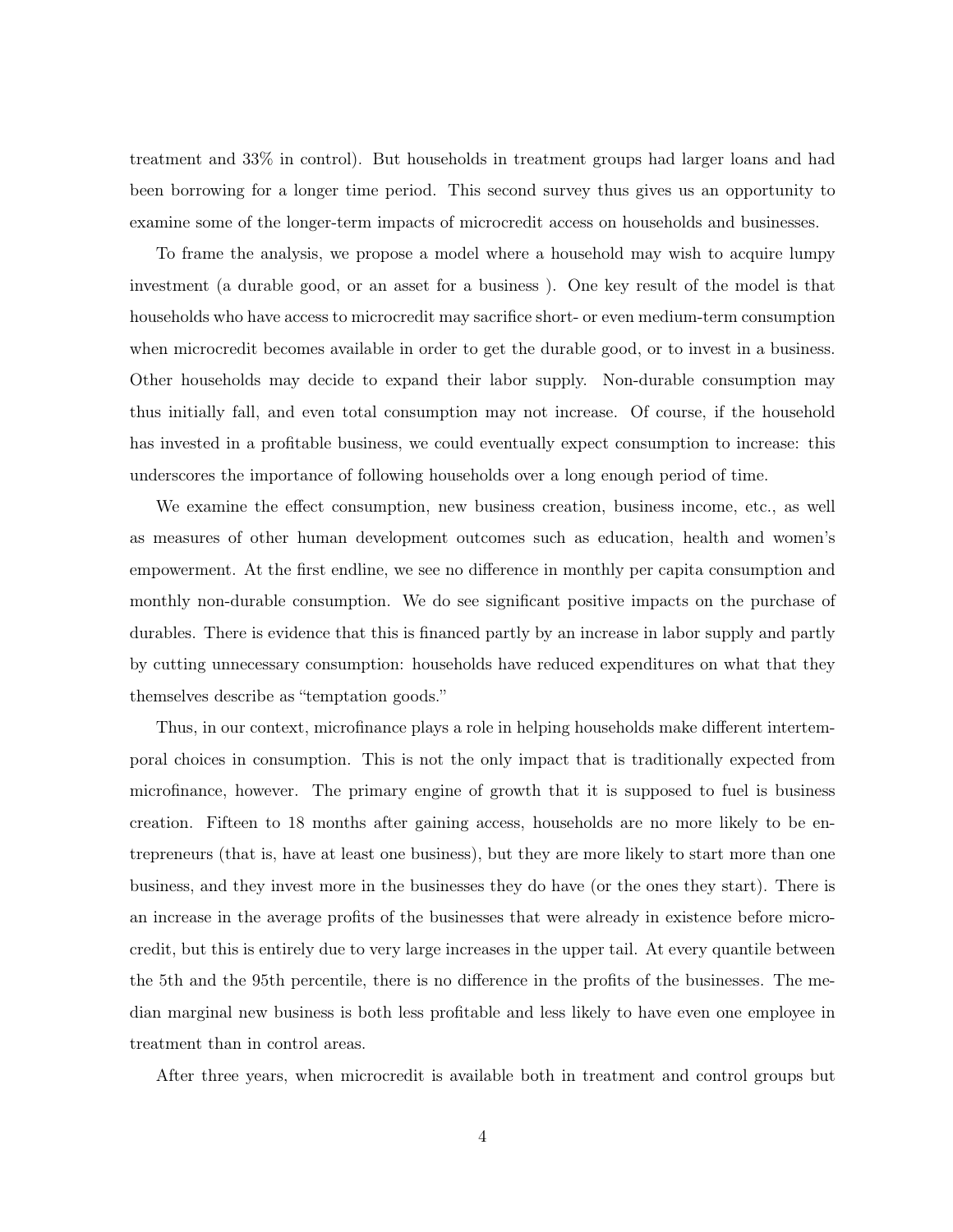treatment and 33% in control). But households in treatment groups had larger loans and had been borrowing for a longer time period. This second survey thus gives us an opportunity to examine some of the longer-term impacts of microcredit access on households and businesses.

To frame the analysis, we propose a model where a household may wish to acquire lumpy investment (a durable good, or an asset for a business ). One key result of the model is that households who have access to microcredit may sacrifice short- or even medium-term consumption when microcredit becomes available in order to get the durable good, or to invest in a business. Other households may decide to expand their labor supply. Non-durable consumption may thus initially fall, and even total consumption may not increase. Of course, if the household has invested in a profitable business, we could eventually expect consumption to increase: this underscores the importance of following households over a long enough period of time.

We examine the effect consumption, new business creation, business income, etc., as well as measures of other human development outcomes such as education, health and women's empowerment. At the first endline, we see no difference in monthly per capita consumption and monthly non-durable consumption. We do see significant positive impacts on the purchase of durables. There is evidence that this is financed partly by an increase in labor supply and partly by cutting unnecessary consumption: households have reduced expenditures on what that they themselves describe as "temptation goods."

Thus, in our context, microfinance plays a role in helping households make different intertemporal choices in consumption. This is not the only impact that is traditionally expected from microfinance, however. The primary engine of growth that it is supposed to fuel is business creation. Fifteen to 18 months after gaining access, households are no more likely to be entrepreneurs (that is, have at least one business), but they are more likely to start more than one business, and they invest more in the businesses they do have (or the ones they start). There is an increase in the average profits of the businesses that were already in existence before microcredit, but this is entirely due to very large increases in the upper tail. At every quantile between the 5th and the 95th percentile, there is no difference in the profits of the businesses. The median marginal new business is both less profitable and less likely to have even one employee in treatment than in control areas.

After three years, when microcredit is available both in treatment and control groups but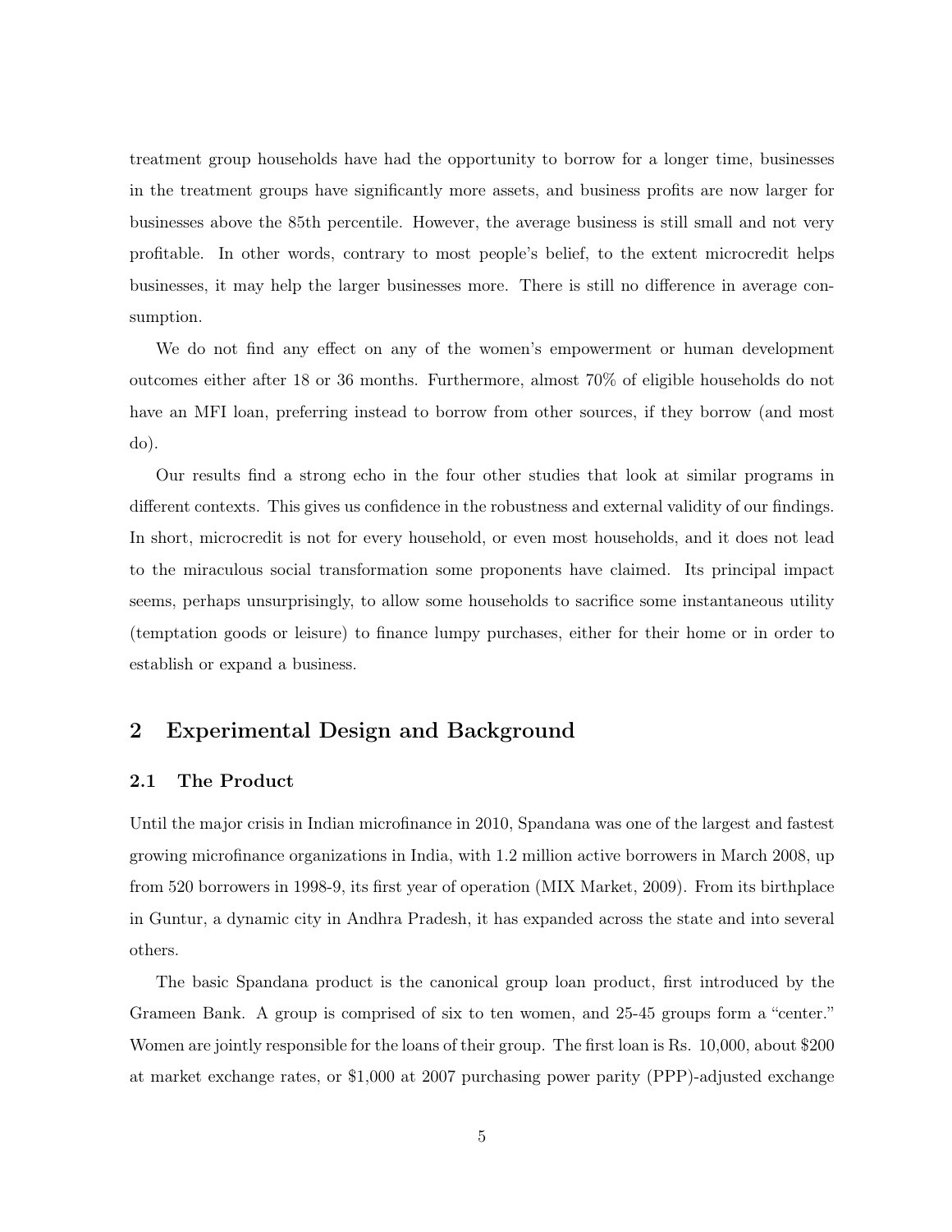treatment group households have had the opportunity to borrow for a longer time, businesses in the treatment groups have significantly more assets, and business profits are now larger for businesses above the 85th percentile. However, the average business is still small and not very profitable. In other words, contrary to most people's belief, to the extent microcredit helps businesses, it may help the larger businesses more. There is still no difference in average consumption.

We do not find any effect on any of the women's empowerment or human development outcomes either after 18 or 36 months. Furthermore, almost 70% of eligible households do not have an MFI loan, preferring instead to borrow from other sources, if they borrow (and most do).

Our results find a strong echo in the four other studies that look at similar programs in different contexts. This gives us confidence in the robustness and external validity of our findings. In short, microcredit is not for every household, or even most households, and it does not lead to the miraculous social transformation some proponents have claimed. Its principal impact seems, perhaps unsurprisingly, to allow some households to sacrifice some instantaneous utility (temptation goods or leisure) to finance lumpy purchases, either for their home or in order to establish or expand a business.

## 2 Experimental Design and Background

### 2.1 The Product

Until the major crisis in Indian microfinance in 2010, Spandana was one of the largest and fastest growing microfinance organizations in India, with 1.2 million active borrowers in March 2008, up from 520 borrowers in 1998-9, its first year of operation (MIX Market, 2009). From its birthplace in Guntur, a dynamic city in Andhra Pradesh, it has expanded across the state and into several others.

The basic Spandana product is the canonical group loan product, first introduced by the Grameen Bank. A group is comprised of six to ten women, and 25-45 groups form a "center." Women are jointly responsible for the loans of their group. The first loan is Rs. 10,000, about $200 at market exchange rates, or $1,000 at 2007 purchasing power parity (PPP)-adjusted exchange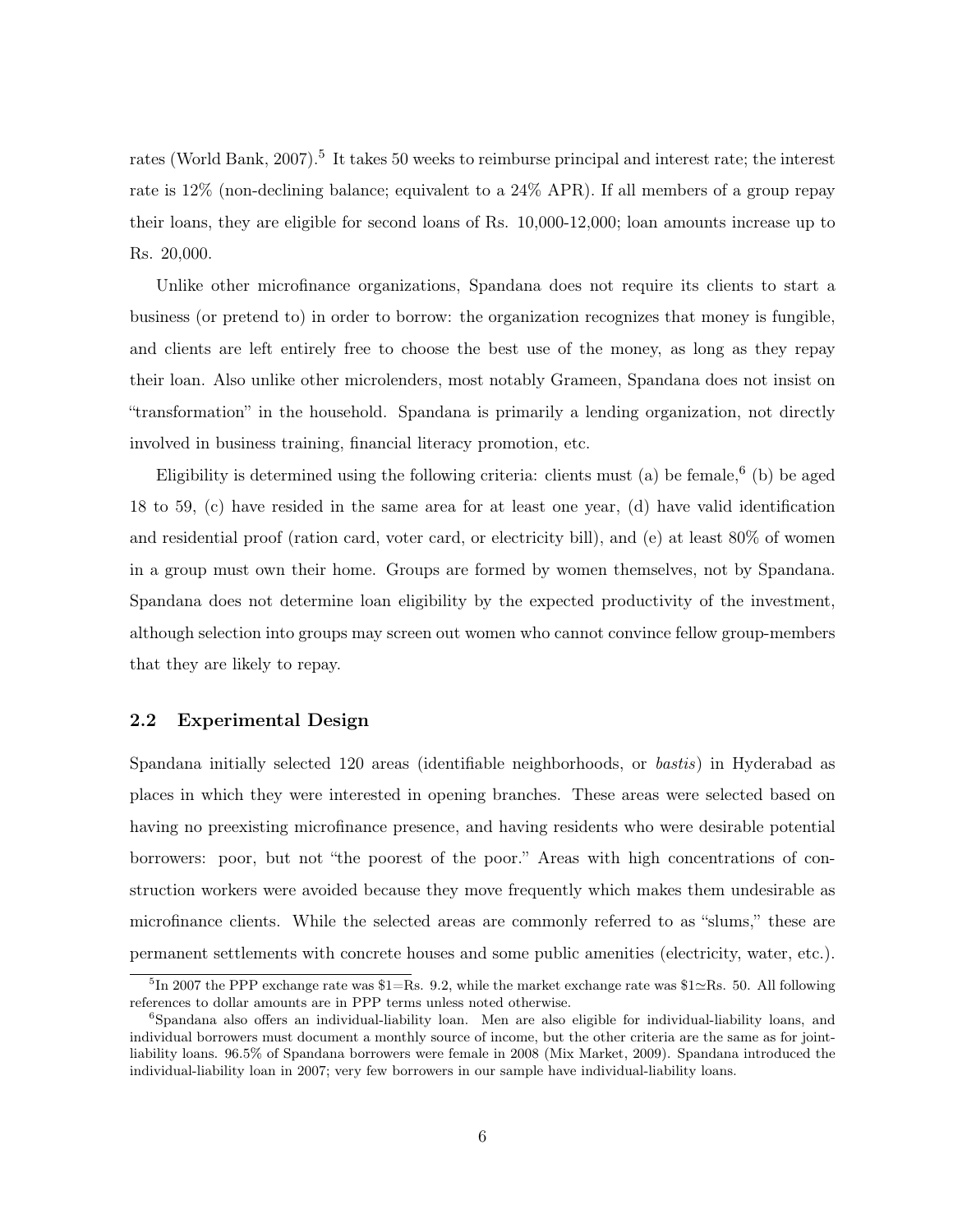rates (World Bank, 2007).[5] It takes 50 weeks to reimburse principal and interest rate; the interest rate is 12% (non-declining balance; equivalent to a 24% APR). If all members of a group repay their loans, they are eligible for second loans of Rs. 10,000-12,000; loan amounts increase up to Rs. 20,000.

Unlike other microfinance organizations, Spandana does not require its clients to start a business (or pretend to) in order to borrow: the organization recognizes that money is fungible, and clients are left entirely free to choose the best use of the money, as long as they repay their loan. Also unlike other microlenders, most notably Grameen, Spandana does not insist on "transformation" in the household. Spandana is primarily a lending organization, not directly involved in business training, financial literacy promotion, etc.

Eligibility is determined using the following criteria: clients must (a) be female,[6] (b) be aged 18 to 59, (c) have resided in the same area for at least one year, (d) have valid identification and residential proof (ration card, voter card, or electricity bill), and (e) at least 80% of women in a group must own their home. Groups are formed by women themselves, not by Spandana. Spandana does not determine loan eligibility by the expected productivity of the investment, although selection into groups may screen out women who cannot convince fellow group-members that they are likely to repay.

### 2.2 Experimental Design

Spandana initially selected 120 areas (identifiable neighborhoods, or *bastis*) in Hyderabad as places in which they were interested in opening branches. These areas were selected based on having no preexisting microfinance presence, and having residents who were desirable potential borrowers: poor, but not "the poorest of the poor." Areas with high concentrations of construction workers were avoided because they move frequently which makes them undesirable as microfinance clients. While the selected areas are commonly referred to as "slums," these are permanent settlements with concrete houses and some public amenities (electricity, water, etc.).

[5] In 2007 the PPP exchange rate was $1=Rs. 9.2, while the market exchange rate was $1≃Rs. 50. All following references to dollar amounts are in PPP terms unless noted otherwise.

[6] Spandana also offers an individual-liability loan. Men are also eligible for individual-liability loans, and individual borrowers must document a monthly source of income, but the other criteria are the same as for joint-liability loans. 96.5% of Spandana borrowers were female in 2008 (Mix Market, 2009). Spandana introduced the individual-liability loan in 2007; very few borrowers in our sample have individual-liability loans.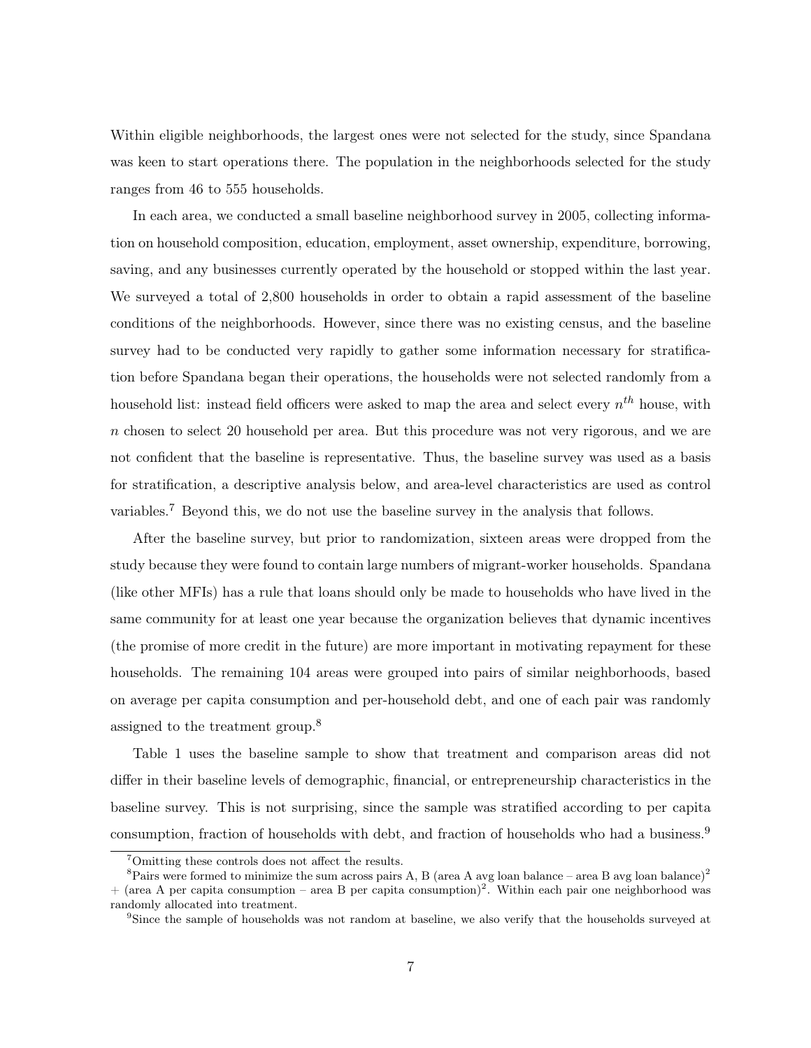Within eligible neighborhoods, the largest ones were not selected for the study, since Spandana was keen to start operations there. The population in the neighborhoods selected for the study ranges from 46 to 555 households.

In each area, we conducted a small baseline neighborhood survey in 2005, collecting information on household composition, education, employment, asset ownership, expenditure, borrowing, saving, and any businesses currently operated by the household or stopped within the last year. We surveyed a total of 2,800 households in order to obtain a rapid assessment of the baseline conditions of the neighborhoods. However, since there was no existing census, and the baseline survey had to be conducted very rapidly to gather some information necessary for stratification before Spandana began their operations, the households were not selected randomly from a household list: instead field officers were asked to map the area and select every $n^{th}$ house, with $n$ chosen to select 20 household per area. But this procedure was not very rigorous, and we are not confident that the baseline is representative. Thus, the baseline survey was used as a basis for stratification, a descriptive analysis below, and area-level characteristics are used as control variables.[7] Beyond this, we do not use the baseline survey in the analysis that follows.

After the baseline survey, but prior to randomization, sixteen areas were dropped from the study because they were found to contain large numbers of migrant-worker households. Spandana (like other MFIs) has a rule that loans should only be made to households who have lived in the same community for at least one year because the organization believes that dynamic incentives (the promise of more credit in the future) are more important in motivating repayment for these households. The remaining 104 areas were grouped into pairs of similar neighborhoods, based on average per capita consumption and per-household debt, and one of each pair was randomly assigned to the treatment group.[8]

Table 1 uses the baseline sample to show that treatment and comparison areas did not differ in their baseline levels of demographic, financial, or entrepreneurship characteristics in the baseline survey. This is not surprising, since the sample was stratified according to per capita consumption, fraction of households with debt, and fraction of households who had a business.[9]

[7] Omitting these controls does not affect the results.

[8] Pairs were formed to minimize the sum across pairs A, B (area A avg loan balance – area B avg loan balance)$^2$ + (area A per capita consumption – area B per capita consumption)$^2$. Within each pair one neighborhood was randomly allocated into treatment.

[9] Since the sample of households was not random at baseline, we also verify that the households surveyed at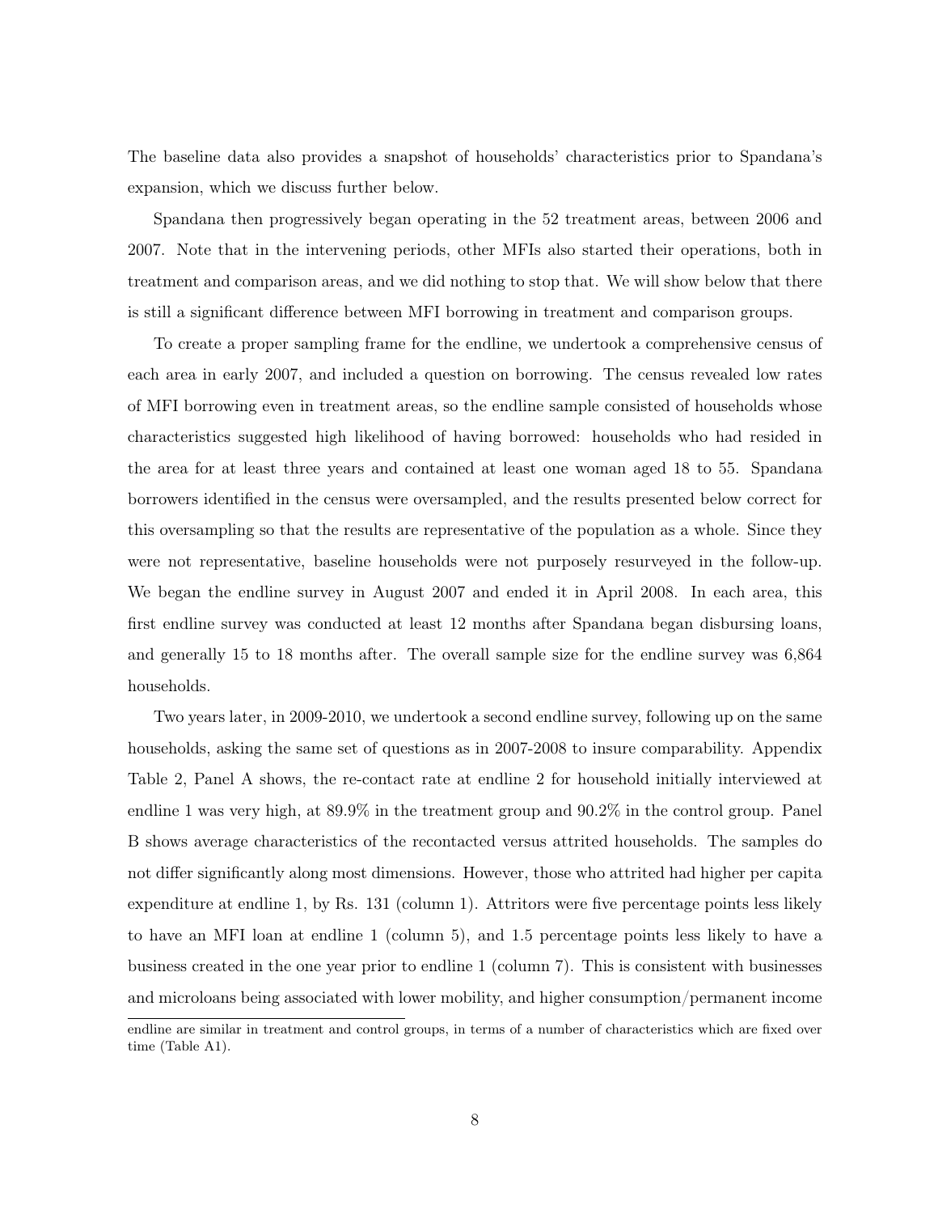The baseline data also provides a snapshot of households' characteristics prior to Spandana's expansion, which we discuss further below.

Spandana then progressively began operating in the 52 treatment areas, between 2006 and 2007. Note that in the intervening periods, other MFIs also started their operations, both in treatment and comparison areas, and we did nothing to stop that. We will show below that there is still a significant difference between MFI borrowing in treatment and comparison groups.

To create a proper sampling frame for the endline, we undertook a comprehensive census of each area in early 2007, and included a question on borrowing. The census revealed low rates of MFI borrowing even in treatment areas, so the endline sample consisted of households whose characteristics suggested high likelihood of having borrowed: households who had resided in the area for at least three years and contained at least one woman aged 18 to 55. Spandana borrowers identified in the census were oversampled, and the results presented below correct for this oversampling so that the results are representative of the population as a whole. Since they were not representative, baseline households were not purposely resurveyed in the follow-up. We began the endline survey in August 2007 and ended it in April 2008. In each area, this first endline survey was conducted at least 12 months after Spandana began disbursing loans, and generally 15 to 18 months after. The overall sample size for the endline survey was 6,864 households.

Two years later, in 2009-2010, we undertook a second endline survey, following up on the same households, asking the same set of questions as in 2007-2008 to insure comparability. Appendix Table 2, Panel A shows, the re-contact rate at endline 2 for household initially interviewed at endline 1 was very high, at 89.9% in the treatment group and 90.2% in the control group. Panel B shows average characteristics of the recontacted versus attrited households. The samples do not differ significantly along most dimensions. However, those who attrited had higher per capita expenditure at endline 1, by Rs. 131 (column 1). Attritors were five percentage points less likely to have an MFI loan at endline 1 (column 5), and 1.5 percentage points less likely to have a business created in the one year prior to endline 1 (column 7). This is consistent with businesses and microloans being associated with lower mobility, and higher consumption/permanent income

endline are similar in treatment and control groups, in terms of a number of characteristics which are fixed over time (Table A1).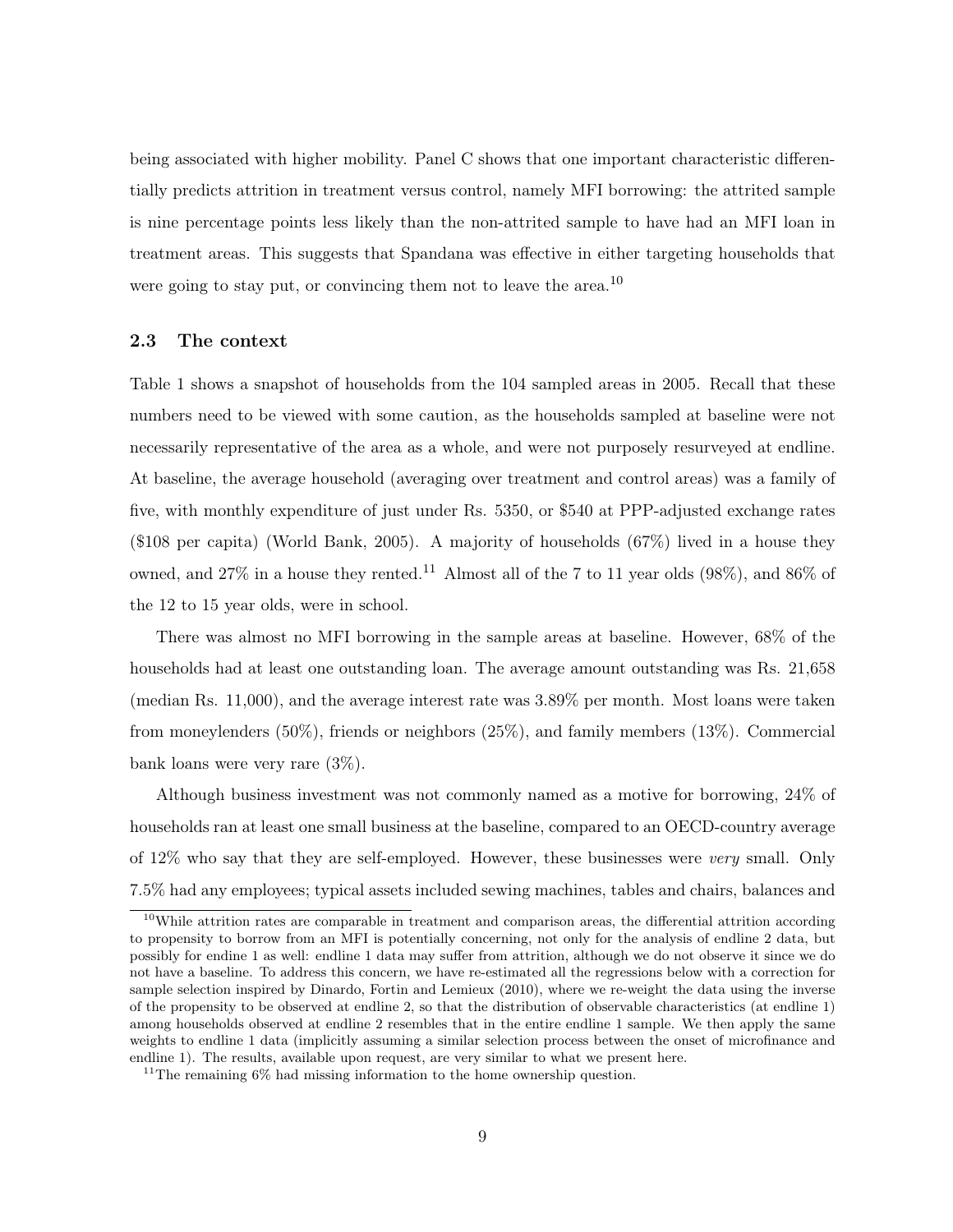being associated with higher mobility. Panel C shows that one important characteristic differentially predicts attrition in treatment versus control, namely MFI borrowing: the attrited sample is nine percentage points less likely than the non-attrited sample to have had an MFI loan in treatment areas. This suggests that Spandana was effective in either targeting households that were going to stay put, or convincing them not to leave the area.[10]

### 2.3 The context

Table 1 shows a snapshot of households from the 104 sampled areas in 2005. Recall that these numbers need to be viewed with some caution, as the households sampled at baseline were not necessarily representative of the area as a whole, and were not purposely resurveyed at endline. At baseline, the average household (averaging over treatment and control areas) was a family of five, with monthly expenditure of just under Rs. 5350, or $540 at PPP-adjusted exchange rates ($108 per capita) (World Bank, 2005). A majority of households (67%) lived in a house they owned, and 27% in a house they rented.[11] Almost all of the 7 to 11 year olds (98%), and 86% of the 12 to 15 year olds, were in school.

There was almost no MFI borrowing in the sample areas at baseline. However, 68% of the households had at least one outstanding loan. The average amount outstanding was Rs. 21,658 (median Rs. 11,000), and the average interest rate was 3.89% per month. Most loans were taken from moneylenders (50%), friends or neighbors (25%), and family members (13%). Commercial bank loans were very rare (3%).

Although business investment was not commonly named as a motive for borrowing, 24% of households ran at least one small business at the baseline, compared to an OECD-country average of 12% who say that they are self-employed. However, these businesses were *very* small. Only 7.5% had any employees; typical assets included sewing machines, tables and chairs, balances and

[10] While attrition rates are comparable in treatment and comparison areas, the differential attrition according to propensity to borrow from an MFI is potentially concerning, not only for the analysis of endline 2 data, but possibly for endine 1 as well: endline 1 data may suffer from attrition, although we do not observe it since we do not have a baseline. To address this concern, we have re-estimated all the regressions below with a correction for sample selection inspired by Dinardo, Fortin and Lemieux (2010), where we re-weight the data using the inverse of the propensity to be observed at endline 2, so that the distribution of observable characteristics (at endline 1) among households observed at endline 2 resembles that in the entire endline 1 sample. We then apply the same weights to endline 1 data (implicitly assuming a similar selection process between the onset of microfinance and endline 1). The results, available upon request, are very similar to what we present here.

[11] The remaining 6% had missing information to the home ownership question.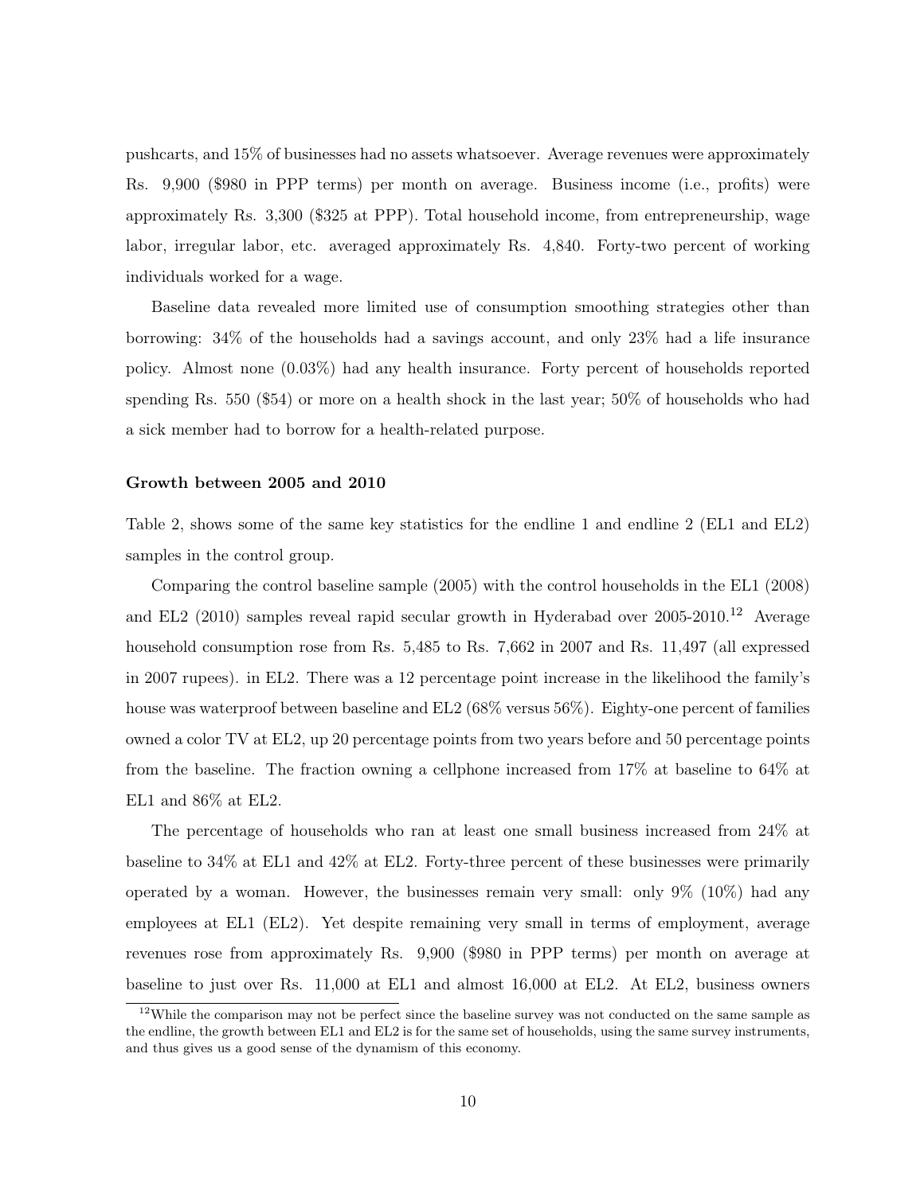pushcarts, and 15% of businesses had no assets whatsoever. Average revenues were approximately Rs. 9,900 ($980 in PPP terms) per month on average. Business income (i.e., profits) were approximately Rs. 3,300 ($325 at PPP). Total household income, from entrepreneurship, wage labor, irregular labor, etc. averaged approximately Rs. 4,840. Forty-two percent of working individuals worked for a wage.

Baseline data revealed more limited use of consumption smoothing strategies other than borrowing: 34% of the households had a savings account, and only 23% had a life insurance policy. Almost none (0.03%) had any health insurance. Forty percent of households reported spending Rs. 550 ($54) or more on a health shock in the last year; 50% of households who had a sick member had to borrow for a health-related purpose.

**Growth between 2005 and 2010**

Table 2, shows some of the same key statistics for the endline 1 and endline 2 (EL1 and EL2) samples in the control group.

Comparing the control baseline sample (2005) with the control households in the EL1 (2008) and EL2 (2010) samples reveal rapid secular growth in Hyderabad over 2005-2010.[12] Average household consumption rose from Rs. 5,485 to Rs. 7,662 in 2007 and Rs. 11,497 (all expressed in 2007 rupees). in EL2. There was a 12 percentage point increase in the likelihood the family's house was waterproof between baseline and EL2 (68% versus 56%). Eighty-one percent of families owned a color TV at EL2, up 20 percentage points from two years before and 50 percentage points from the baseline. The fraction owning a cellphone increased from 17% at baseline to 64% at EL1 and 86% at EL2.

The percentage of households who ran at least one small business increased from 24% at baseline to 34% at EL1 and 42% at EL2. Forty-three percent of these businesses were primarily operated by a woman. However, the businesses remain very small: only 9% (10%) had any employees at EL1 (EL2). Yet despite remaining very small in terms of employment, average revenues rose from approximately Rs. 9,900 ($980 in PPP terms) per month on average at baseline to just over Rs. 11,000 at EL1 and almost 16,000 at EL2. At EL2, business owners

[12] While the comparison may not be perfect since the baseline survey was not conducted on the same sample as the endline, the growth between EL1 and EL2 is for the same set of households, using the same survey instruments, and thus gives us a good sense of the dynamism of this economy.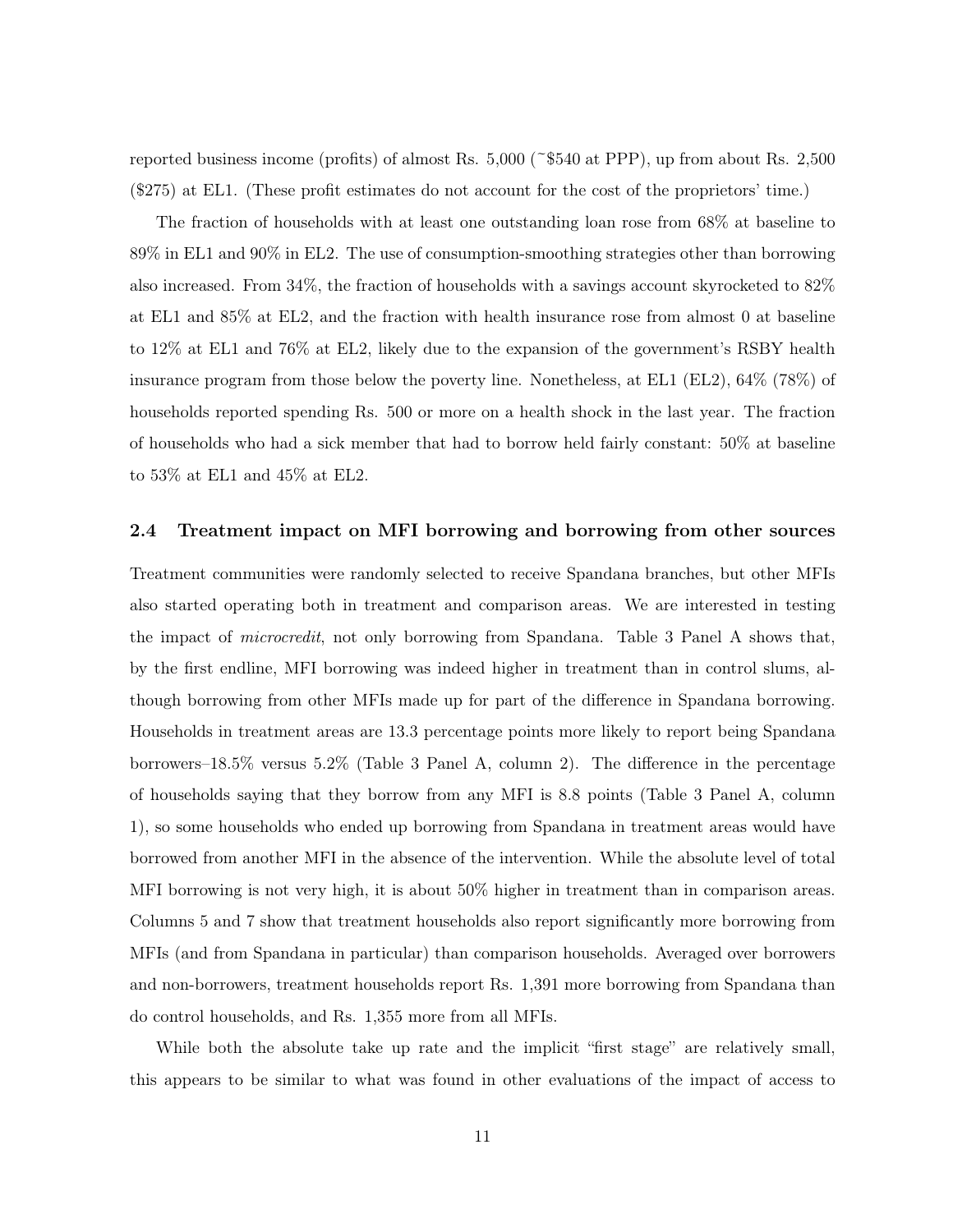reported business income (profits) of almost Rs. 5,000 (~$540 at PPP), up from about Rs. 2,500 ($275) at EL1. (These profit estimates do not account for the cost of the proprietors' time.)

The fraction of households with at least one outstanding loan rose from 68% at baseline to 89% in EL1 and 90% in EL2. The use of consumption-smoothing strategies other than borrowing also increased. From 34%, the fraction of households with a savings account skyrocketed to 82% at EL1 and 85% at EL2, and the fraction with health insurance rose from almost 0 at baseline to 12% at EL1 and 76% at EL2, likely due to the expansion of the government's RSBY health insurance program from those below the poverty line. Nonetheless, at EL1 (EL2), 64% (78%) of households reported spending Rs. 500 or more on a health shock in the last year. The fraction of households who had a sick member that had to borrow held fairly constant: 50% at baseline to 53% at EL1 and 45% at EL2.

### 2.4 Treatment impact on MFI borrowing and borrowing from other sources

Treatment communities were randomly selected to receive Spandana branches, but other MFIs also started operating both in treatment and comparison areas. We are interested in testing the impact of *microcredit*, not only borrowing from Spandana. Table 3 Panel A shows that, by the first endline, MFI borrowing was indeed higher in treatment than in control slums, although borrowing from other MFIs made up for part of the difference in Spandana borrowing. Households in treatment areas are 13.3 percentage points more likely to report being Spandana borrowers–18.5% versus 5.2% (Table 3 Panel A, column 2). The difference in the percentage of households saying that they borrow from any MFI is 8.8 points (Table 3 Panel A, column 1), so some households who ended up borrowing from Spandana in treatment areas would have borrowed from another MFI in the absence of the intervention. While the absolute level of total MFI borrowing is not very high, it is about 50% higher in treatment than in comparison areas. Columns 5 and 7 show that treatment households also report significantly more borrowing from MFIs (and from Spandana in particular) than comparison households. Averaged over borrowers and non-borrowers, treatment households report Rs. 1,391 more borrowing from Spandana than do control households, and Rs. 1,355 more from all MFIs.

While both the absolute take up rate and the implicit "first stage" are relatively small, this appears to be similar to what was found in other evaluations of the impact of access to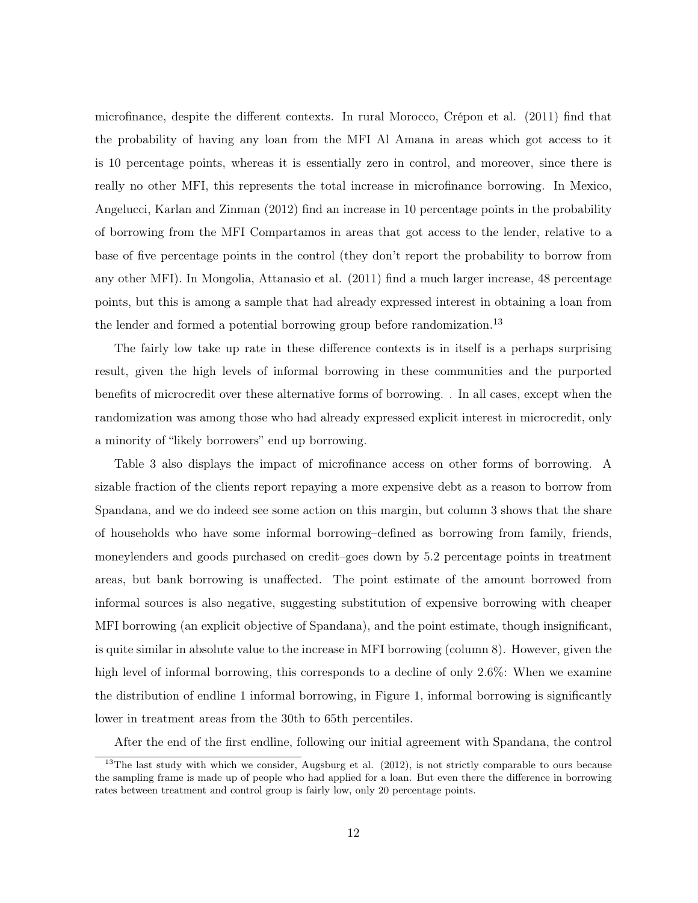microfinance, despite the different contexts. In rural Morocco, Crépon et al. (2011) find that the probability of having any loan from the MFI Al Amana in areas which got access to it is 10 percentage points, whereas it is essentially zero in control, and moreover, since there is really no other MFI, this represents the total increase in microfinance borrowing. In Mexico, Angelucci, Karlan and Zinman (2012) find an increase in 10 percentage points in the probability of borrowing from the MFI Compartamos in areas that got access to the lender, relative to a base of five percentage points in the control (they don't report the probability to borrow from any other MFI). In Mongolia, Attanasio et al. (2011) find a much larger increase, 48 percentage points, but this is among a sample that had already expressed interest in obtaining a loan from the lender and formed a potential borrowing group before randomization.[13]

The fairly low take up rate in these difference contexts is in itself is a perhaps surprising result, given the high levels of informal borrowing in these communities and the purported benefits of microcredit over these alternative forms of borrowing. . In all cases, except when the randomization was among those who had already expressed explicit interest in microcredit, only a minority of "likely borrowers" end up borrowing.

Table 3 also displays the impact of microfinance access on other forms of borrowing. A sizable fraction of the clients report repaying a more expensive debt as a reason to borrow from Spandana, and we do indeed see some action on this margin, but column 3 shows that the share of households who have some informal borrowing–defined as borrowing from family, friends, moneylenders and goods purchased on credit–goes down by 5.2 percentage points in treatment areas, but bank borrowing is unaffected. The point estimate of the amount borrowed from informal sources is also negative, suggesting substitution of expensive borrowing with cheaper MFI borrowing (an explicit objective of Spandana), and the point estimate, though insignificant, is quite similar in absolute value to the increase in MFI borrowing (column 8). However, given the high level of informal borrowing, this corresponds to a decline of only 2.6%: When we examine the distribution of endline 1 informal borrowing, in Figure 1, informal borrowing is significantly lower in treatment areas from the 30th to 65th percentiles.

After the end of the first endline, following our initial agreement with Spandana, the control

[13] The last study with which we consider, Augsburg et al. (2012), is not strictly comparable to ours because the sampling frame is made up of people who had applied for a loan. But even there the difference in borrowing rates between treatment and control group is fairly low, only 20 percentage points.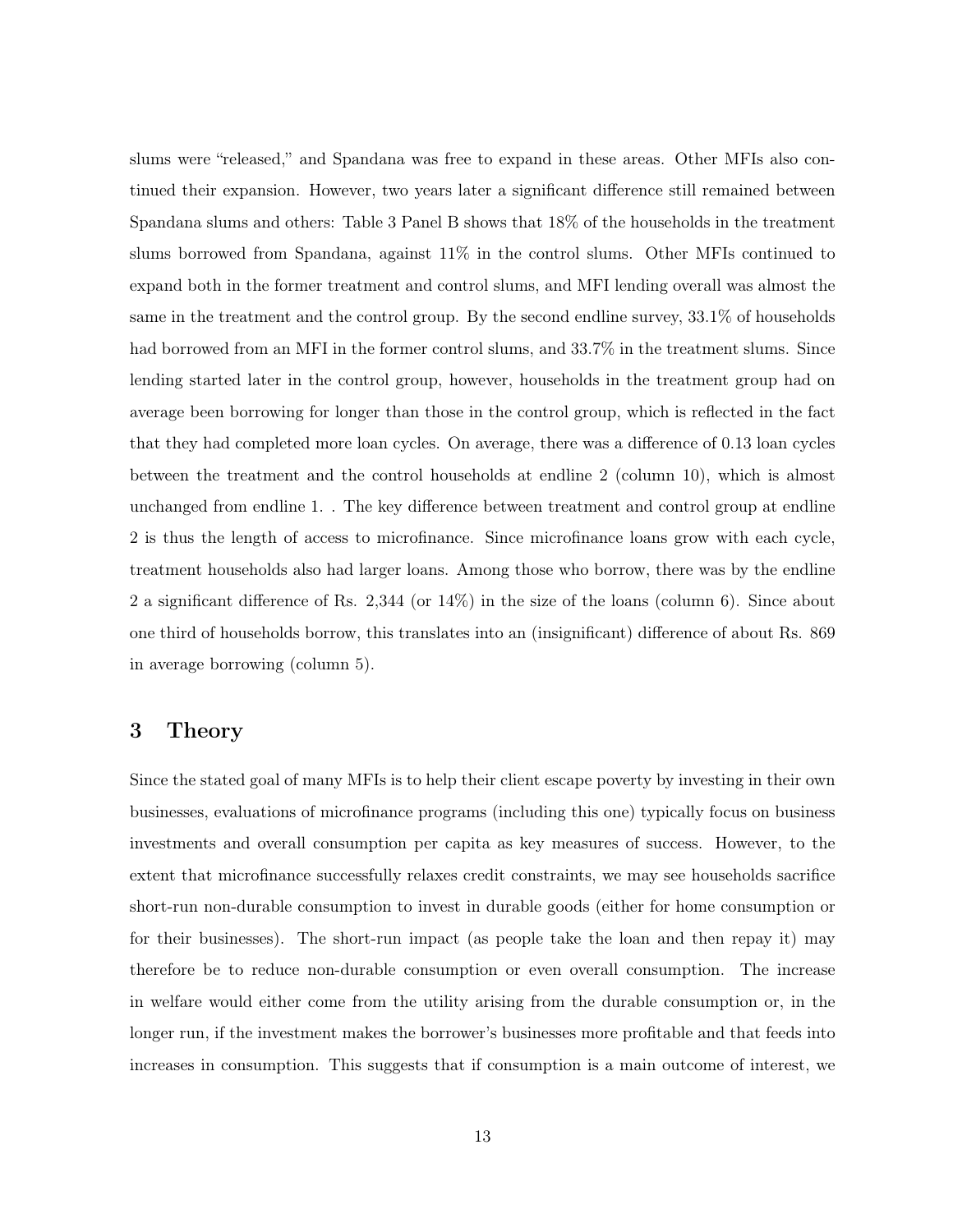slums were "released," and Spandana was free to expand in these areas. Other MFIs also continued their expansion. However, two years later a significant difference still remained between Spandana slums and others: Table 3 Panel B shows that 18% of the households in the treatment slums borrowed from Spandana, against 11% in the control slums. Other MFIs continued to expand both in the former treatment and control slums, and MFI lending overall was almost the same in the treatment and the control group. By the second endline survey, 33.1% of households had borrowed from an MFI in the former control slums, and 33.7% in the treatment slums. Since lending started later in the control group, however, households in the treatment group had on average been borrowing for longer than those in the control group, which is reflected in the fact that they had completed more loan cycles. On average, there was a difference of 0.13 loan cycles between the treatment and the control households at endline 2 (column 10), which is almost unchanged from endline 1. . The key difference between treatment and control group at endline 2 is thus the length of access to microfinance. Since microfinance loans grow with each cycle, treatment households also had larger loans. Among those who borrow, there was by the endline 2 a significant difference of Rs. 2,344 (or 14%) in the size of the loans (column 6). Since about one third of households borrow, this translates into an (insignificant) difference of about Rs. 869 in average borrowing (column 5).

# 3 Theory

Since the stated goal of many MFIs is to help their client escape poverty by investing in their own businesses, evaluations of microfinance programs (including this one) typically focus on business investments and overall consumption per capita as key measures of success. However, to the extent that microfinance successfully relaxes credit constraints, we may see households sacrifice short-run non-durable consumption to invest in durable goods (either for home consumption or for their businesses). The short-run impact (as people take the loan and then repay it) may therefore be to reduce non-durable consumption or even overall consumption. The increase in welfare would either come from the utility arising from the durable consumption or, in the longer run, if the investment makes the borrower's businesses more profitable and that feeds into increases in consumption. This suggests that if consumption is a main outcome of interest, we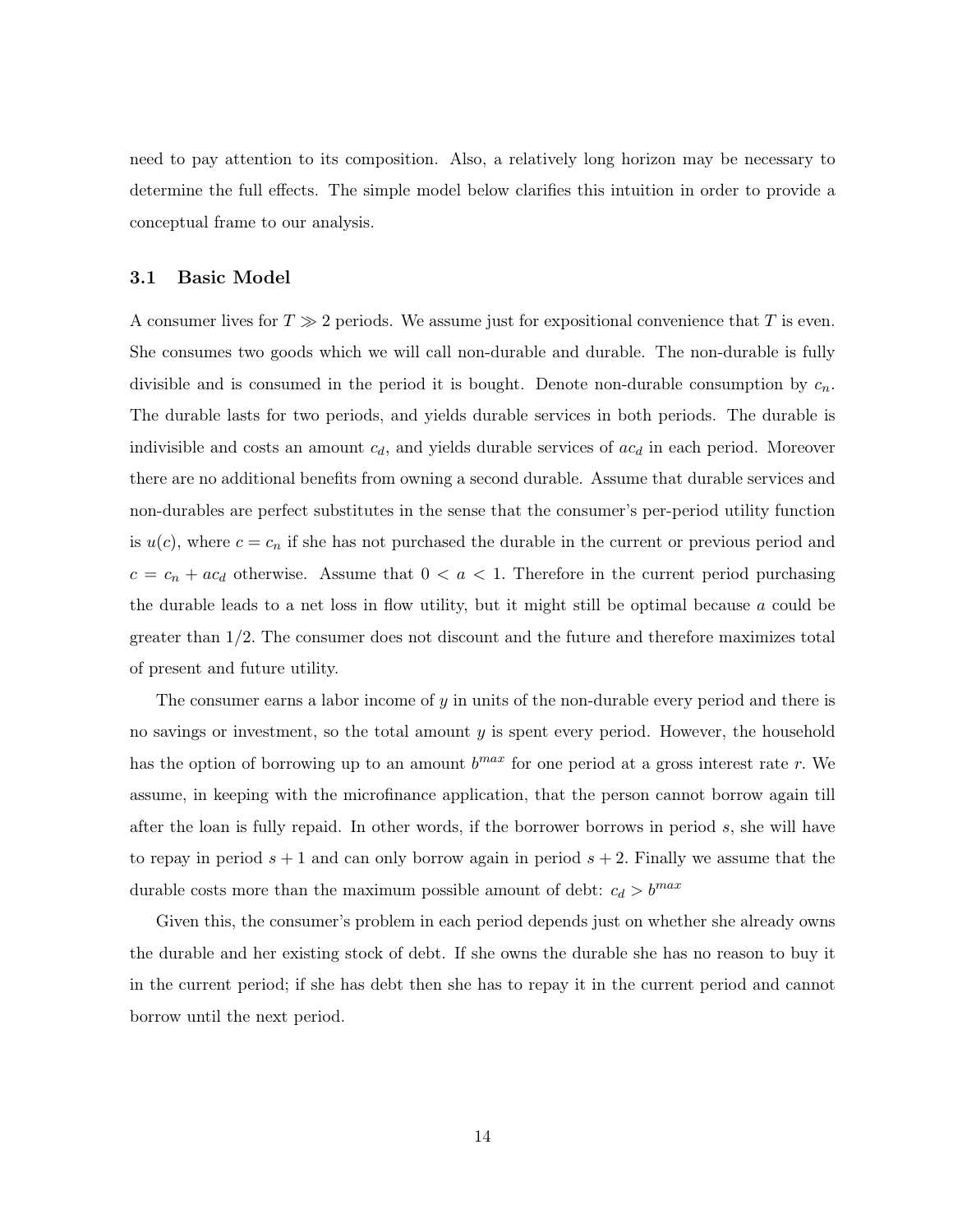need to pay attention to its composition. Also, a relatively long horizon may be necessary to determine the full effects. The simple model below clarifies this intuition in order to provide a conceptual frame to our analysis.

### 3.1 Basic Model

A consumer lives for $T \gg 2$ periods. We assume just for expositional convenience that $T$ is even. She consumes two goods which we will call non-durable and durable. The non-durable is fully divisible and is consumed in the period it is bought. Denote non-durable consumption by $c_n$. The durable lasts for two periods, and yields durable services in both periods. The durable is indivisible and costs an amount $c_d$, and yields durable services of $ac_d$ in each period. Moreover there are no additional benefits from owning a second durable. Assume that durable services and non-durables are perfect substitutes in the sense that the consumer's per-period utility function is $u(c)$, where $c = c_n$ if she has not purchased the durable in the current or previous period and $c = c_n + ac_d$ otherwise. Assume that $0 < a < 1$. Therefore in the current period purchasing the durable leads to a net loss in flow utility, but it might still be optimal because $a$ could be greater than 1/2. The consumer does not discount and the future and therefore maximizes total of present and future utility.

The consumer earns a labor income of $y$ in units of the non-durable every period and there is no savings or investment, so the total amount $y$ is spent every period. However, the household has the option of borrowing up to an amount $b^{max}$ for one period at a gross interest rate $r$. We assume, in keeping with the microfinance application, that the person cannot borrow again till after the loan is fully repaid. In other words, if the borrower borrows in period $s$, she will have to repay in period $s+1$ and can only borrow again in period $s+2$. Finally we assume that the durable costs more than the maximum possible amount of debt: $c_d > b^{max}$

Given this, the consumer's problem in each period depends just on whether she already owns the durable and her existing stock of debt. If she owns the durable she has no reason to buy it in the current period; if she has debt then she has to repay it in the current period and cannot borrow until the next period.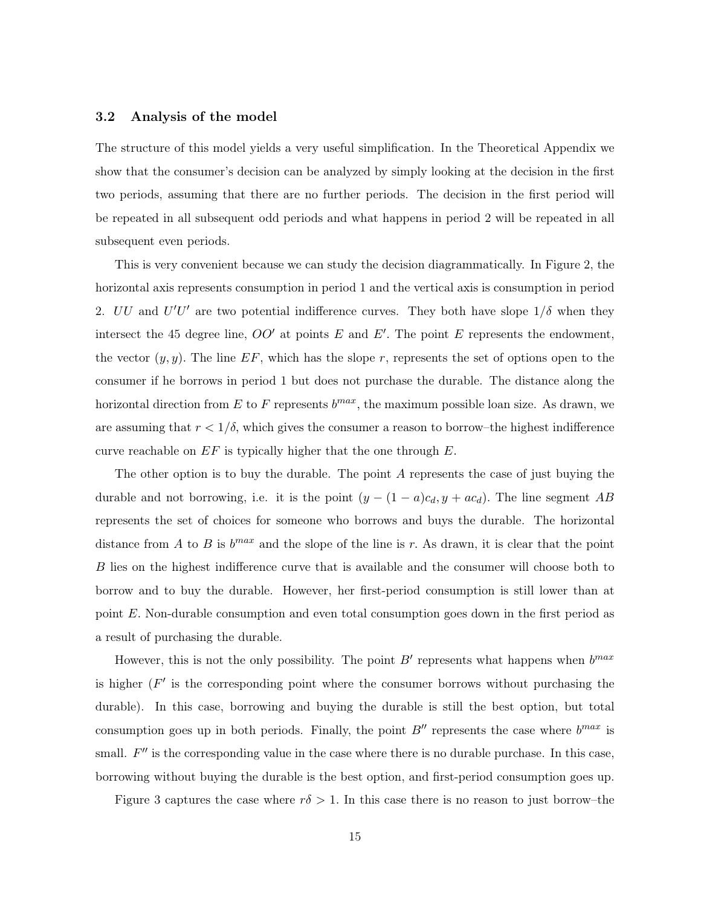### 3.2 Analysis of the model

The structure of this model yields a very useful simplification. In the Theoretical Appendix we show that the consumer's decision can be analyzed by simply looking at the decision in the first two periods, assuming that there are no further periods. The decision in the first period will be repeated in all subsequent odd periods and what happens in period 2 will be repeated in all subsequent even periods.

This is very convenient because we can study the decision diagrammatically. In Figure 2, the horizontal axis represents consumption in period 1 and the vertical axis is consumption in period 2. $UU$ and $U'U'$ are two potential indifference curves. They both have slope $1/\delta$ when they intersect the 45 degree line, $OO'$ at points $E$ and $E'$. The point $E$ represents the endowment, the vector $(y, y)$. The line $EF$, which has the slope $r$, represents the set of options open to the consumer if he borrows in period 1 but does not purchase the durable. The distance along the horizontal direction from $E$ to $F$ represents $b^{max}$, the maximum possible loan size. As drawn, we are assuming that $r < 1/\delta$, which gives the consumer a reason to borrow–the highest indifference curve reachable on $EF$ is typically higher that the one through $E$.

The other option is to buy the durable. The point $A$ represents the case of just buying the durable and not borrowing, i.e. it is the point $(y - (1 - a)c_d, y + ac_d)$. The line segment $AB$ represents the set of choices for someone who borrows and buys the durable. The horizontal distance from $A$ to $B$ is $b^{max}$ and the slope of the line is $r$. As drawn, it is clear that the point $B$ lies on the highest indifference curve that is available and the consumer will choose both to borrow and to buy the durable. However, her first-period consumption is still lower than at point $E$. Non-durable consumption and even total consumption goes down in the first period as a result of purchasing the durable.

However, this is not the only possibility. The point $B'$ represents what happens when $b^{max}$ is higher ($F'$ is the corresponding point where the consumer borrows without purchasing the durable). In this case, borrowing and buying the durable is still the best option, but total consumption goes up in both periods. Finally, the point $B''$ represents the case where $b^{max}$ is small. $F''$ is the corresponding value in the case where there is no durable purchase. In this case, borrowing without buying the durable is the best option, and first-period consumption goes up.

Figure 3 captures the case where $r\delta > 1$. In this case there is no reason to just borrow–the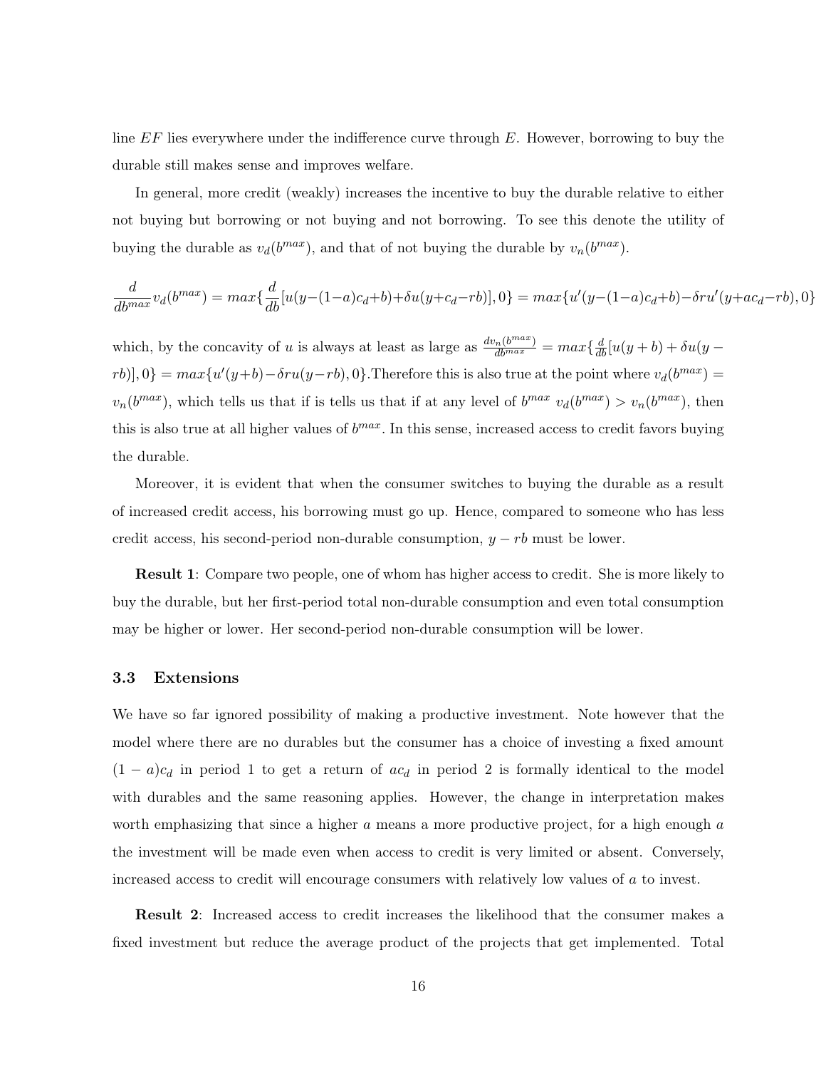line $EF$ lies everywhere under the indifference curve through $E$. However, borrowing to buy the durable still makes sense and improves welfare.

In general, more credit (weakly) increases the incentive to buy the durable relative to either not buying but borrowing or not buying and not borrowing. To see this denote the utility of buying the durable as $v_d(b^{max})$, and that of not buying the durable by $v_n(b^{max})$.

$$\frac{d}{db^{max}}v_d(b^{max}) = max\{\frac{d}{db}[u(y-(1-a)c_d+b)+\delta u(y+c_d-rb)], 0\} = max\{u'(y-(1-a)c_d+b)-\delta r u'(y+ac_d-rb), 0\}$$

which, by the concavity of $u$ is always at least as large as $\frac{dv_n(b^{max})}{db^{max}} = max\{\frac{d}{db}[u(y+b)+\delta u(y-rb)], 0\} = max\{u'(y+b)-\delta r u(y-rb), 0\}$.Therefore this is also true at the point where $v_d(b^{max}) = v_n(b^{max})$, which tells us that if is tells us that if at any level of $b^{max}$ $v_d(b^{max}) > v_n(b^{max})$, then this is also true at all higher values of $b^{max}$. In this sense, increased access to credit favors buying the durable.

Moreover, it is evident that when the consumer switches to buying the durable as a result of increased credit access, his borrowing must go up. Hence, compared to someone who has less credit access, his second-period non-durable consumption, $y - rb$ must be lower.

**Result 1**: Compare two people, one of whom has higher access to credit. She is more likely to buy the durable, but her first-period total non-durable consumption and even total consumption may be higher or lower. Her second-period non-durable consumption will be lower.

### 3.3 Extensions

We have so far ignored possibility of making a productive investment. Note however that the model where there are no durables but the consumer has a choice of investing a fixed amount $(1-a)c_d$ in period 1 to get a return of $ac_d$ in period 2 is formally identical to the model with durables and the same reasoning applies. However, the change in interpretation makes worth emphasizing that since a higher $a$ means a more productive project, for a high enough $a$ the investment will be made even when access to credit is very limited or absent. Conversely, increased access to credit will encourage consumers with relatively low values of $a$ to invest.

**Result 2**: Increased access to credit increases the likelihood that the consumer makes a fixed investment but reduce the average product of the projects that get implemented. Total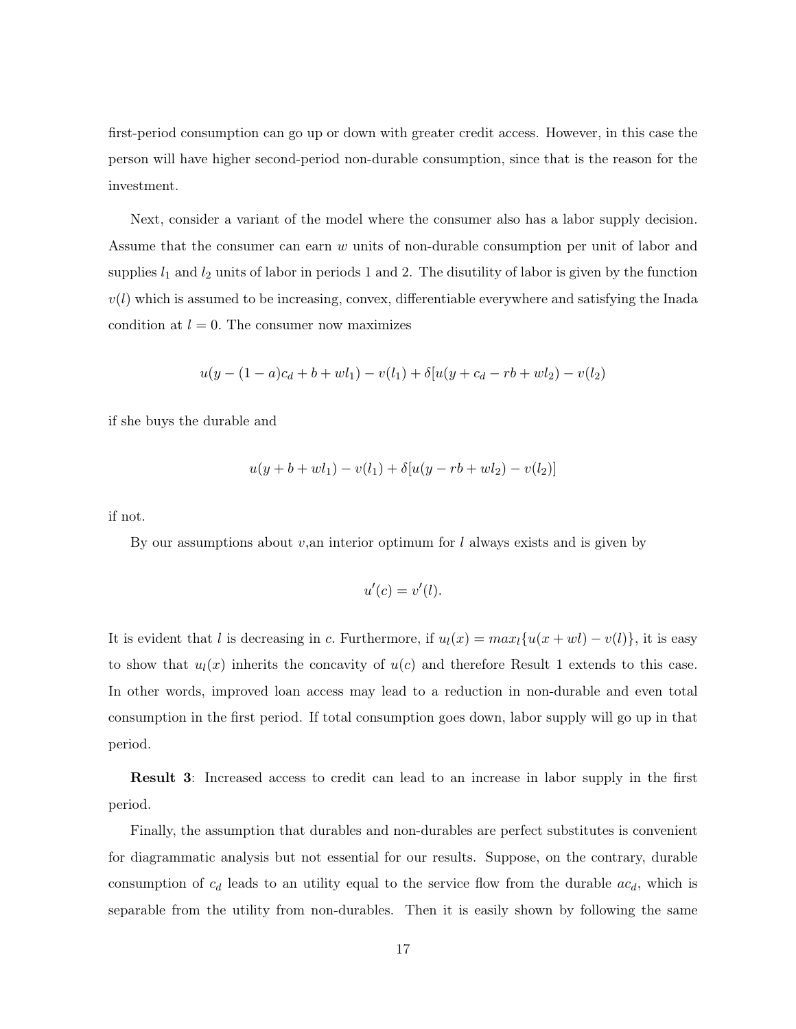first-period consumption can go up or down with greater credit access. However, in this case the person will have higher second-period non-durable consumption, since that is the reason for the investment.

Next, consider a variant of the model where the consumer also has a labor supply decision. Assume that the consumer can earn $w$ units of non-durable consumption per unit of labor and supplies $l_1$ and $l_2$ units of labor in periods 1 and 2. The disutility of labor is given by the function $v(l)$ which is assumed to be increasing, convex, differentiable everywhere and satisfying the Inada condition at $l = 0$. The consumer now maximizes

$$u(y - (1-a)c_d + b + wl_1) - v(l_1) + \delta[u(y + c_d - rb + wl_2) - v(l_2)$$

if she buys the durable and

$$u(y + b + wl_1) - v(l_1) + \delta[u(y - rb + wl_2) - v(l_2)]$$

if not.

By our assumptions about $v$,an interior optimum for $l$ always exists and is given by

$$u'(c) = v'(l).$$

It is evident that $l$ is decreasing in $c$. Furthermore, if $u_l(x) = max_l\{u(x + wl) - v(l)\}$, it is easy to show that $u_l(x)$ inherits the concavity of $u(c)$ and therefore Result 1 extends to this case. In other words, improved loan access may lead to a reduction in non-durable and even total consumption in the first period. If total consumption goes down, labor supply will go up in that period.

**Result 3**: Increased access to credit can lead to an increase in labor supply in the first period.

Finally, the assumption that durables and non-durables are perfect substitutes is convenient for diagrammatic analysis but not essential for our results. Suppose, on the contrary, durable consumption of $c_d$ leads to an utility equal to the service flow from the durable $ac_d$, which is separable from the utility from non-durables. Then it is easily shown by following the same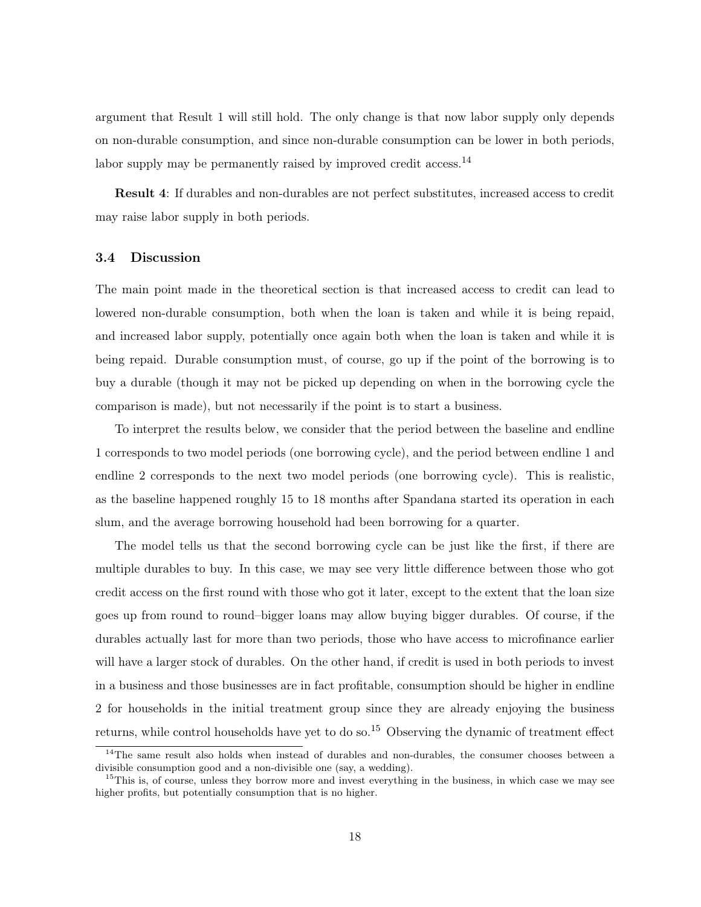argument that Result 1 will still hold. The only change is that now labor supply only depends on non-durable consumption, and since non-durable consumption can be lower in both periods, labor supply may be permanently raised by improved credit access.[14]

**Result 4**: If durables and non-durables are not perfect substitutes, increased access to credit may raise labor supply in both periods.

### 3.4 Discussion

The main point made in the theoretical section is that increased access to credit can lead to lowered non-durable consumption, both when the loan is taken and while it is being repaid, and increased labor supply, potentially once again both when the loan is taken and while it is being repaid. Durable consumption must, of course, go up if the point of the borrowing is to buy a durable (though it may not be picked up depending on when in the borrowing cycle the comparison is made), but not necessarily if the point is to start a business.

To interpret the results below, we consider that the period between the baseline and endline 1 corresponds to two model periods (one borrowing cycle), and the period between endline 1 and endline 2 corresponds to the next two model periods (one borrowing cycle). This is realistic, as the baseline happened roughly 15 to 18 months after Spandana started its operation in each slum, and the average borrowing household had been borrowing for a quarter.

The model tells us that the second borrowing cycle can be just like the first, if there are multiple durables to buy. In this case, we may see very little difference between those who got credit access on the first round with those who got it later, except to the extent that the loan size goes up from round to round–bigger loans may allow buying bigger durables. Of course, if the durables actually last for more than two periods, those who have access to microfinance earlier will have a larger stock of durables. On the other hand, if credit is used in both periods to invest in a business and those businesses are in fact profitable, consumption should be higher in endline 2 for households in the initial treatment group since they are already enjoying the business returns, while control households have yet to do so.[15] Observing the dynamic of treatment effect

[14] The same result also holds when instead of durables and non-durables, the consumer chooses between a divisible consumption good and a non-divisible one (say, a wedding).

[15] This is, of course, unless they borrow more and invest everything in the business, in which case we may see higher profits, but potentially consumption that is no higher.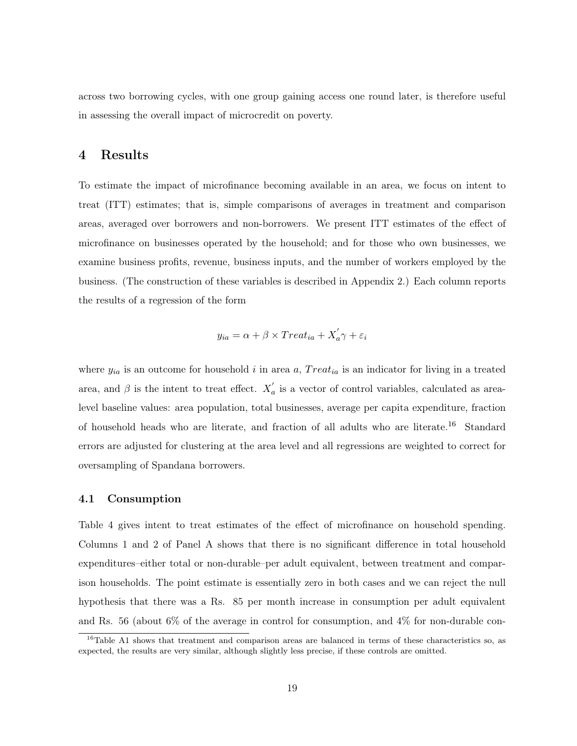across two borrowing cycles, with one group gaining access one round later, is therefore useful in assessing the overall impact of microcredit on poverty.

# 4 Results

To estimate the impact of microfinance becoming available in an area, we focus on intent to treat (ITT) estimates; that is, simple comparisons of averages in treatment and comparison areas, averaged over borrowers and non-borrowers. We present ITT estimates of the effect of microfinance on businesses operated by the household; and for those who own businesses, we examine business profits, revenue, business inputs, and the number of workers employed by the business. (The construction of these variables is described in Appendix 2.) Each column reports the results of a regression of the form

$$y_{ia} = \alpha + \beta \times Treat_{ia} + X_a^{'}\gamma + \varepsilon_i$$

where $y_{ia}$ is an outcome for household $i$ in area $a$, $Treat_{ia}$ is an indicator for living in a treated area, and $\beta$ is the intent to treat effect. $X_a^{'}$ is a vector of control variables, calculated as area-level baseline values: area population, total businesses, average per capita expenditure, fraction of household heads who are literate, and fraction of all adults who are literate.[16] Standard errors are adjusted for clustering at the area level and all regressions are weighted to correct for oversampling of Spandana borrowers.

## 4.1 Consumption

Table 4 gives intent to treat estimates of the effect of microfinance on household spending. Columns 1 and 2 of Panel A shows that there is no significant difference in total household expenditures–either total or non-durable–per adult equivalent, between treatment and comparison households. The point estimate is essentially zero in both cases and we can reject the null hypothesis that there was a Rs. 85 per month increase in consumption per adult equivalent and Rs. 56 (about 6% of the average in control for consumption, and 4% for non-durable con-

[16] Table A1 shows that treatment and comparison areas are balanced in terms of these characteristics so, as expected, the results are very similar, although slightly less precise, if these controls are omitted.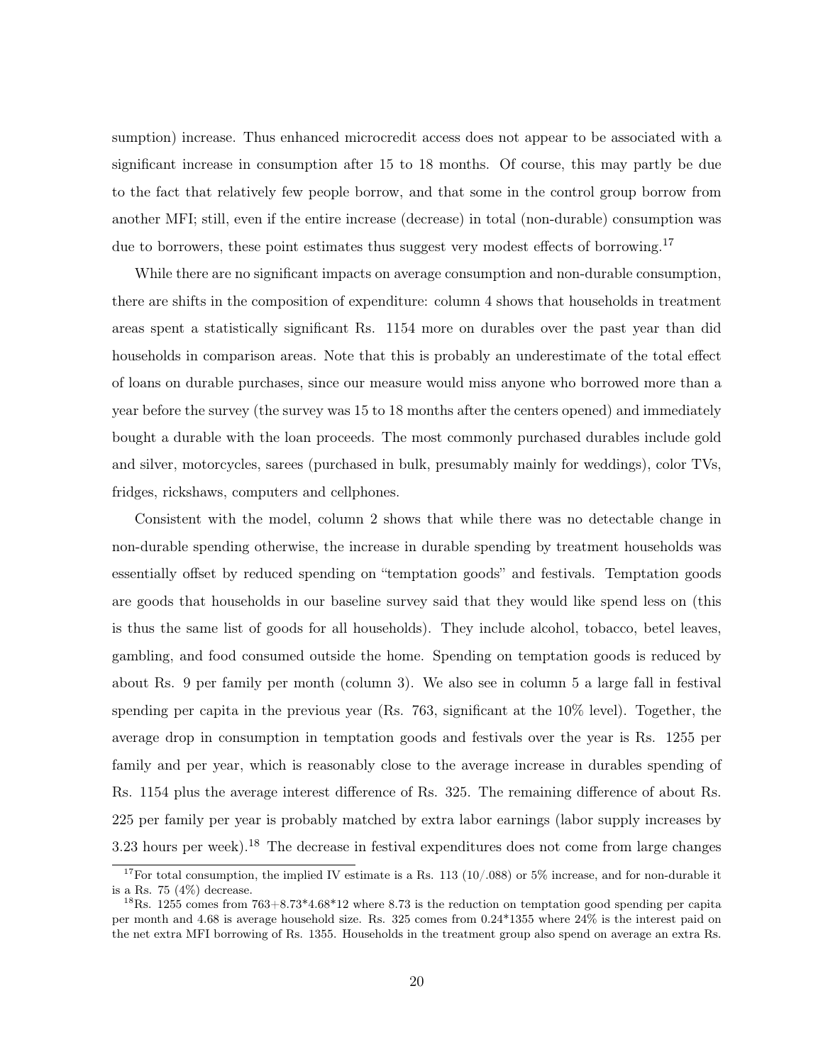sumption) increase. Thus enhanced microcredit access does not appear to be associated with a significant increase in consumption after 15 to 18 months. Of course, this may partly be due to the fact that relatively few people borrow, and that some in the control group borrow from another MFI; still, even if the entire increase (decrease) in total (non-durable) consumption was due to borrowers, these point estimates thus suggest very modest effects of borrowing.[17]

While there are no significant impacts on average consumption and non-durable consumption, there are shifts in the composition of expenditure: column 4 shows that households in treatment areas spent a statistically significant Rs. 1154 more on durables over the past year than did households in comparison areas. Note that this is probably an underestimate of the total effect of loans on durable purchases, since our measure would miss anyone who borrowed more than a year before the survey (the survey was 15 to 18 months after the centers opened) and immediately bought a durable with the loan proceeds. The most commonly purchased durables include gold and silver, motorcycles, sarees (purchased in bulk, presumably mainly for weddings), color TVs, fridges, rickshaws, computers and cellphones.

Consistent with the model, column 2 shows that while there was no detectable change in non-durable spending otherwise, the increase in durable spending by treatment households was essentially offset by reduced spending on "temptation goods" and festivals. Temptation goods are goods that households in our baseline survey said that they would like spend less on (this is thus the same list of goods for all households). They include alcohol, tobacco, betel leaves, gambling, and food consumed outside the home. Spending on temptation goods is reduced by about Rs. 9 per family per month (column 3). We also see in column 5 a large fall in festival spending per capita in the previous year (Rs. 763, significant at the 10% level). Together, the average drop in consumption in temptation goods and festivals over the year is Rs. 1255 per family and per year, which is reasonably close to the average increase in durables spending of Rs. 1154 plus the average interest difference of Rs. 325. The remaining difference of about Rs. 225 per family per year is probably matched by extra labor earnings (labor supply increases by 3.23 hours per week).[18] The decrease in festival expenditures does not come from large changes

[17] For total consumption, the implied IV estimate is a Rs. 113 (10/.088) or 5% increase, and for non-durable it is a Rs. 75 (4%) decrease.

[18] Rs. 1255 comes from 763+8.73*4.68*12 where 8.73 is the reduction on temptation good spending per capita per month and 4.68 is average household size. Rs. 325 comes from 0.24*1355 where 24% is the interest paid on the net extra MFI borrowing of Rs. 1355. Households in the treatment group also spend on average an extra Rs.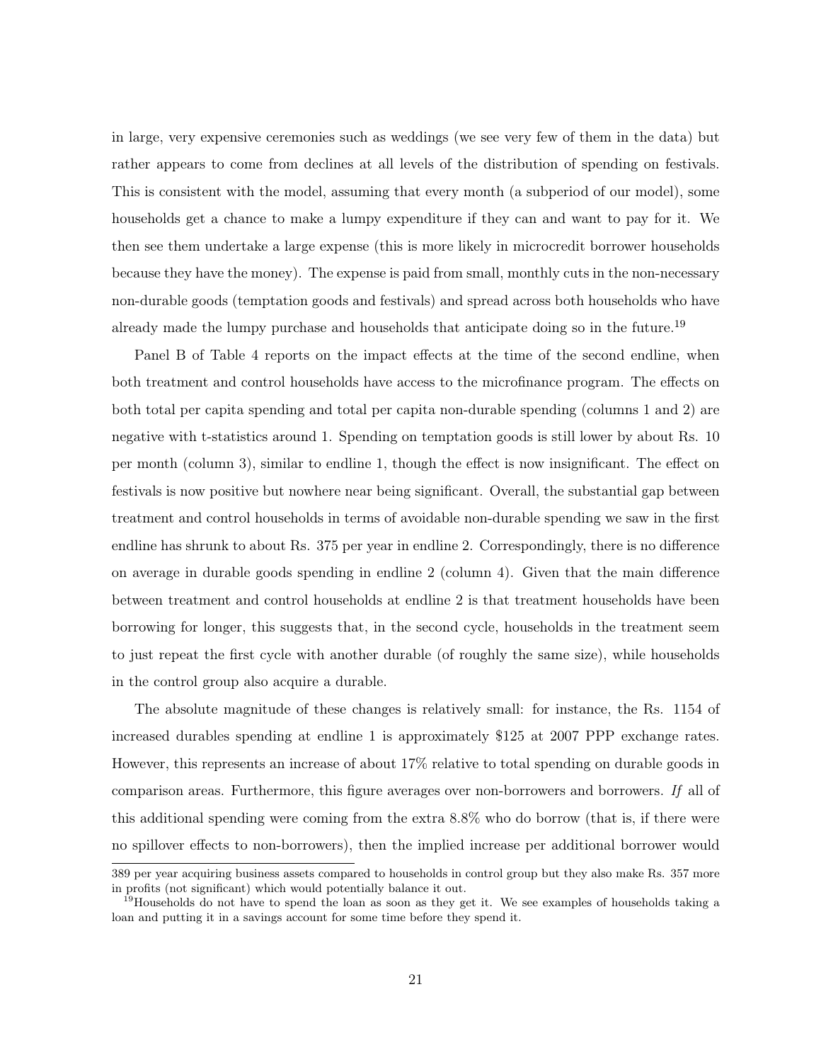in large, very expensive ceremonies such as weddings (we see very few of them in the data) but rather appears to come from declines at all levels of the distribution of spending on festivals. This is consistent with the model, assuming that every month (a subperiod of our model), some households get a chance to make a lumpy expenditure if they can and want to pay for it. We then see them undertake a large expense (this is more likely in microcredit borrower households because they have the money). The expense is paid from small, monthly cuts in the non-necessary non-durable goods (temptation goods and festivals) and spread across both households who have already made the lumpy purchase and households that anticipate doing so in the future.[19]

Panel B of Table 4 reports on the impact effects at the time of the second endline, when both treatment and control households have access to the microfinance program. The effects on both total per capita spending and total per capita non-durable spending (columns 1 and 2) are negative with t-statistics around 1. Spending on temptation goods is still lower by about Rs. 10 per month (column 3), similar to endline 1, though the effect is now insignificant. The effect on festivals is now positive but nowhere near being significant. Overall, the substantial gap between treatment and control households in terms of avoidable non-durable spending we saw in the first endline has shrunk to about Rs. 375 per year in endline 2. Correspondingly, there is no difference on average in durable goods spending in endline 2 (column 4). Given that the main difference between treatment and control households at endline 2 is that treatment households have been borrowing for longer, this suggests that, in the second cycle, households in the treatment seem to just repeat the first cycle with another durable (of roughly the same size), while households in the control group also acquire a durable.

The absolute magnitude of these changes is relatively small: for instance, the Rs. 1154 of increased durables spending at endline 1 is approximately \$125 at 2007 PPP exchange rates. However, this represents an increase of about 17% relative to total spending on durable goods in comparison areas. Furthermore, this figure averages over non-borrowers and borrowers. *If* all of this additional spending were coming from the extra 8.8% who do borrow (that is, if there were no spillover effects to non-borrowers), then the implied increase per additional borrower would

389 per year acquiring business assets compared to households in control group but they also make Rs. 357 more in profits (not significant) which would potentially balance it out.

[19]Households do not have to spend the loan as soon as they get it. We see examples of households taking a loan and putting it in a savings account for some time before they spend it.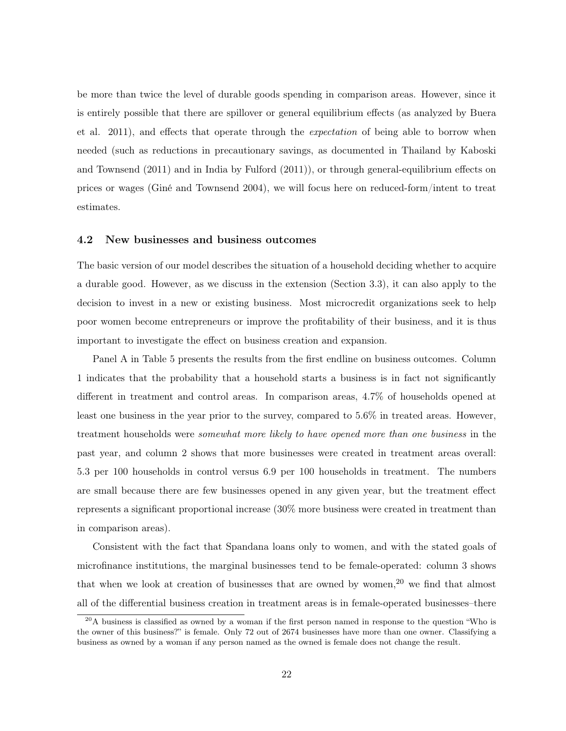be more than twice the level of durable goods spending in comparison areas. However, since it is entirely possible that there are spillover or general equilibrium effects (as analyzed by Buera et al. 2011), and effects that operate through the *expectation* of being able to borrow when needed (such as reductions in precautionary savings, as documented in Thailand by Kaboski and Townsend (2011) and in India by Fulford (2011)), or through general-equilibrium effects on prices or wages (Giné and Townsend 2004), we will focus here on reduced-form/intent to treat estimates.

### 4.2 New businesses and business outcomes

The basic version of our model describes the situation of a household deciding whether to acquire a durable good. However, as we discuss in the extension (Section 3.3), it can also apply to the decision to invest in a new or existing business. Most microcredit organizations seek to help poor women become entrepreneurs or improve the profitability of their business, and it is thus important to investigate the effect on business creation and expansion.

Panel A in Table 5 presents the results from the first endline on business outcomes. Column 1 indicates that the probability that a household starts a business is in fact not significantly different in treatment and control areas. In comparison areas, 4.7% of households opened at least one business in the year prior to the survey, compared to 5.6% in treated areas. However, treatment households were *somewhat more likely to have opened more than one business* in the past year, and column 2 shows that more businesses were created in treatment areas overall: 5.3 per 100 households in control versus 6.9 per 100 households in treatment. The numbers are small because there are few businesses opened in any given year, but the treatment effect represents a significant proportional increase (30% more business were created in treatment than in comparison areas).

Consistent with the fact that Spandana loans only to women, and with the stated goals of microfinance institutions, the marginal businesses tend to be female-operated: column 3 shows that when we look at creation of businesses that are owned by women,[20] we find that almost all of the differential business creation in treatment areas is in female-operated businesses–there

[20] A business is classified as owned by a woman if the first person named in response to the question "Who is the owner of this business?" is female. Only 72 out of 2674 businesses have more than one owner. Classifying a business as owned by a woman if any person named as the owned is female does not change the result.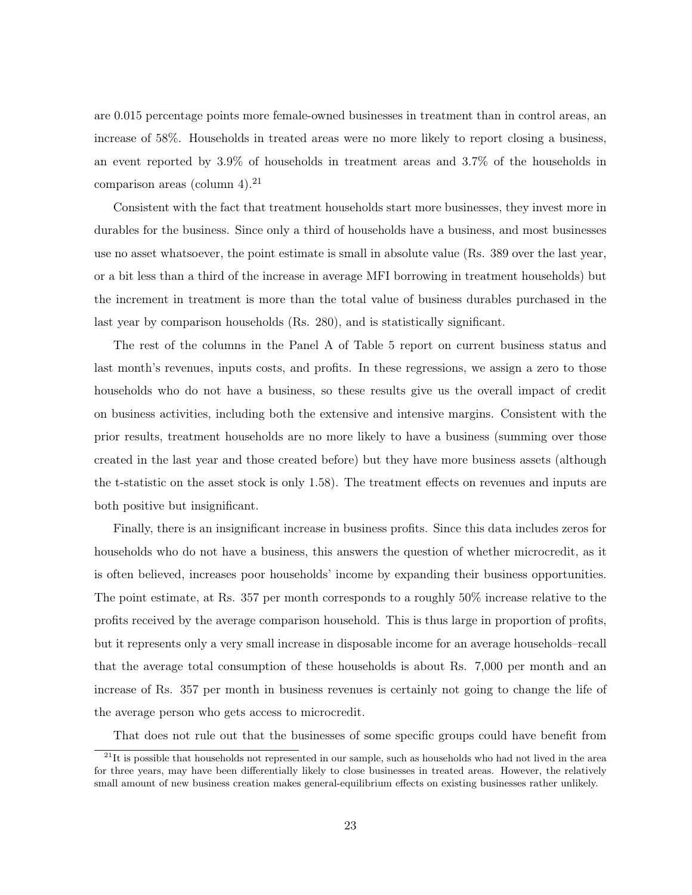are 0.015 percentage points more female-owned businesses in treatment than in control areas, an increase of 58%. Households in treated areas were no more likely to report closing a business, an event reported by 3.9% of households in treatment areas and 3.7% of the households in comparison areas (column 4).[21]

Consistent with the fact that treatment households start more businesses, they invest more in durables for the business. Since only a third of households have a business, and most businesses use no asset whatsoever, the point estimate is small in absolute value (Rs. 389 over the last year, or a bit less than a third of the increase in average MFI borrowing in treatment households) but the increment in treatment is more than the total value of business durables purchased in the last year by comparison households (Rs. 280), and is statistically significant.

The rest of the columns in the Panel A of Table 5 report on current business status and last month's revenues, inputs costs, and profits. In these regressions, we assign a zero to those households who do not have a business, so these results give us the overall impact of credit on business activities, including both the extensive and intensive margins. Consistent with the prior results, treatment households are no more likely to have a business (summing over those created in the last year and those created before) but they have more business assets (although the t-statistic on the asset stock is only 1.58). The treatment effects on revenues and inputs are both positive but insignificant.

Finally, there is an insignificant increase in business profits. Since this data includes zeros for households who do not have a business, this answers the question of whether microcredit, as it is often believed, increases poor households' income by expanding their business opportunities. The point estimate, at Rs. 357 per month corresponds to a roughly 50% increase relative to the profits received by the average comparison household. This is thus large in proportion of profits, but it represents only a very small increase in disposable income for an average households–recall that the average total consumption of these households is about Rs. 7,000 per month and an increase of Rs. 357 per month in business revenues is certainly not going to change the life of the average person who gets access to microcredit.

That does not rule out that the businesses of some specific groups could have benefit from

[21] It is possible that households not represented in our sample, such as households who had not lived in the area for three years, may have been differentially likely to close businesses in treated areas. However, the relatively small amount of new business creation makes general-equilibrium effects on existing businesses rather unlikely.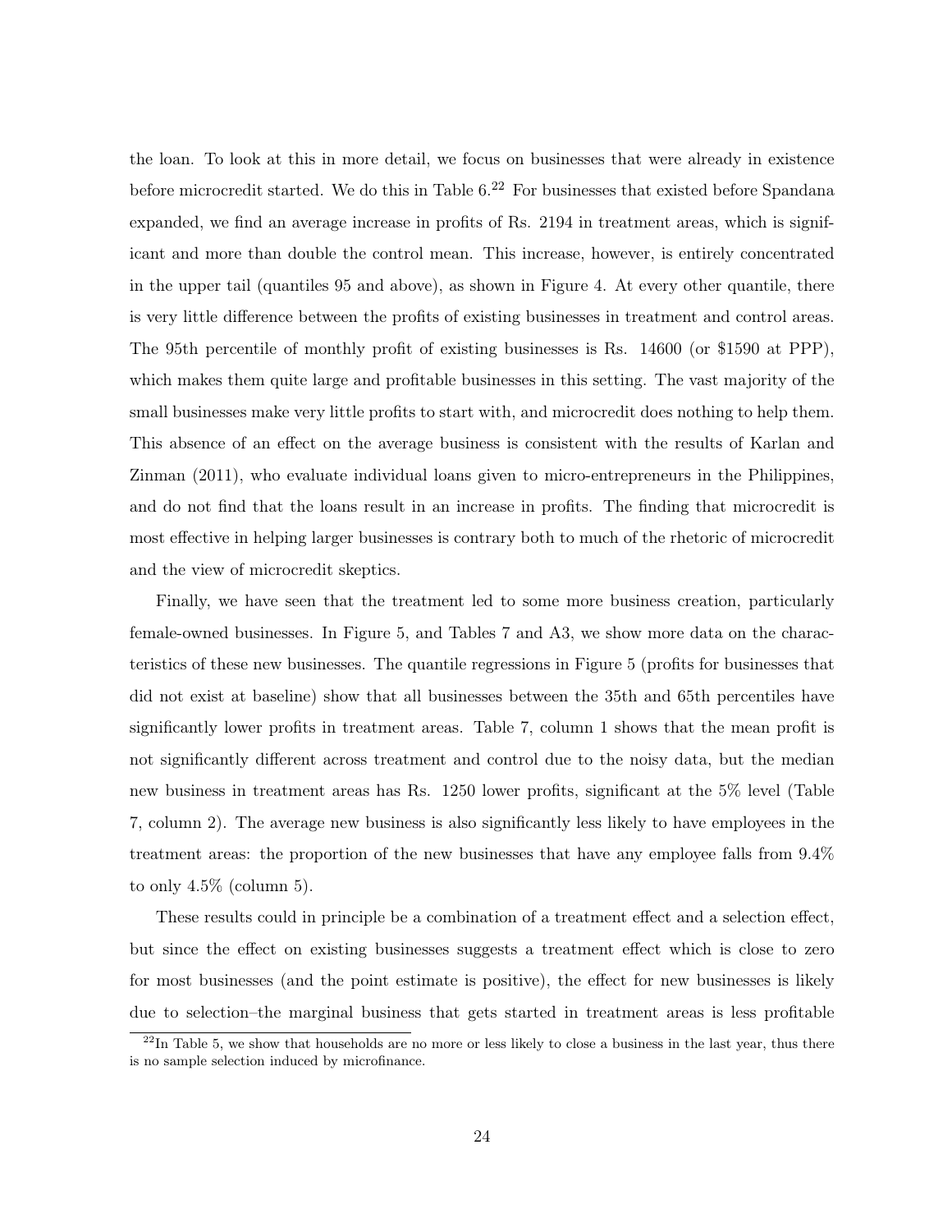the loan. To look at this in more detail, we focus on businesses that were already in existence before microcredit started. We do this in Table 6.[22] For businesses that existed before Spandana expanded, we find an average increase in profits of Rs. 2194 in treatment areas, which is significant and more than double the control mean. This increase, however, is entirely concentrated in the upper tail (quantiles 95 and above), as shown in Figure 4. At every other quantile, there is very little difference between the profits of existing businesses in treatment and control areas. The 95th percentile of monthly profit of existing businesses is Rs. 14600 (or $1590 at PPP), which makes them quite large and profitable businesses in this setting. The vast majority of the small businesses make very little profits to start with, and microcredit does nothing to help them. This absence of an effect on the average business is consistent with the results of Karlan and Zinman (2011), who evaluate individual loans given to micro-entrepreneurs in the Philippines, and do not find that the loans result in an increase in profits. The finding that microcredit is most effective in helping larger businesses is contrary both to much of the rhetoric of microcredit and the view of microcredit skeptics.

Finally, we have seen that the treatment led to some more business creation, particularly female-owned businesses. In Figure 5, and Tables 7 and A3, we show more data on the characteristics of these new businesses. The quantile regressions in Figure 5 (profits for businesses that did not exist at baseline) show that all businesses between the 35th and 65th percentiles have significantly lower profits in treatment areas. Table 7, column 1 shows that the mean profit is not significantly different across treatment and control due to the noisy data, but the median new business in treatment areas has Rs. 1250 lower profits, significant at the 5% level (Table 7, column 2). The average new business is also significantly less likely to have employees in the treatment areas: the proportion of the new businesses that have any employee falls from 9.4% to only 4.5% (column 5).

These results could in principle be a combination of a treatment effect and a selection effect, but since the effect on existing businesses suggests a treatment effect which is close to zero for most businesses (and the point estimate is positive), the effect for new businesses is likely due to selection–the marginal business that gets started in treatment areas is less profitable

[22] In Table 5, we show that households are no more or less likely to close a business in the last year, thus there is no sample selection induced by microfinance.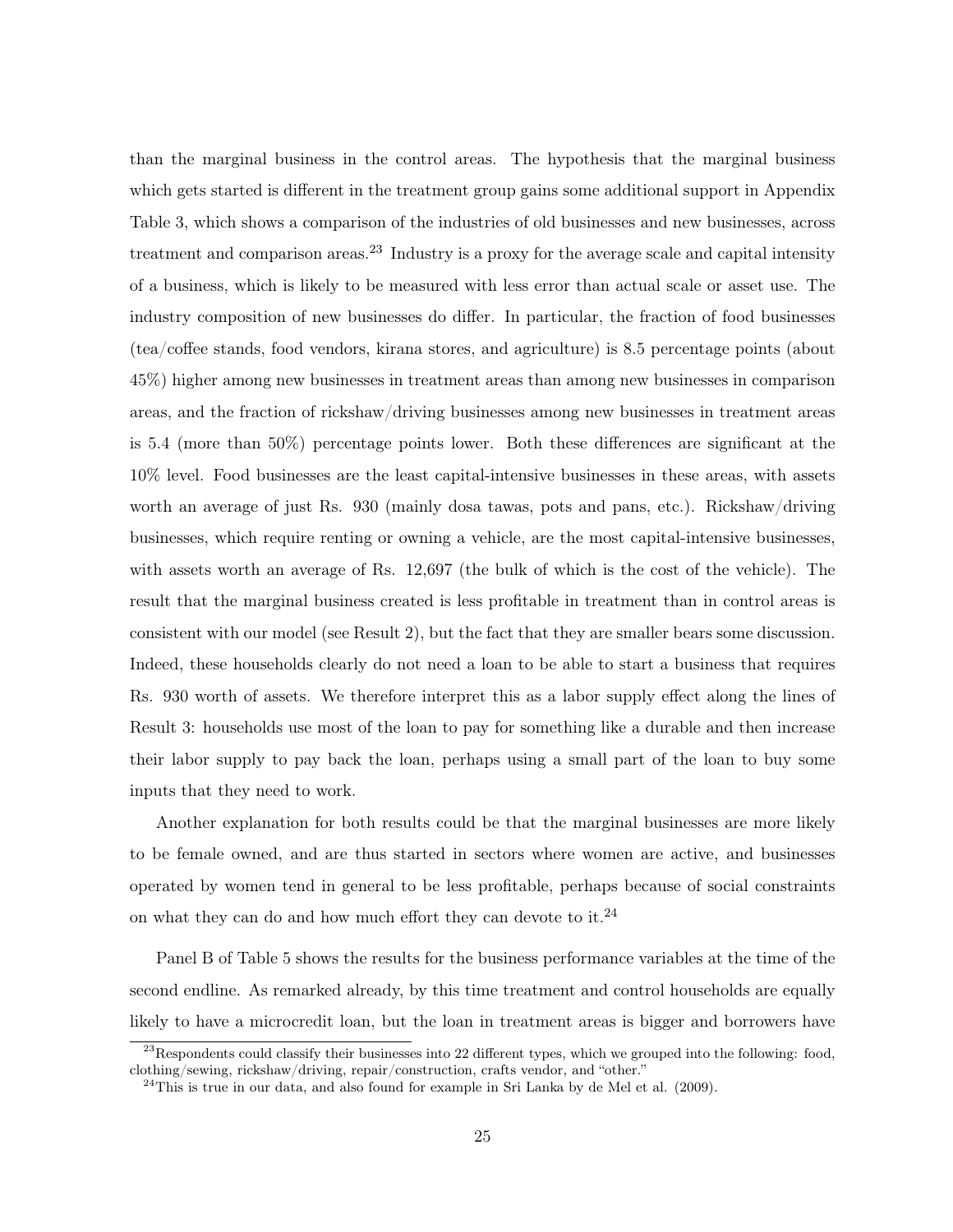than the marginal business in the control areas. The hypothesis that the marginal business which gets started is different in the treatment group gains some additional support in Appendix Table 3, which shows a comparison of the industries of old businesses and new businesses, across treatment and comparison areas.[23] Industry is a proxy for the average scale and capital intensity of a business, which is likely to be measured with less error than actual scale or asset use. The industry composition of new businesses do differ. In particular, the fraction of food businesses (tea/coffee stands, food vendors, kirana stores, and agriculture) is 8.5 percentage points (about 45%) higher among new businesses in treatment areas than among new businesses in comparison areas, and the fraction of rickshaw/driving businesses among new businesses in treatment areas is 5.4 (more than 50%) percentage points lower. Both these differences are significant at the 10% level. Food businesses are the least capital-intensive businesses in these areas, with assets worth an average of just Rs. 930 (mainly dosa tawas, pots and pans, etc.). Rickshaw/driving businesses, which require renting or owning a vehicle, are the most capital-intensive businesses, with assets worth an average of Rs. 12,697 (the bulk of which is the cost of the vehicle). The result that the marginal business created is less profitable in treatment than in control areas is consistent with our model (see Result 2), but the fact that they are smaller bears some discussion. Indeed, these households clearly do not need a loan to be able to start a business that requires Rs. 930 worth of assets. We therefore interpret this as a labor supply effect along the lines of Result 3: households use most of the loan to pay for something like a durable and then increase their labor supply to pay back the loan, perhaps using a small part of the loan to buy some inputs that they need to work.

Another explanation for both results could be that the marginal businesses are more likely to be female owned, and are thus started in sectors where women are active, and businesses operated by women tend in general to be less profitable, perhaps because of social constraints on what they can do and how much effort they can devote to it.[24]

Panel B of Table 5 shows the results for the business performance variables at the time of the second endline. As remarked already, by this time treatment and control households are equally likely to have a microcredit loan, but the loan in treatment areas is bigger and borrowers have

[23] Respondents could classify their businesses into 22 different types, which we grouped into the following: food, clothing/sewing, rickshaw/driving, repair/construction, crafts vendor, and "other."

[24] This is true in our data, and also found for example in Sri Lanka by de Mel et al. (2009).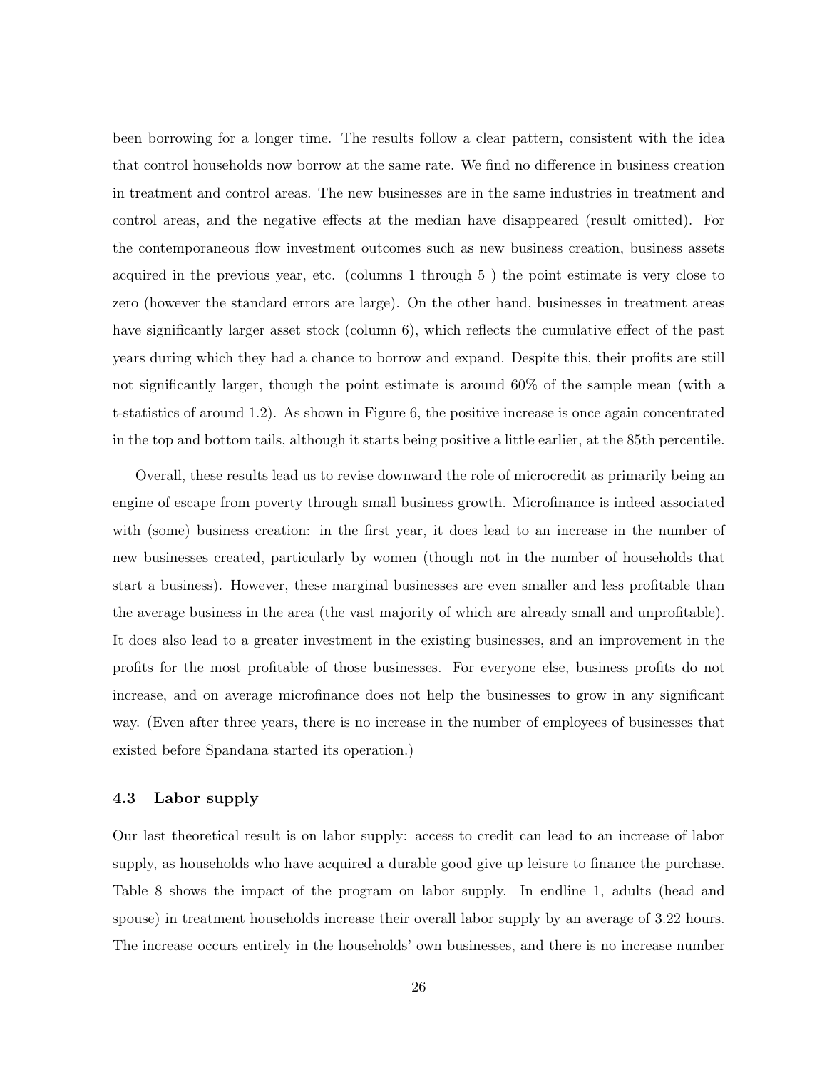been borrowing for a longer time. The results follow a clear pattern, consistent with the idea that control households now borrow at the same rate. We find no difference in business creation in treatment and control areas. The new businesses are in the same industries in treatment and control areas, and the negative effects at the median have disappeared (result omitted). For the contemporaneous flow investment outcomes such as new business creation, business assets acquired in the previous year, etc. (columns 1 through 5 ) the point estimate is very close to zero (however the standard errors are large). On the other hand, businesses in treatment areas have significantly larger asset stock (column 6), which reflects the cumulative effect of the past years during which they had a chance to borrow and expand. Despite this, their profits are still not significantly larger, though the point estimate is around 60% of the sample mean (with a t-statistics of around 1.2). As shown in Figure 6, the positive increase is once again concentrated in the top and bottom tails, although it starts being positive a little earlier, at the 85th percentile.

Overall, these results lead us to revise downward the role of microcredit as primarily being an engine of escape from poverty through small business growth. Microfinance is indeed associated with (some) business creation: in the first year, it does lead to an increase in the number of new businesses created, particularly by women (though not in the number of households that start a business). However, these marginal businesses are even smaller and less profitable than the average business in the area (the vast majority of which are already small and unprofitable). It does also lead to a greater investment in the existing businesses, and an improvement in the profits for the most profitable of those businesses. For everyone else, business profits do not increase, and on average microfinance does not help the businesses to grow in any significant way. (Even after three years, there is no increase in the number of employees of businesses that existed before Spandana started its operation.)

### 4.3 Labor supply

Our last theoretical result is on labor supply: access to credit can lead to an increase of labor supply, as households who have acquired a durable good give up leisure to finance the purchase. Table 8 shows the impact of the program on labor supply. In endline 1, adults (head and spouse) in treatment households increase their overall labor supply by an average of 3.22 hours. The increase occurs entirely in the households' own businesses, and there is no increase number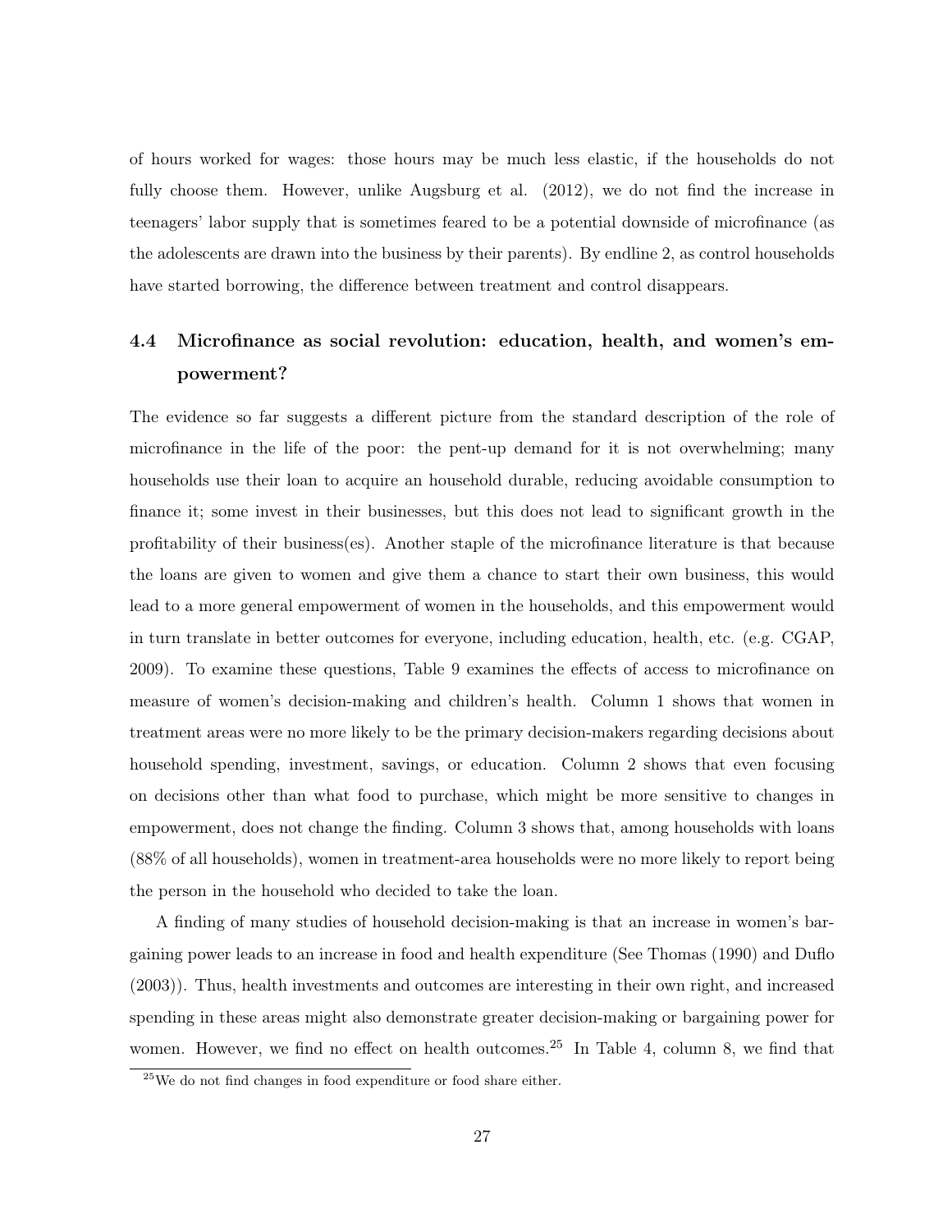of hours worked for wages: those hours may be much less elastic, if the households do not fully choose them. However, unlike Augsburg et al. (2012), we do not find the increase in teenagers' labor supply that is sometimes feared to be a potential downside of microfinance (as the adolescents are drawn into the business by their parents). By endline 2, as control households have started borrowing, the difference between treatment and control disappears.

### 4.4 Microfinance as social revolution: education, health, and women's empowerment?

The evidence so far suggests a different picture from the standard description of the role of microfinance in the life of the poor: the pent-up demand for it is not overwhelming; many households use their loan to acquire an household durable, reducing avoidable consumption to finance it; some invest in their businesses, but this does not lead to significant growth in the profitability of their business(es). Another staple of the microfinance literature is that because the loans are given to women and give them a chance to start their own business, this would lead to a more general empowerment of women in the households, and this empowerment would in turn translate in better outcomes for everyone, including education, health, etc. (e.g. CGAP, 2009). To examine these questions, Table 9 examines the effects of access to microfinance on measure of women's decision-making and children's health. Column 1 shows that women in treatment areas were no more likely to be the primary decision-makers regarding decisions about household spending, investment, savings, or education. Column 2 shows that even focusing on decisions other than what food to purchase, which might be more sensitive to changes in empowerment, does not change the finding. Column 3 shows that, among households with loans (88% of all households), women in treatment-area households were no more likely to report being the person in the household who decided to take the loan.

A finding of many studies of household decision-making is that an increase in women's bargaining power leads to an increase in food and health expenditure (See Thomas (1990) and Duflo (2003)). Thus, health investments and outcomes are interesting in their own right, and increased spending in these areas might also demonstrate greater decision-making or bargaining power for women. However, we find no effect on health outcomes.[25] In Table 4, column 8, we find that

[25] We do not find changes in food expenditure or food share either.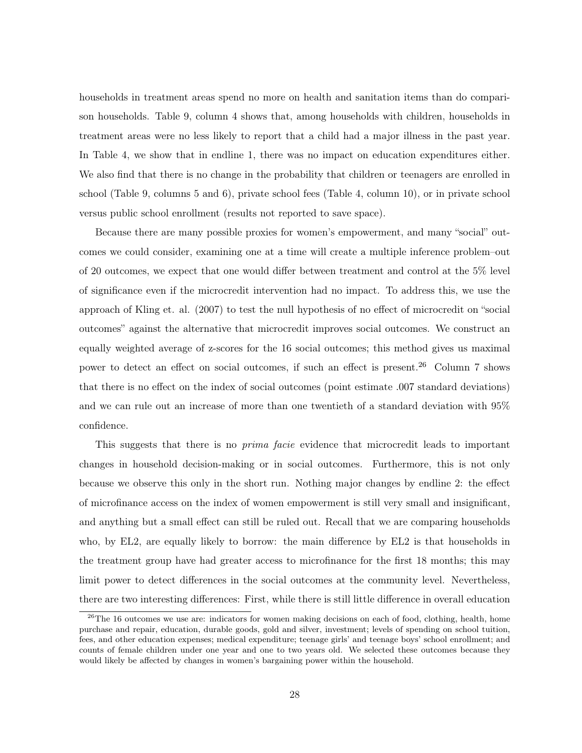households in treatment areas spend no more on health and sanitation items than do comparison households. Table 9, column 4 shows that, among households with children, households in treatment areas were no less likely to report that a child had a major illness in the past year. In Table 4, we show that in endline 1, there was no impact on education expenditures either. We also find that there is no change in the probability that children or teenagers are enrolled in school (Table 9, columns 5 and 6), private school fees (Table 4, column 10), or in private school versus public school enrollment (results not reported to save space).

Because there are many possible proxies for women's empowerment, and many "social" outcomes we could consider, examining one at a time will create a multiple inference problem–out of 20 outcomes, we expect that one would differ between treatment and control at the 5% level of significance even if the microcredit intervention had no impact. To address this, we use the approach of Kling et. al. (2007) to test the null hypothesis of no effect of microcredit on "social outcomes" against the alternative that microcredit improves social outcomes. We construct an equally weighted average of z-scores for the 16 social outcomes; this method gives us maximal power to detect an effect on social outcomes, if such an effect is present.[26] Column 7 shows that there is no effect on the index of social outcomes (point estimate .007 standard deviations) and we can rule out an increase of more than one twentieth of a standard deviation with 95% confidence.

This suggests that there is no *prima facie* evidence that microcredit leads to important changes in household decision-making or in social outcomes. Furthermore, this is not only because we observe this only in the short run. Nothing major changes by endline 2: the effect of microfinance access on the index of women empowerment is still very small and insignificant, and anything but a small effect can still be ruled out. Recall that we are comparing households who, by EL2, are equally likely to borrow: the main difference by EL2 is that households in the treatment group have had greater access to microfinance for the first 18 months; this may limit power to detect differences in the social outcomes at the community level. Nevertheless, there are two interesting differences: First, while there is still little difference in overall education

[26]The 16 outcomes we use are: indicators for women making decisions on each of food, clothing, health, home purchase and repair, education, durable goods, gold and silver, investment; levels of spending on school tuition, fees, and other education expenses; medical expenditure; teenage girls' and teenage boys' school enrollment; and counts of female children under one year and one to two years old. We selected these outcomes because they would likely be affected by changes in women's bargaining power within the household.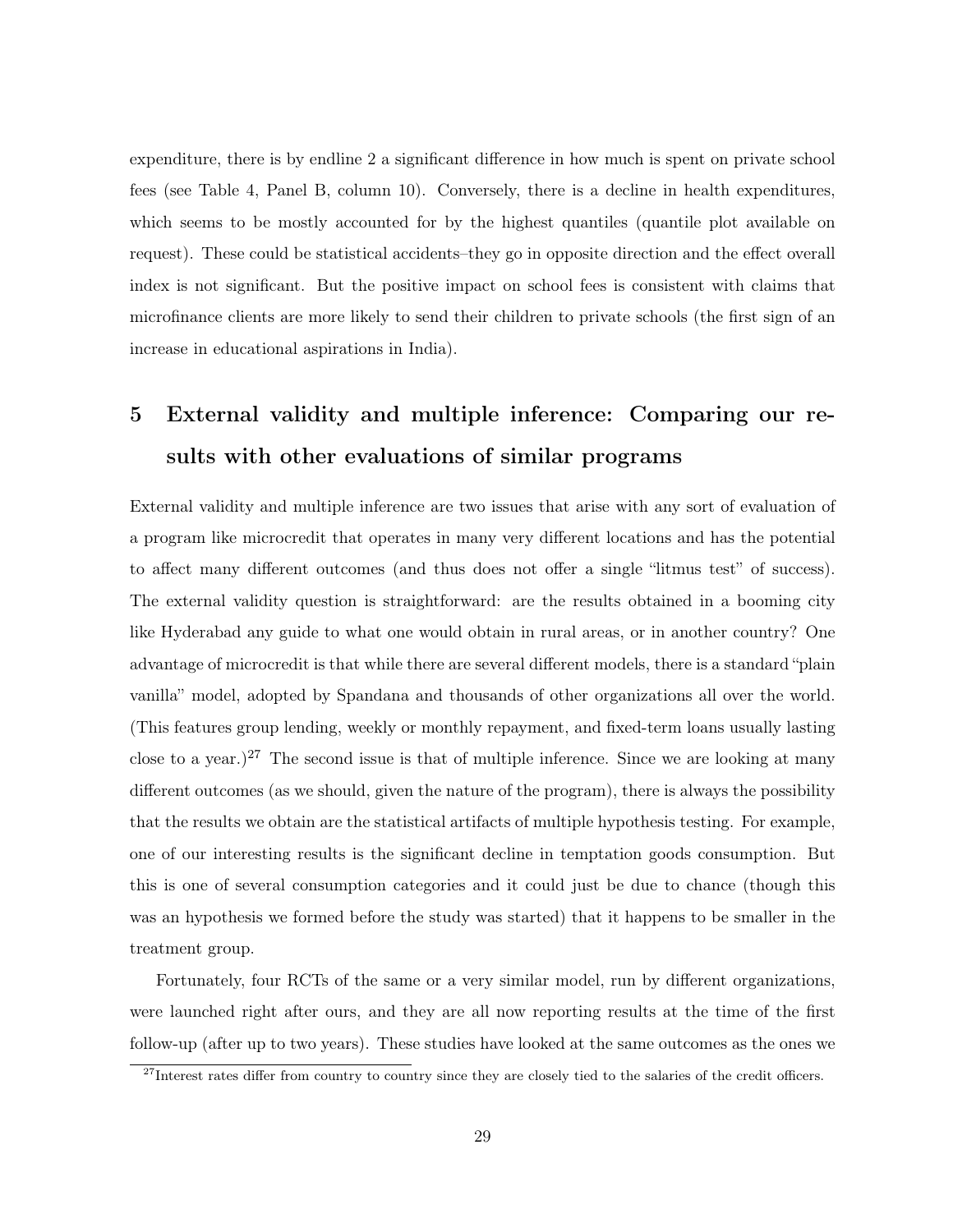expenditure, there is by endline 2 a significant difference in how much is spent on private school fees (see Table 4, Panel B, column 10). Conversely, there is a decline in health expenditures, which seems to be mostly accounted for by the highest quantiles (quantile plot available on request). These could be statistical accidents–they go in opposite direction and the effect overall index is not significant. But the positive impact on school fees is consistent with claims that microfinance clients are more likely to send their children to private schools (the first sign of an increase in educational aspirations in India).

# 5 External validity and multiple inference: Comparing our results with other evaluations of similar programs

External validity and multiple inference are two issues that arise with any sort of evaluation of a program like microcredit that operates in many very different locations and has the potential to affect many different outcomes (and thus does not offer a single "litmus test" of success). The external validity question is straightforward: are the results obtained in a booming city like Hyderabad any guide to what one would obtain in rural areas, or in another country? One advantage of microcredit is that while there are several different models, there is a standard "plain vanilla" model, adopted by Spandana and thousands of other organizations all over the world. (This features group lending, weekly or monthly repayment, and fixed-term loans usually lasting close to a year.)[27] The second issue is that of multiple inference. Since we are looking at many different outcomes (as we should, given the nature of the program), there is always the possibility that the results we obtain are the statistical artifacts of multiple hypothesis testing. For example, one of our interesting results is the significant decline in temptation goods consumption. But this is one of several consumption categories and it could just be due to chance (though this was an hypothesis we formed before the study was started) that it happens to be smaller in the treatment group.

Fortunately, four RCTs of the same or a very similar model, run by different organizations, were launched right after ours, and they are all now reporting results at the time of the first follow-up (after up to two years). These studies have looked at the same outcomes as the ones we

[27] Interest rates differ from country to country since they are closely tied to the salaries of the credit officers.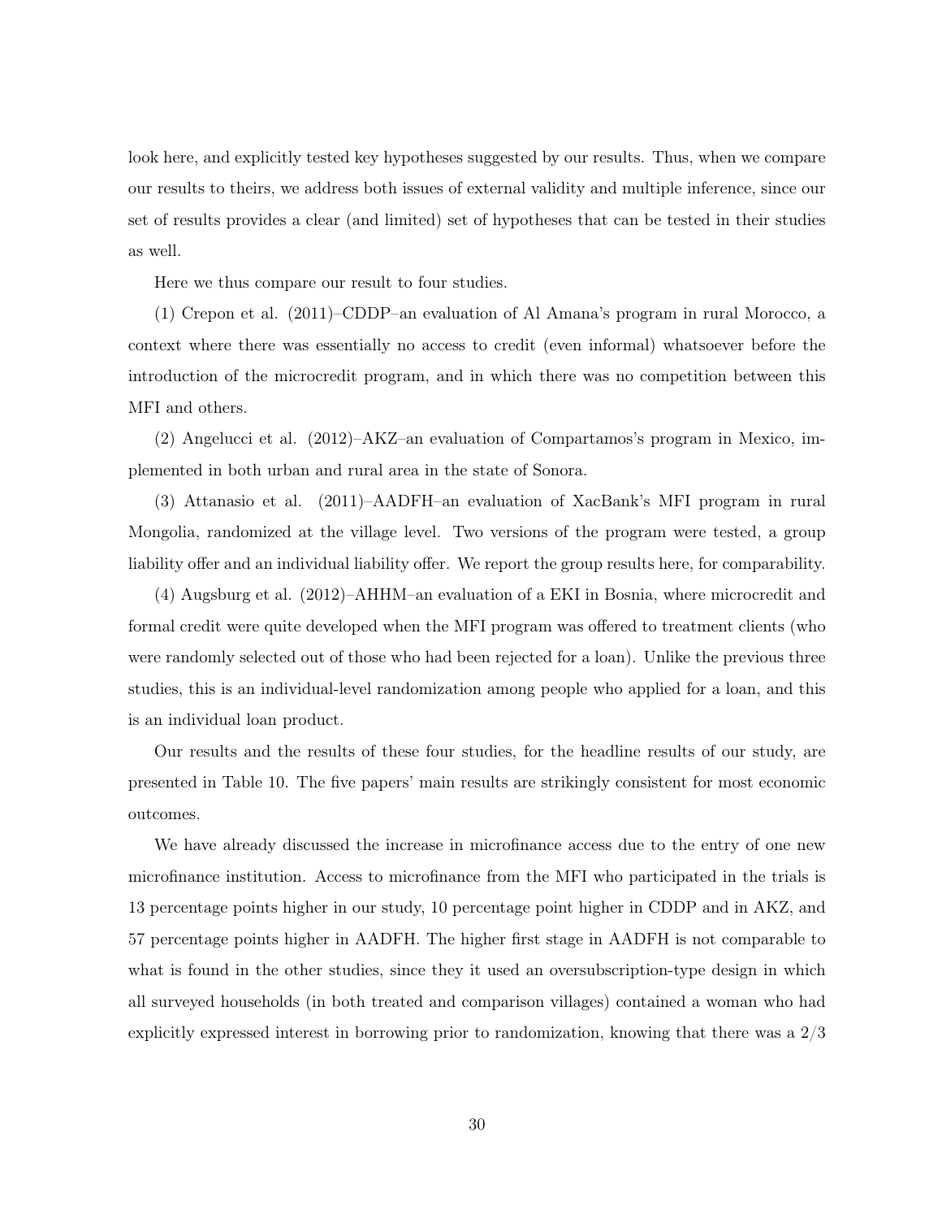look here, and explicitly tested key hypotheses suggested by our results. Thus, when we compare our results to theirs, we address both issues of external validity and multiple inference, since our set of results provides a clear (and limited) set of hypotheses that can be tested in their studies as well.

Here we thus compare our result to four studies.

(1) Crepon et al. (2011)–CDDP–an evaluation of Al Amana's program in rural Morocco, a context where there was essentially no access to credit (even informal) whatsoever before the introduction of the microcredit program, and in which there was no competition between this MFI and others.

(2) Angelucci et al. (2012)–AKZ–an evaluation of Compartamos's program in Mexico, implemented in both urban and rural area in the state of Sonora.

(3) Attanasio et al. (2011)–AADFH–an evaluation of XacBank's MFI program in rural Mongolia, randomized at the village level. Two versions of the program were tested, a group liability offer and an individual liability offer. We report the group results here, for comparability.

(4) Augsburg et al. (2012)–AHHM–an evaluation of a EKI in Bosnia, where microcredit and formal credit were quite developed when the MFI program was offered to treatment clients (who were randomly selected out of those who had been rejected for a loan). Unlike the previous three studies, this is an individual-level randomization among people who applied for a loan, and this is an individual loan product.

Our results and the results of these four studies, for the headline results of our study, are presented in Table 10. The five papers' main results are strikingly consistent for most economic outcomes.

We have already discussed the increase in microfinance access due to the entry of one new microfinance institution. Access to microfinance from the MFI who participated in the trials is 13 percentage points higher in our study, 10 percentage point higher in CDDP and in AKZ, and 57 percentage points higher in AADFH. The higher first stage in AADFH is not comparable to what is found in the other studies, since they it used an oversubscription-type design in which all surveyed households (in both treated and comparison villages) contained a woman who had explicitly expressed interest in borrowing prior to randomization, knowing that there was a 2/3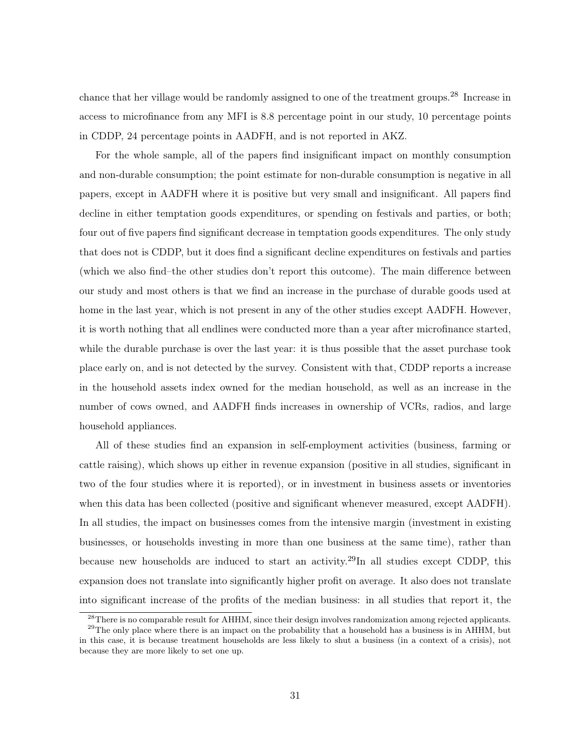chance that her village would be randomly assigned to one of the treatment groups.[28] Increase in access to microfinance from any MFI is 8.8 percentage point in our study, 10 percentage points in CDDP, 24 percentage points in AADFH, and is not reported in AKZ.

For the whole sample, all of the papers find insignificant impact on monthly consumption and non-durable consumption; the point estimate for non-durable consumption is negative in all papers, except in AADFH where it is positive but very small and insignificant. All papers find decline in either temptation goods expenditures, or spending on festivals and parties, or both; four out of five papers find significant decrease in temptation goods expenditures. The only study that does not is CDDP, but it does find a significant decline expenditures on festivals and parties (which we also find–the other studies don't report this outcome). The main difference between our study and most others is that we find an increase in the purchase of durable goods used at home in the last year, which is not present in any of the other studies except AADFH. However, it is worth nothing that all endlines were conducted more than a year after microfinance started, while the durable purchase is over the last year: it is thus possible that the asset purchase took place early on, and is not detected by the survey. Consistent with that, CDDP reports a increase in the household assets index owned for the median household, as well as an increase in the number of cows owned, and AADFH finds increases in ownership of VCRs, radios, and large household appliances.

All of these studies find an expansion in self-employment activities (business, farming or cattle raising), which shows up either in revenue expansion (positive in all studies, significant in two of the four studies where it is reported), or in investment in business assets or inventories when this data has been collected (positive and significant whenever measured, except AADFH). In all studies, the impact on businesses comes from the intensive margin (investment in existing businesses, or households investing in more than one business at the same time), rather than because new households are induced to start an activity.[29]In all studies except CDDP, this expansion does not translate into significantly higher profit on average. It also does not translate into significant increase of the profits of the median business: in all studies that report it, the

[28] There is no comparable result for AHHM, since their design involves randomization among rejected applicants.

[29] The only place where there is an impact on the probability that a household has a business is in AHHM, but in this case, it is because treatment households are less likely to shut a business (in a context of a crisis), not because they are more likely to set one up.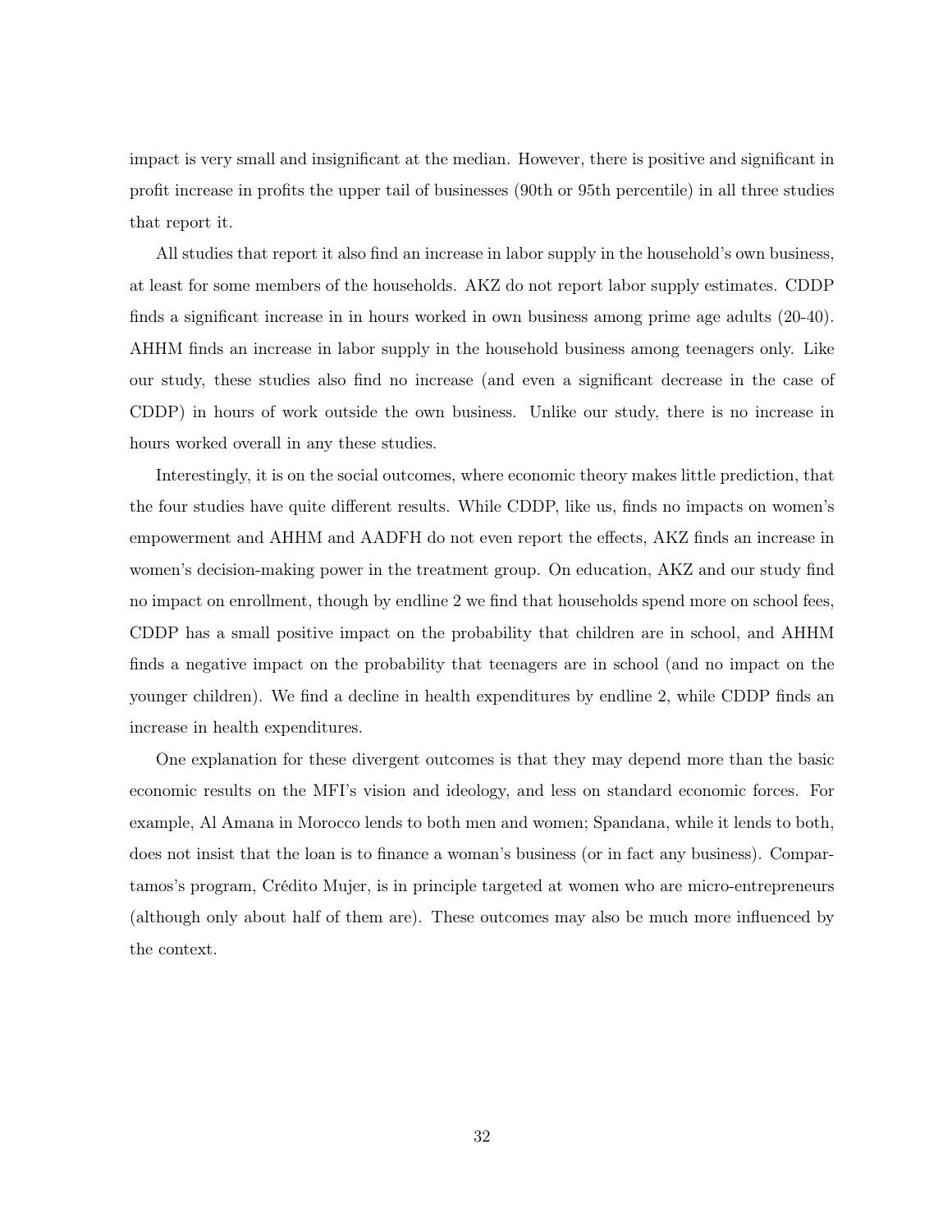impact is very small and insignificant at the median. However, there is positive and significant in profit increase in profits the upper tail of businesses (90th or 95th percentile) in all three studies that report it.

All studies that report it also find an increase in labor supply in the household's own business, at least for some members of the households. AKZ do not report labor supply estimates. CDDP finds a significant increase in in hours worked in own business among prime age adults (20-40). AHHM finds an increase in labor supply in the household business among teenagers only. Like our study, these studies also find no increase (and even a significant decrease in the case of CDDP) in hours of work outside the own business. Unlike our study, there is no increase in hours worked overall in any these studies.

Interestingly, it is on the social outcomes, where economic theory makes little prediction, that the four studies have quite different results. While CDDP, like us, finds no impacts on women's empowerment and AHHM and AADFH do not even report the effects, AKZ finds an increase in women's decision-making power in the treatment group. On education, AKZ and our study find no impact on enrollment, though by endline 2 we find that households spend more on school fees, CDDP has a small positive impact on the probability that children are in school, and AHHM finds a negative impact on the probability that teenagers are in school (and no impact on the younger children). We find a decline in health expenditures by endline 2, while CDDP finds an increase in health expenditures.

One explanation for these divergent outcomes is that they may depend more than the basic economic results on the MFI's vision and ideology, and less on standard economic forces. For example, Al Amana in Morocco lends to both men and women; Spandana, while it lends to both, does not insist that the loan is to finance a woman's business (or in fact any business). Compartamos's program, Crédito Mujer, is in principle targeted at women who are micro-entrepreneurs (although only about half of them are). These outcomes may also be much more influenced by the context.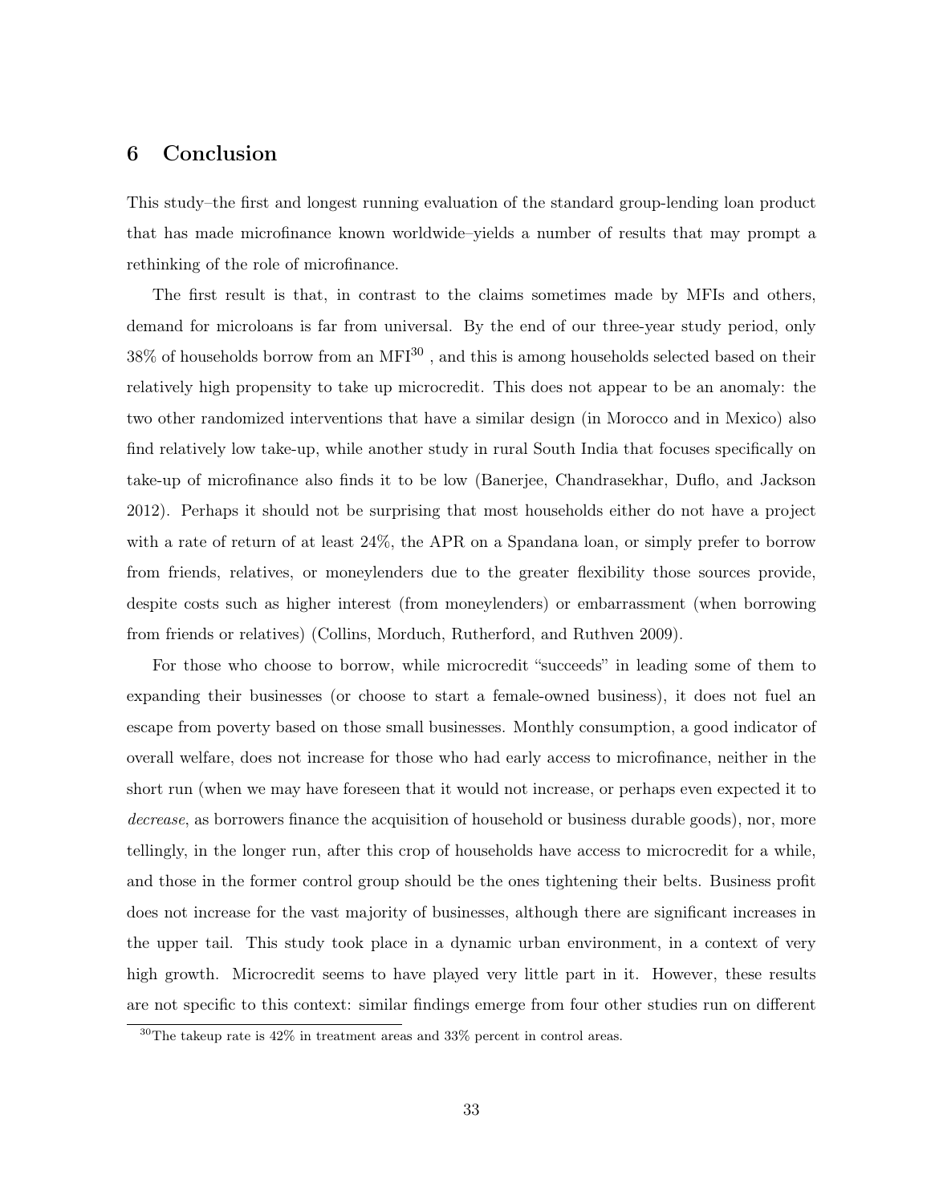## 6 Conclusion

This study–the first and longest running evaluation of the standard group-lending loan product that has made microfinance known worldwide–yields a number of results that may prompt a rethinking of the role of microfinance.

The first result is that, in contrast to the claims sometimes made by MFIs and others, demand for microloans is far from universal. By the end of our three-year study period, only 38% of households borrow from an MFI[30] , and this is among households selected based on their relatively high propensity to take up microcredit. This does not appear to be an anomaly: the two other randomized interventions that have a similar design (in Morocco and in Mexico) also find relatively low take-up, while another study in rural South India that focuses specifically on take-up of microfinance also finds it to be low (Banerjee, Chandrasekhar, Duflo, and Jackson 2012). Perhaps it should not be surprising that most households either do not have a project with a rate of return of at least 24%, the APR on a Spandana loan, or simply prefer to borrow from friends, relatives, or moneylenders due to the greater flexibility those sources provide, despite costs such as higher interest (from moneylenders) or embarrassment (when borrowing from friends or relatives) (Collins, Morduch, Rutherford, and Ruthven 2009).

For those who choose to borrow, while microcredit "succeeds" in leading some of them to expanding their businesses (or choose to start a female-owned business), it does not fuel an escape from poverty based on those small businesses. Monthly consumption, a good indicator of overall welfare, does not increase for those who had early access to microfinance, neither in the short run (when we may have foreseen that it would not increase, or perhaps even expected it to *decrease*, as borrowers finance the acquisition of household or business durable goods), nor, more tellingly, in the longer run, after this crop of households have access to microcredit for a while, and those in the former control group should be the ones tightening their belts. Business profit does not increase for the vast majority of businesses, although there are significant increases in the upper tail. This study took place in a dynamic urban environment, in a context of very high growth. Microcredit seems to have played very little part in it. However, these results are not specific to this context: similar findings emerge from four other studies run on different

[30]The takeup rate is 42% in treatment areas and 33% percent in control areas.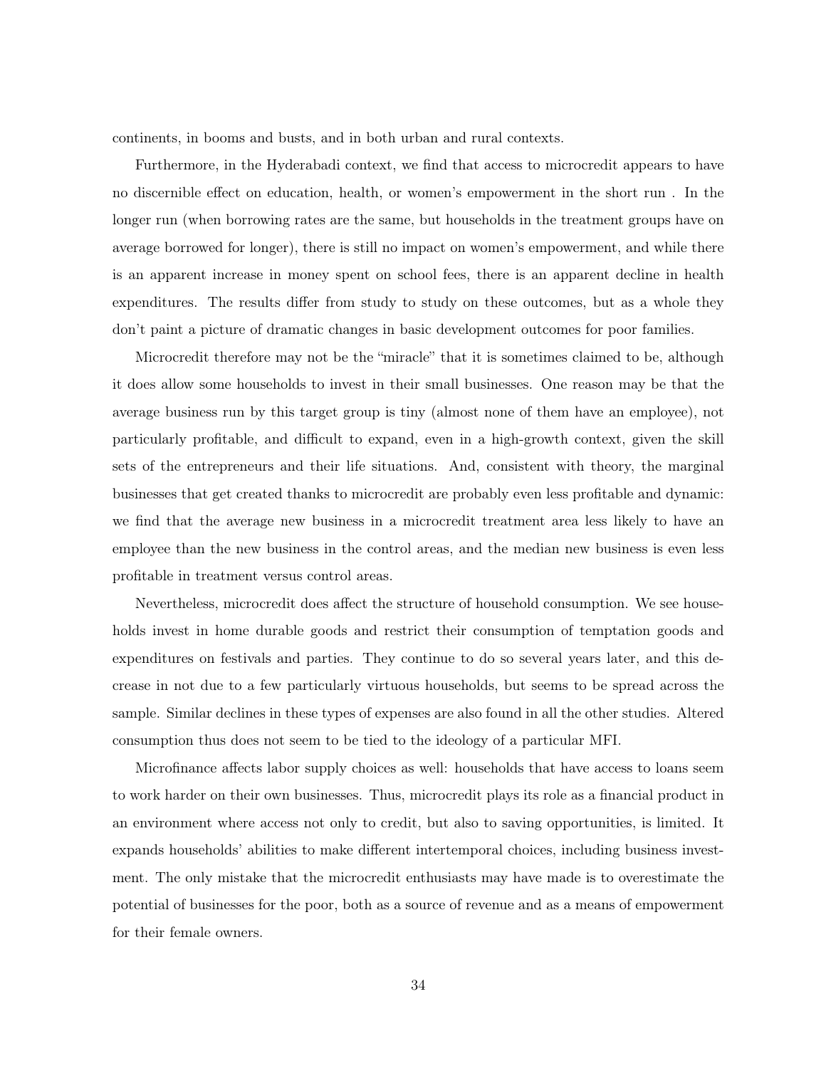continents, in booms and busts, and in both urban and rural contexts.

Furthermore, in the Hyderabadi context, we find that access to microcredit appears to have no discernible effect on education, health, or women's empowerment in the short run . In the longer run (when borrowing rates are the same, but households in the treatment groups have on average borrowed for longer), there is still no impact on women's empowerment, and while there is an apparent increase in money spent on school fees, there is an apparent decline in health expenditures. The results differ from study to study on these outcomes, but as a whole they don't paint a picture of dramatic changes in basic development outcomes for poor families.

Microcredit therefore may not be the "miracle" that it is sometimes claimed to be, although it does allow some households to invest in their small businesses. One reason may be that the average business run by this target group is tiny (almost none of them have an employee), not particularly profitable, and difficult to expand, even in a high-growth context, given the skill sets of the entrepreneurs and their life situations. And, consistent with theory, the marginal businesses that get created thanks to microcredit are probably even less profitable and dynamic: we find that the average new business in a microcredit treatment area less likely to have an employee than the new business in the control areas, and the median new business is even less profitable in treatment versus control areas.

Nevertheless, microcredit does affect the structure of household consumption. We see households invest in home durable goods and restrict their consumption of temptation goods and expenditures on festivals and parties. They continue to do so several years later, and this decrease in not due to a few particularly virtuous households, but seems to be spread across the sample. Similar declines in these types of expenses are also found in all the other studies. Altered consumption thus does not seem to be tied to the ideology of a particular MFI.

Microfinance affects labor supply choices as well: households that have access to loans seem to work harder on their own businesses. Thus, microcredit plays its role as a financial product in an environment where access not only to credit, but also to saving opportunities, is limited. It expands households' abilities to make different intertemporal choices, including business investment. The only mistake that the microcredit enthusiasts may have made is to overestimate the potential of businesses for the poor, both as a source of revenue and as a means of empowerment for their female owners.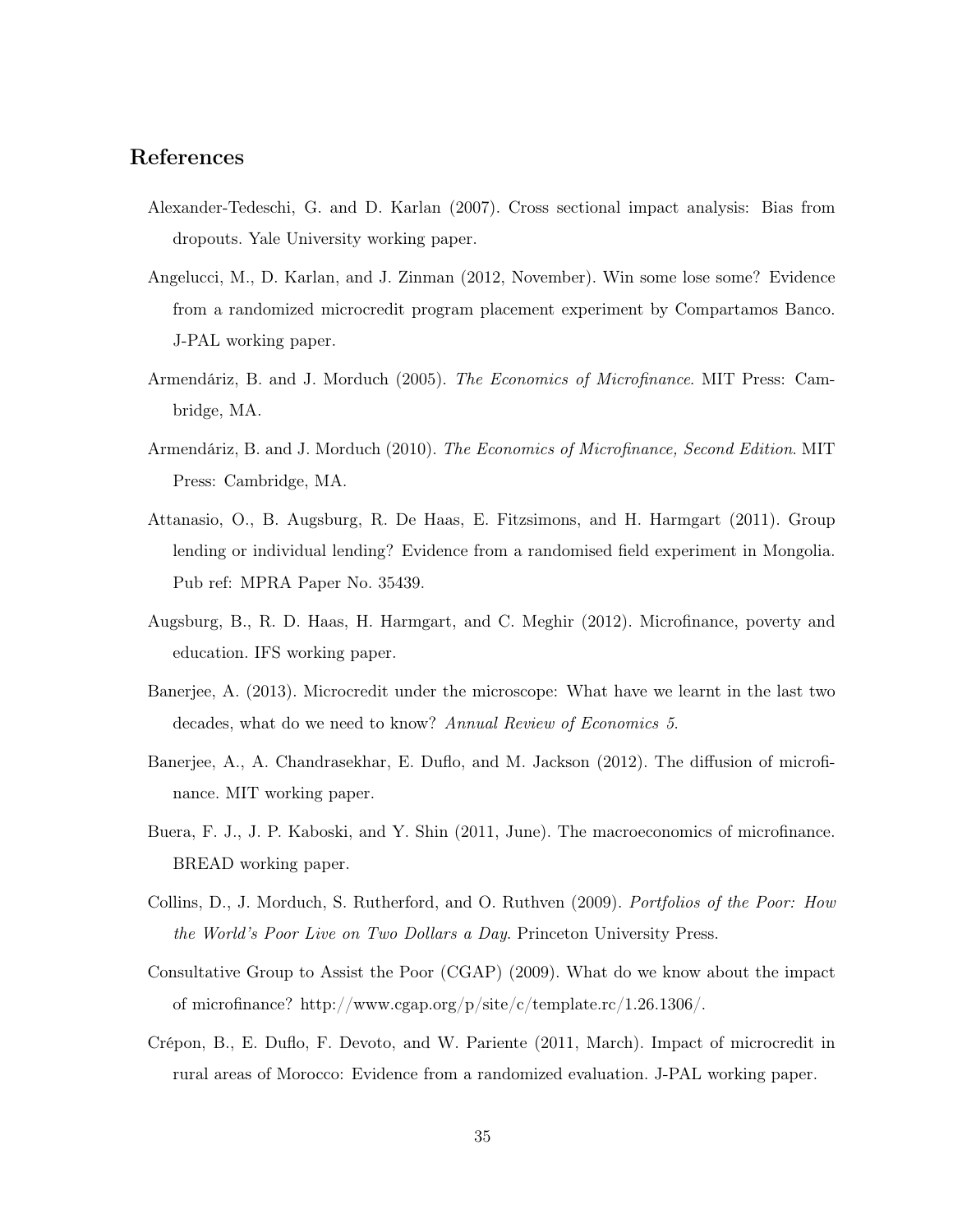## References

Alexander-Tedeschi, G. and D. Karlan (2007). Cross sectional impact analysis: Bias from dropouts. Yale University working paper.

Angelucci, M., D. Karlan, and J. Zinman (2012, November). Win some lose some? Evidence from a randomized microcredit program placement experiment by Compartamos Banco. J-PAL working paper.

Armendáriz, B. and J. Morduch (2005). *The Economics of Microfinance*. MIT Press: Cambridge, MA.

Armendáriz, B. and J. Morduch (2010). *The Economics of Microfinance, Second Edition*. MIT Press: Cambridge, MA.

Attanasio, O., B. Augsburg, R. De Haas, E. Fitzsimons, and H. Harmgart (2011). Group lending or individual lending? Evidence from a randomised field experiment in Mongolia. Pub ref: MPRA Paper No. 35439.

Augsburg, B., R. D. Haas, H. Harmgart, and C. Meghir (2012). Microfinance, poverty and education. IFS working paper.

Banerjee, A. (2013). Microcredit under the microscope: What have we learnt in the last two decades, what do we need to know? *Annual Review of Economics 5*.

Banerjee, A., A. Chandrasekhar, E. Duflo, and M. Jackson (2012). The diffusion of microfinance. MIT working paper.

Buera, F. J., J. P. Kaboski, and Y. Shin (2011, June). The macroeconomics of microfinance. BREAD working paper.

Collins, D., J. Morduch, S. Rutherford, and O. Ruthven (2009). *Portfolios of the Poor: How the World's Poor Live on Two Dollars a Day*. Princeton University Press.

Consultative Group to Assist the Poor (CGAP) (2009). What do we know about the impact of microfinance? http://www.cgap.org/p/site/c/template.rc/1.26.1306/.

Crépon, B., E. Duflo, F. Devoto, and W. Pariente (2011, March). Impact of microcredit in rural areas of Morocco: Evidence from a randomized evaluation. J-PAL working paper.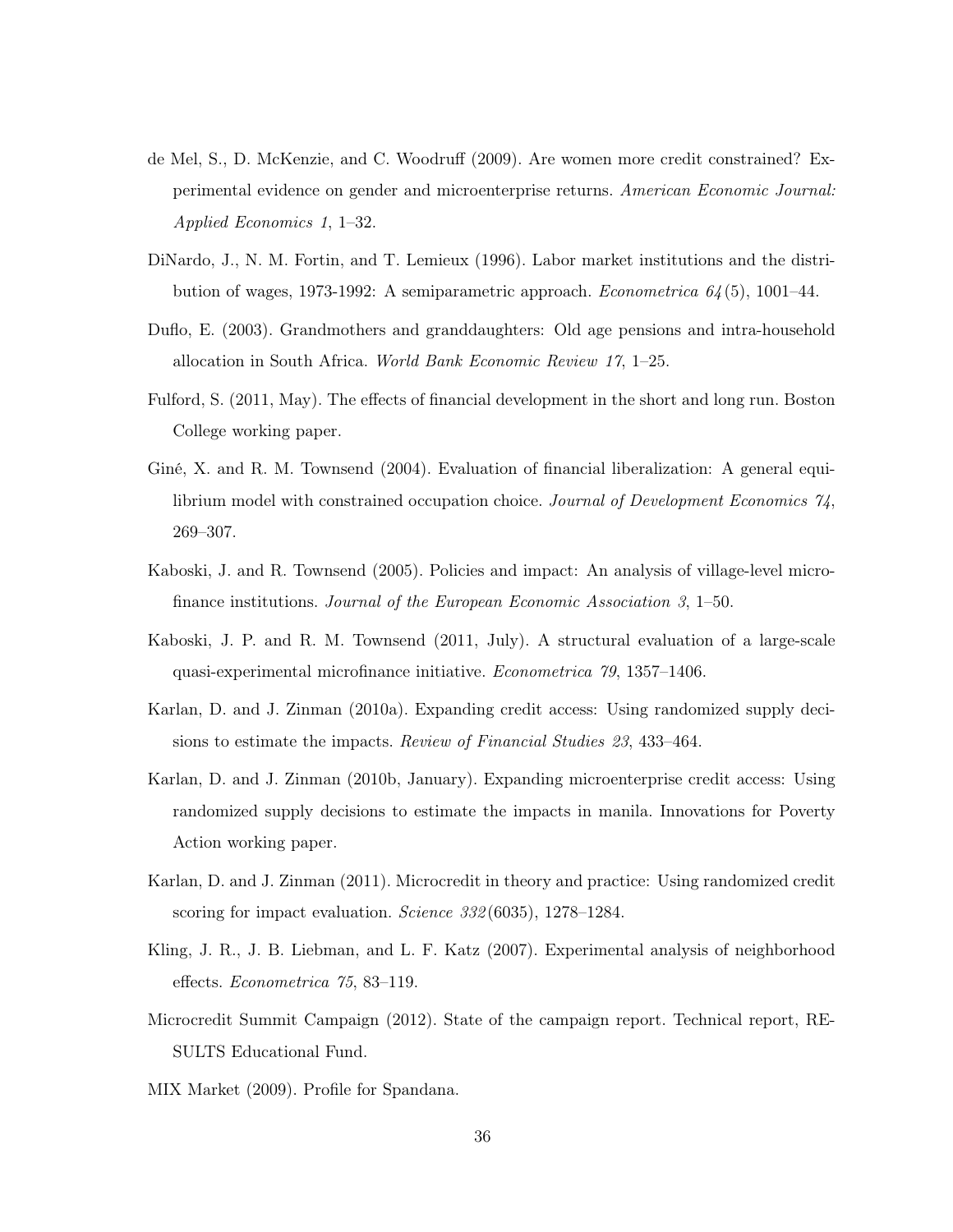de Mel, S., D. McKenzie, and C. Woodruff (2009). Are women more credit constrained? Experimental evidence on gender and microenterprise returns. *American Economic Journal: Applied Economics 1*, 1–32.

DiNardo, J., N. M. Fortin, and T. Lemieux (1996). Labor market institutions and the distribution of wages, 1973-1992: A semiparametric approach. *Econometrica 64*(5), 1001–44.

Duflo, E. (2003). Grandmothers and granddaughters: Old age pensions and intra-household allocation in South Africa. *World Bank Economic Review 17*, 1–25.

Fulford, S. (2011, May). The effects of financial development in the short and long run. Boston College working paper.

Giné, X. and R. M. Townsend (2004). Evaluation of financial liberalization: A general equilibrium model with constrained occupation choice. *Journal of Development Economics 74*, 269–307.

Kaboski, J. and R. Townsend (2005). Policies and impact: An analysis of village-level microfinance institutions. *Journal of the European Economic Association 3*, 1–50.

Kaboski, J. P. and R. M. Townsend (2011, July). A structural evaluation of a large-scale quasi-experimental microfinance initiative. *Econometrica 79*, 1357–1406.

Karlan, D. and J. Zinman (2010a). Expanding credit access: Using randomized supply decisions to estimate the impacts. *Review of Financial Studies 23*, 433–464.

Karlan, D. and J. Zinman (2010b, January). Expanding microenterprise credit access: Using randomized supply decisions to estimate the impacts in manila. Innovations for Poverty Action working paper.

Karlan, D. and J. Zinman (2011). Microcredit in theory and practice: Using randomized credit scoring for impact evaluation. *Science 332*(6035), 1278–1284.

Kling, J. R., J. B. Liebman, and L. F. Katz (2007). Experimental analysis of neighborhood effects. *Econometrica 75*, 83–119.

Microcredit Summit Campaign (2012). State of the campaign report. Technical report, RESULTS Educational Fund.

MIX Market (2009). Profile for Spandana.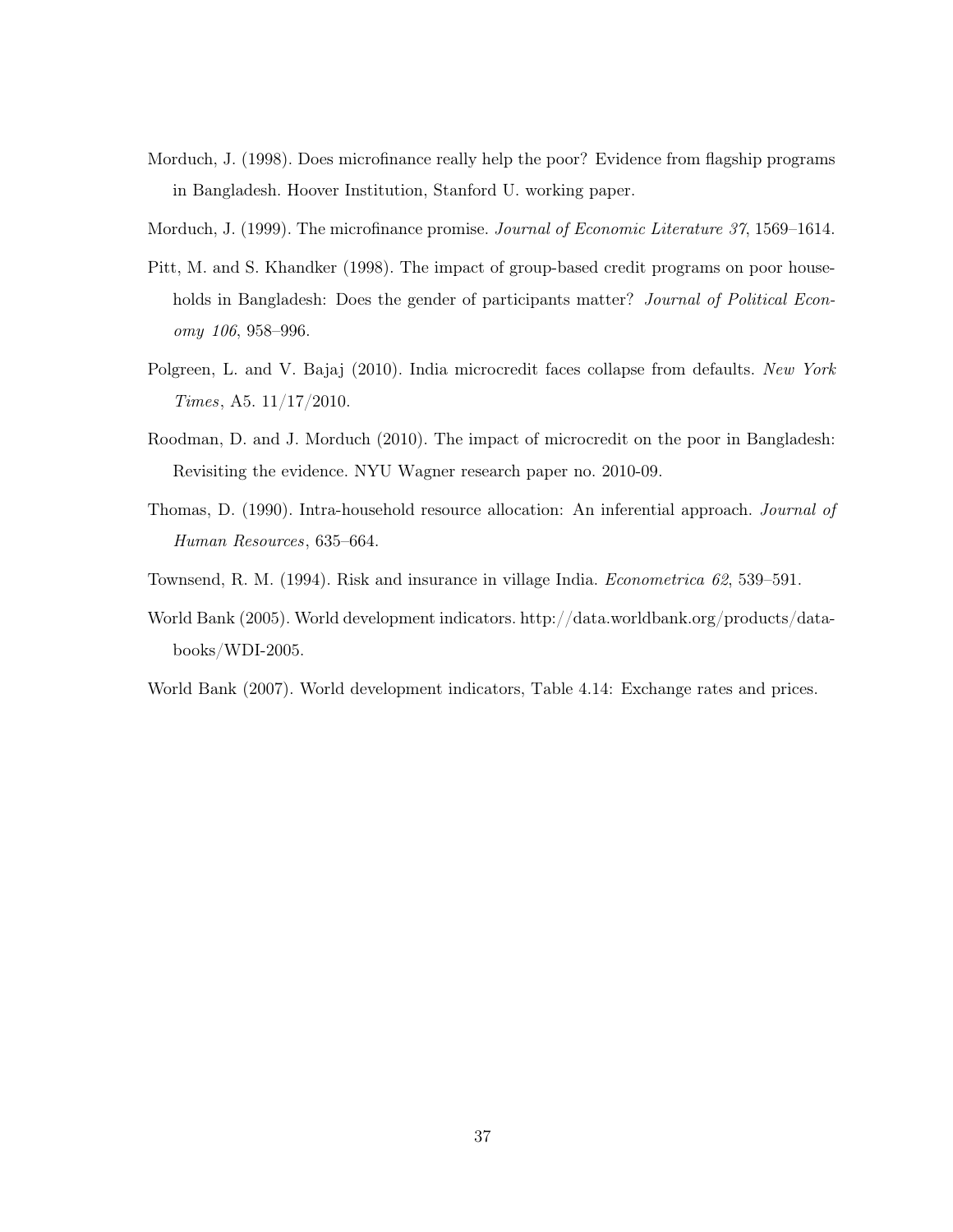Morduch, J. (1998). Does microfinance really help the poor? Evidence from flagship programs in Bangladesh. Hoover Institution, Stanford U. working paper.

Morduch, J. (1999). The microfinance promise. *Journal of Economic Literature 37*, 1569–1614.

Pitt, M. and S. Khandker (1998). The impact of group-based credit programs on poor households in Bangladesh: Does the gender of participants matter? *Journal of Political Economy 106*, 958–996.

Polgreen, L. and V. Bajaj (2010). India microcredit faces collapse from defaults. *New York Times*, A5. 11/17/2010.

Roodman, D. and J. Morduch (2010). The impact of microcredit on the poor in Bangladesh: Revisiting the evidence. NYU Wagner research paper no. 2010-09.

Thomas, D. (1990). Intra-household resource allocation: An inferential approach. *Journal of Human Resources*, 635–664.

Townsend, R. M. (1994). Risk and insurance in village India. *Econometrica 62*, 539–591.

World Bank (2005). World development indicators. http://data.worldbank.org/products/databooks/WDI-2005.

World Bank (2007). World development indicators, Table 4.14: Exchange rates and prices.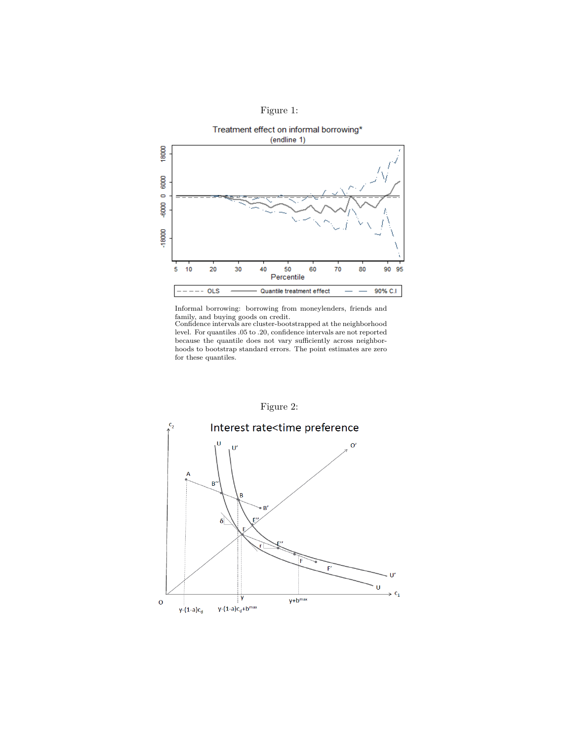Figure 1:

Informal borrowing: borrowing from moneylenders, friends and family, and buying goods on credit.
Confidence intervals are cluster-bootstrapped at the neighborhood level. For quantiles .05 to .20, confidence intervals are not reported because the quantile does not vary sufficiently across neighborhoods to bootstrap standard errors. The point estimates are zero for these quantiles.

Figure 2: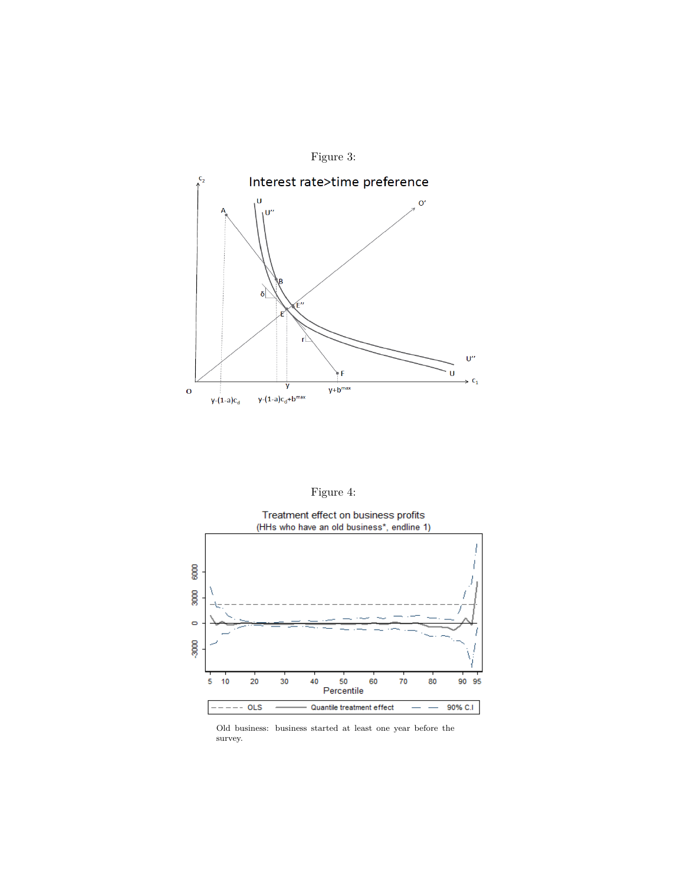Figure 3:

Figure 4:

Old business: business started at least one year before the survey.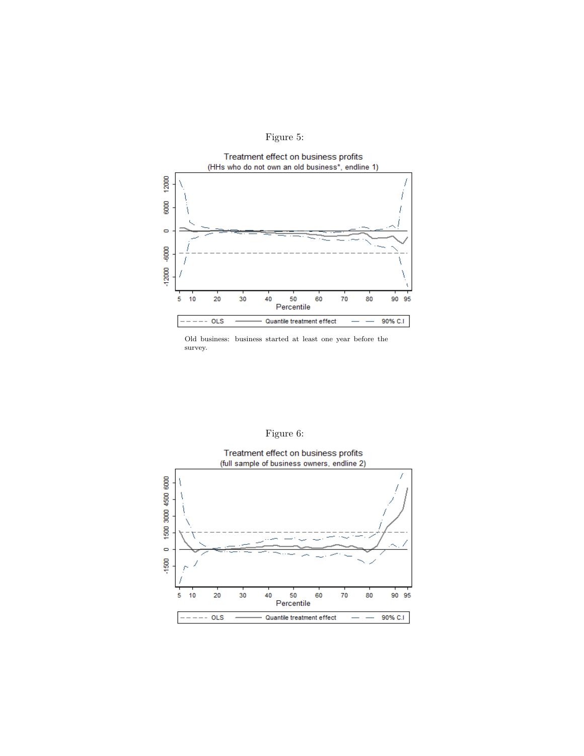Figure 5:

Treatment effect on business profits
(HHs who do not own an old business*, endline 1)

Old business: business started at least one year before the survey.

Figure 6:

Treatment effect on business profits
(full sample of business owners, endline 2)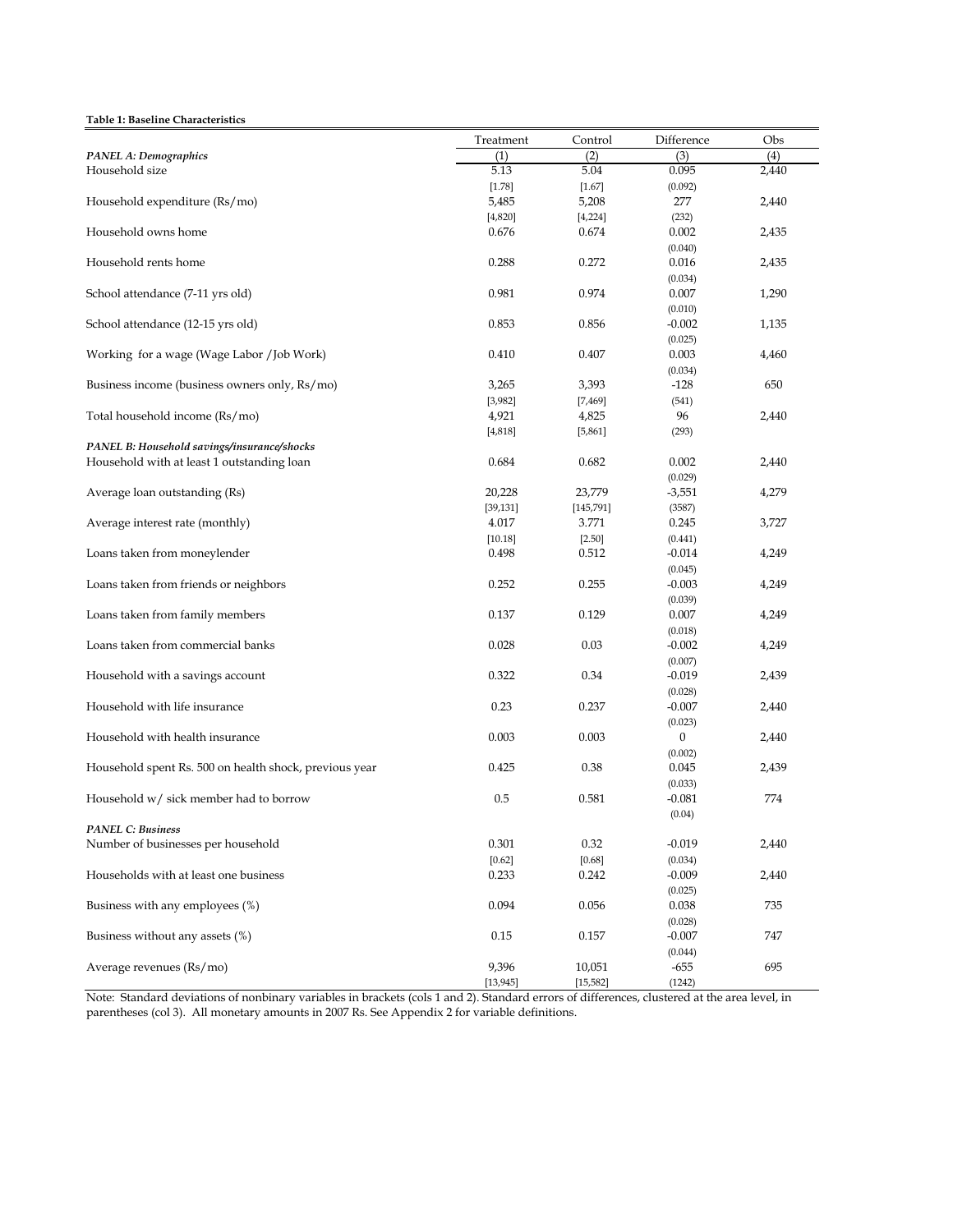**Table 1: Baseline Characteristics**

| | Treatment | Control | Difference | Obs |
|---|---|---|---|---|
| *PANEL A: Demographics* | (1) | (2) | (3) | (4) |
| Household size | 5.13 | 5.04 | 0.095 | 2,440 |
| | [1.78] | [1.67] | (0.092) | |
| Household expenditure (Rs/mo) | 5,485 | 5,208 | 277 | 2,440 |
| | [4,820] | [4,224] | (232) | |
| Household owns home | 0.676 | 0.674 | 0.002 | 2,435 |
| | | | (0.040) | |
| Household rents home | 0.288 | 0.272 | 0.016 | 2,435 |
| | | | (0.034) | |
| School attendance (7-11 yrs old) | 0.981 | 0.974 | 0.007 | 1,290 |
| | | | (0.010) | |
| School attendance (12-15 yrs old) | 0.853 | 0.856 | -0.002 | 1,135 |
| | | | (0.025) | |
| Working for a wage (Wage Labor /Job Work) | 0.410 | 0.407 | 0.003 | 4,460 |
| | | | (0.034) | |
| Business income (business owners only, Rs/mo) | 3,265 | 3,393 | -128 | 650 |
| | [3,982] | [7,469] | (541) | |
| Total household income (Rs/mo) | 4,921 | 4,825 | 96 | 2,440 |
| | [4,818] | [5,861] | (293) | |
| *PANEL B: Household savings/insurance/shocks* | | | | |
| Household with at least 1 outstanding loan | 0.684 | 0.682 | 0.002 | 2,440 |
| | | | (0.029) | |
| Average loan outstanding (Rs) | 20,228 | 23,779 | -3,551 | 4,279 |
| | [39,131] | [145,791] | (3587) | |
| Average interest rate (monthly) | 4.017 | 3.771 | 0.245 | 3,727 |
| | [10.18] | [2.50] | (0.441) | |
| Loans taken from moneylender | 0.498 | 0.512 | -0.014 | 4,249 |
| | | | (0.045) | |
| Loans taken from friends or neighbors | 0.252 | 0.255 | -0.003 | 4,249 |
| | | | (0.039) | |
| Loans taken from family members | 0.137 | 0.129 | 0.007 | 4,249 |
| | | | (0.018) | |
| Loans taken from commercial banks | 0.028 | 0.03 | -0.002 | 4,249 |
| | | | (0.007) | |
| Household with a savings account | 0.322 | 0.34 | -0.019 | 2,439 |
| | | | (0.028) | |
| Household with life insurance | 0.23 | 0.237 | -0.007 | 2,440 |
| | | | (0.023) | |
| Household with health insurance | 0.003 | 0.003 | 0 | 2,440 |
| | | | (0.002) | |
| Household spent Rs. 500 on health shock, previous year | 0.425 | 0.38 | 0.045 | 2,439 |
| | | | (0.033) | |
| Household w/ sick member had to borrow | 0.5 | 0.581 | -0.081 | 774 |
| | | | (0.04) | |
| *PANEL C: Business* | | | | |
| Number of businesses per household | 0.301 | 0.32 | -0.019 | 2,440 |
| | [0.62] | [0.68] | (0.034) | |
| Households with at least one business | 0.233 | 0.242 | -0.009 | 2,440 |
| | | | (0.025) | |
| Business with any employees (%) | 0.094 | 0.056 | 0.038 | 735 |
| | | | (0.028) | |
| Business without any assets (%) | 0.15 | 0.157 | -0.007 | 747 |
| | | | (0.044) | |
| Average revenues (Rs/mo) | 9,396 | 10,051 | -655 | 695 |
| | [13,945] | [15,582] | (1242) | |

Note: Standard deviations of nonbinary variables in brackets (cols 1 and 2). Standard errors of differences, clustered at the area level, in parentheses (col 3). All monetary amounts in 2007 Rs. See Appendix 2 for variable definitions.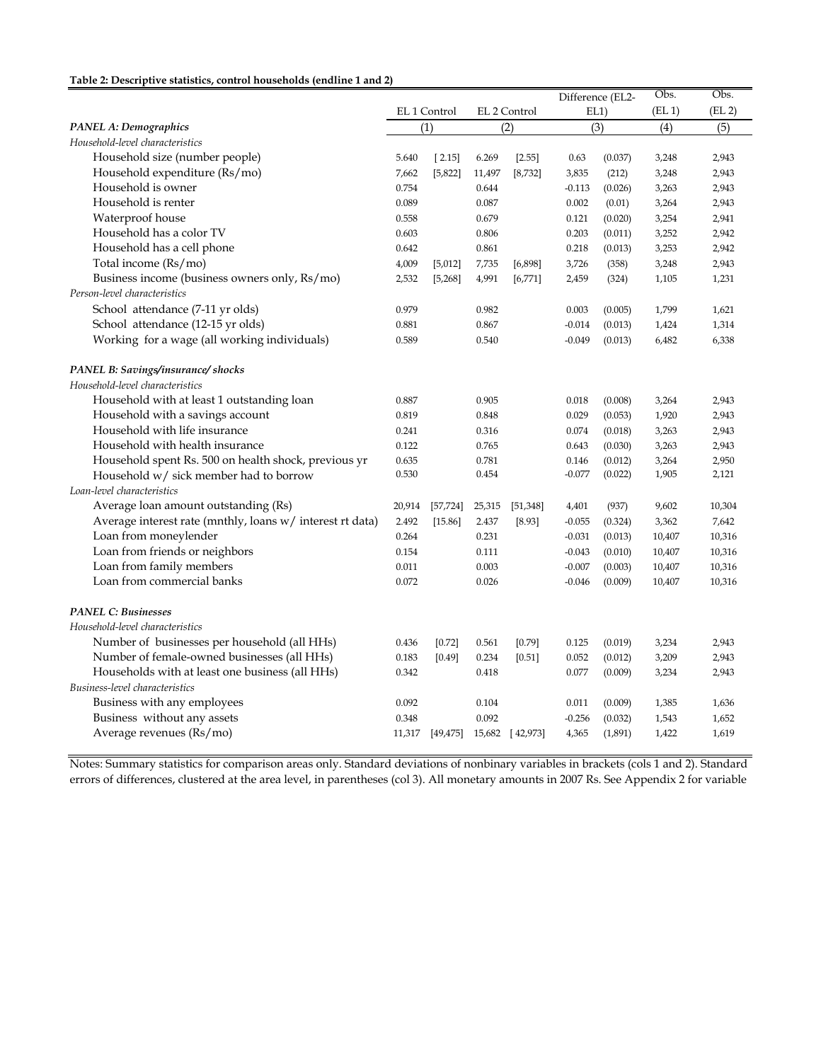**Table 2: Descriptive statistics, control households (endline 1 and 2)**

| | EL 1 Control | | EL 2 Control | | Difference (EL2-EL1) | | Obs. (EL 1) | Obs. (EL 2) |
|---|---|---|---|---|---|---|---|---|
| ***PANEL A: Demographics*** | (1) | | (2) | | (3) | | (4) | (5) |
| *Household-level characteristics* | | | | | | | | |
| Household size (number people) | 5.640 | [ 2.15] | 6.269 | [2.55] | 0.63 | (0.037) | 3,248 | 2,943 |
| Household expenditure (Rs/mo) | 7,662 | [5,822] | 11,497 | [8,732] | 3,835 | (212) | 3,248 | 2,943 |
| Household is owner | 0.754 | | 0.644 | | -0.113 | (0.026) | 3,263 | 2,943 |
| Household is renter | 0.089 | | 0.087 | | 0.002 | (0.01) | 3,264 | 2,943 |
| Waterproof house | 0.558 | | 0.679 | | 0.121 | (0.020) | 3,254 | 2,941 |
| Household has a color TV | 0.603 | | 0.806 | | 0.203 | (0.011) | 3,252 | 2,942 |
| Household has a cell phone | 0.642 | | 0.861 | | 0.218 | (0.013) | 3,253 | 2,942 |
| Total income (Rs/mo) | 4,009 | [5,012] | 7,735 | [6,898] | 3,726 | (358) | 3,248 | 2,943 |
| Business income (business owners only, Rs/mo) | 2,532 | [5,268] | 4,991 | [6,771] | 2,459 | (324) | 1,105 | 1,231 |
| *Person-level characteristics* | | | | | | | | |
| School attendance (7-11 yr olds) | 0.979 | | 0.982 | | 0.003 | (0.005) | 1,799 | 1,621 |
| School attendance (12-15 yr olds) | 0.881 | | 0.867 | | -0.014 | (0.013) | 1,424 | 1,314 |
| Working for a wage (all working individuals) | 0.589 | | 0.540 | | -0.049 | (0.013) | 6,482 | 6,338 |
| ***PANEL B: Savings/insurance/ shocks*** | | | | | | | | |
| *Household-level characteristics* | | | | | | | | |
| Household with at least 1 outstanding loan | 0.887 | | 0.905 | | 0.018 | (0.008) | 3,264 | 2,943 |
| Household with a savings account | 0.819 | | 0.848 | | 0.029 | (0.053) | 1,920 | 2,943 |
| Household with life insurance | 0.241 | | 0.316 | | 0.074 | (0.018) | 3,263 | 2,943 |
| Household with health insurance | 0.122 | | 0.765 | | 0.643 | (0.030) | 3,263 | 2,943 |
| Household spent Rs. 500 on health shock, previous yr | 0.635 | | 0.781 | | 0.146 | (0.012) | 3,264 | 2,950 |
| Household w/ sick member had to borrow | 0.530 | | 0.454 | | -0.077 | (0.022) | 1,905 | 2,121 |
| *Loan-level characteristics* | | | | | | | | |
| Average loan amount outstanding (Rs) | 20,914 | [57,724] | 25,315 | [51,348] | 4,401 | (937) | 9,602 | 10,304 |
| Average interest rate (mnthly, loans w/ interest rt data) | 2.492 | [15.86] | 2.437 | [8.93] | -0.055 | (0.324) | 3,362 | 7,642 |
| Loan from moneylender | 0.264 | | 0.231 | | -0.031 | (0.013) | 10,407 | 10,316 |
| Loan from friends or neighbors | 0.154 | | 0.111 | | -0.043 | (0.010) | 10,407 | 10,316 |
| Loan from family members | 0.011 | | 0.003 | | -0.007 | (0.003) | 10,407 | 10,316 |
| Loan from commercial banks | 0.072 | | 0.026 | | -0.046 | (0.009) | 10,407 | 10,316 |
| ***PANEL C: Businesses*** | | | | | | | | |
| *Household-level characteristics* | | | | | | | | |
| Number of businesses per household (all HHs) | 0.436 | [0.72] | 0.561 | [0.79] | 0.125 | (0.019) | 3,234 | 2,943 |
| Number of female-owned businesses (all HHs) | 0.183 | [0.49] | 0.234 | [0.51] | 0.052 | (0.012) | 3,209 | 2,943 |
| Households with at least one business (all HHs) | 0.342 | | 0.418 | | 0.077 | (0.009) | 3,234 | 2,943 |
| *Business-level characteristics* | | | | | | | | |
| Business with any employees | 0.092 | | 0.104 | | 0.011 | (0.009) | 1,385 | 1,636 |
| Business without any assets | 0.348 | | 0.092 | | -0.256 | (0.032) | 1,543 | 1,652 |
| Average revenues (Rs/mo) | 11,317 | [49,475] | 15,682 | [ 42,973] | 4,365 | (1,891) | 1,422 | 1,619 |

Notes: Summary statistics for comparison areas only. Standard deviations of nonbinary variables in brackets (cols 1 and 2). Standard errors of differences, clustered at the area level, in parentheses (col 3). All monetary amounts in 2007 Rs. See Appendix 2 for variable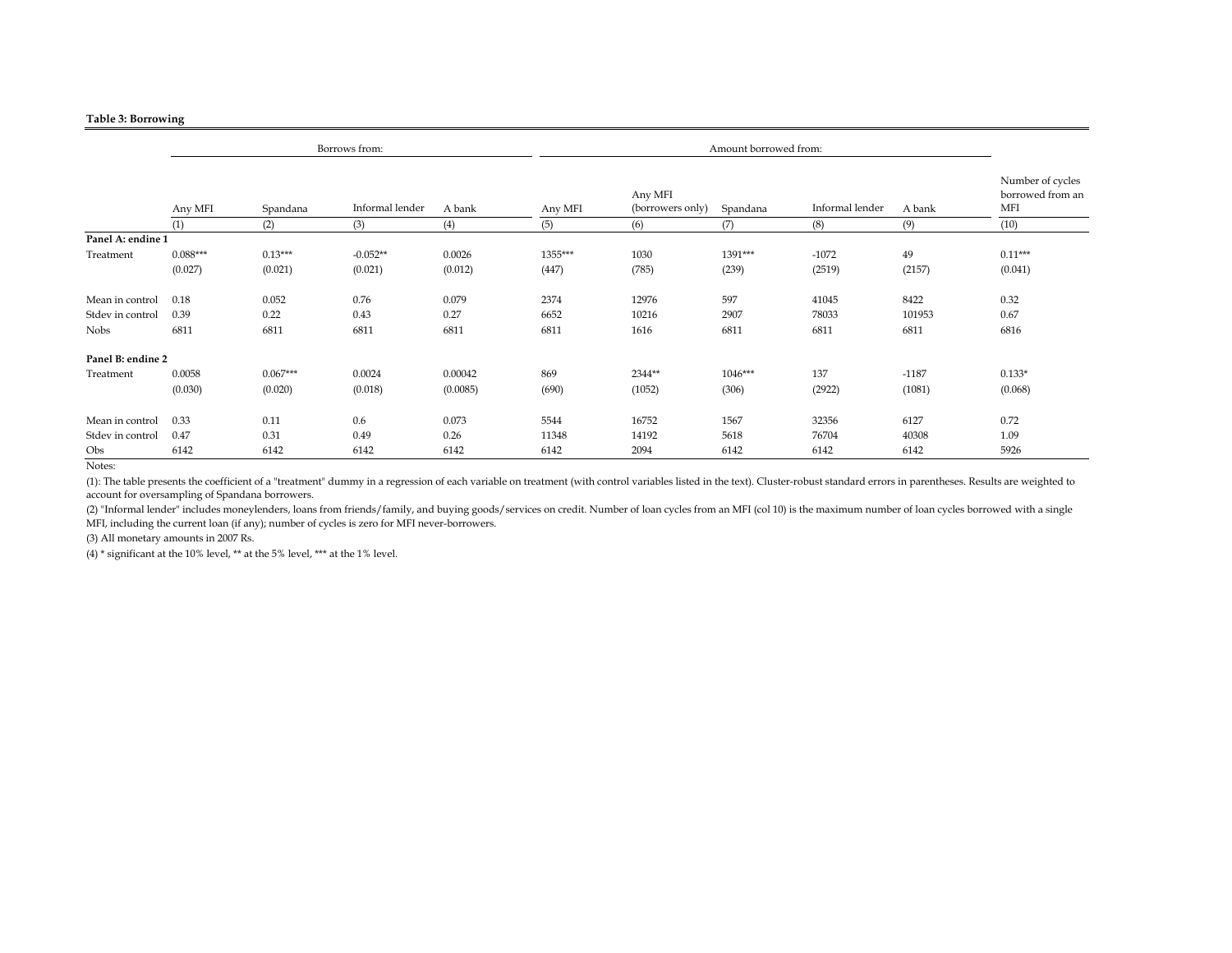**Table 3: Borrowing**

| | Borrows from: | | | | Amount borrowed from: | | | | | |
|---|---|---|---|---|---|---|---|---|---|---|
| | Any MFI | Spandana | Informal lender | A bank | Any MFI | Any MFI (borrowers only) | Spandana | Informal lender | A bank | Number of cycles borrowed from an MFI |
| | (1) | (2) | (3) | (4) | (5) | (6) | (7) | (8) | (9) | (10) |
| **Panel A: endine 1** | | | | | | | | | | |
| Treatment | 0.088*** | 0.13*** | -0.052** | 0.0026 | 1355*** | 1030 | 1391*** | -1072 | 49 | 0.11*** |
| | (0.027) | (0.021) | (0.021) | (0.012) | (447) | (785) | (239) | (2519) | (2157) | (0.041) |
| Mean in control | 0.18 | 0.052 | 0.76 | 0.079 | 2374 | 12976 | 597 | 41045 | 8422 | 0.32 |
| Stdev in control | 0.39 | 0.22 | 0.43 | 0.27 | 6652 | 10216 | 2907 | 78033 | 101953 | 0.67 |
| Nobs | 6811 | 6811 | 6811 | 6811 | 6811 | 1616 | 6811 | 6811 | 6811 | 6816 |
| **Panel B: endine 2** | | | | | | | | | | |
| Treatment | 0.0058 | 0.067*** | 0.0024 | 0.00042 | 869 | 2344** | 1046*** | 137 | -1187 | 0.133* |
| | (0.030) | (0.020) | (0.018) | (0.0085) | (690) | (1052) | (306) | (2922) | (1081) | (0.068) |
| Mean in control | 0.33 | 0.11 | 0.6 | 0.073 | 5544 | 16752 | 1567 | 32356 | 6127 | 0.72 |
| Stdev in control | 0.47 | 0.31 | 0.49 | 0.26 | 11348 | 14192 | 5618 | 76704 | 40308 | 1.09 |
| Obs | 6142 | 6142 | 6142 | 6142 | 6142 | 2094 | 6142 | 6142 | 6142 | 5926 |

Notes:

(1): The table presents the coefficient of a "treatment" dummy in a regression of each variable on treatment (with control variables listed in the text). Cluster-robust standard errors in parentheses. Results are weighted to account for oversampling of Spandana borrowers.

(2) "Informal lender" includes moneylenders, loans from friends/family, and buying goods/services on credit. Number of loan cycles from an MFI (col 10) is the maximum number of loan cycles borrowed with a single MFI, including the current loan (if any); number of cycles is zero for MFI never-borrowers.

(3) All monetary amounts in 2007 Rs.

(4) * significant at the 10% level, ** at the 5% level, *** at the 1% level.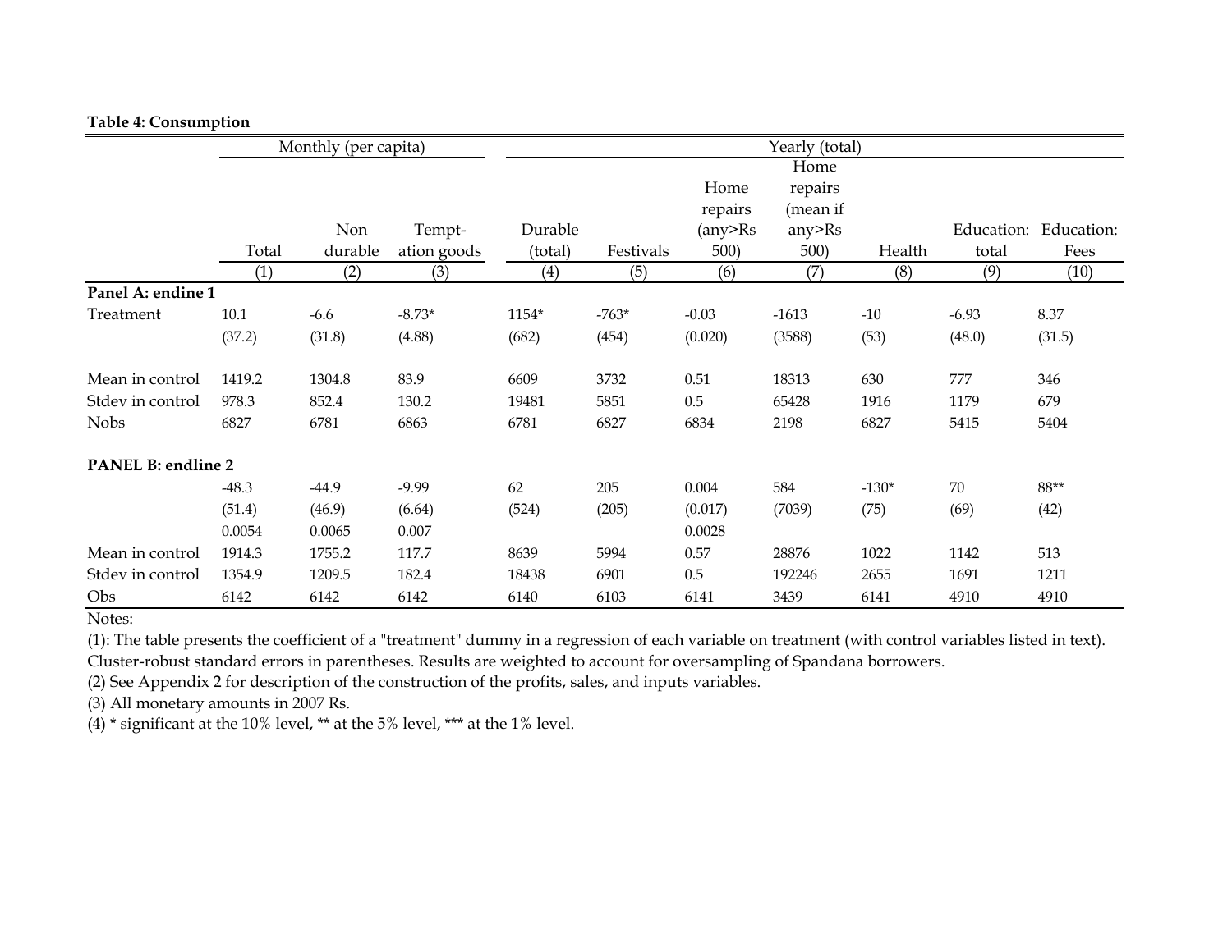**Table 4: Consumption**

| | Monthly (per capita) | | | Yearly (total) | | | | | | |
|---|---|---|---|---|---|---|---|---|---|---|
| | Total | Non durable | Tempt-ation goods | Durable (total) | Festivals | Home repairs (any>Rs 500) | Home repairs (mean if any>Rs 500) | Health | Education: total | Education: Fees |
| | (1) | (2) | (3) | (4) | (5) | (6) | (7) | (8) | (9) | (10) |
| **Panel A: endine 1** | | | | | | | | | | |
| Treatment | 10.1 | -6.6 | -8.73* | 1154* | -763* | -0.03 | -1613 | -10 | -6.93 | 8.37 |
| | (37.2) | (31.8) | (4.88) | (682) | (454) | (0.020) | (3588) | (53) | (48.0) | (31.5) |
| Mean in control | 1419.2 | 1304.8 | 83.9 | 6609 | 3732 | 0.51 | 18313 | 630 | 777 | 346 |
| Stdev in control | 978.3 | 852.4 | 130.2 | 19481 | 5851 | 0.5 | 65428 | 1916 | 1179 | 679 |
| Nobs | 6827 | 6781 | 6863 | 6781 | 6827 | 6834 | 2198 | 6827 | 5415 | 5404 |
| **PANEL B: endline 2** | | | | | | | | | | |
| | -48.3 | -44.9 | -9.99 | 62 | 205 | 0.004 | 584 | -130* | 70 | 88** |
| | (51.4) | (46.9) | (6.64) | (524) | (205) | (0.017) | (7039) | (75) | (69) | (42) |
| | 0.0054 | 0.0065 | 0.007 | | | 0.0028 | | | | |
| Mean in control | 1914.3 | 1755.2 | 117.7 | 8639 | 5994 | 0.57 | 28876 | 1022 | 1142 | 513 |
| Stdev in control | 1354.9 | 1209.5 | 182.4 | 18438 | 6901 | 0.5 | 192246 | 2655 | 1691 | 1211 |
| Obs | 6142 | 6142 | 6142 | 6140 | 6103 | 6141 | 3439 | 6141 | 4910 | 4910 |

Notes:

(1): The table presents the coefficient of a "treatment" dummy in a regression of each variable on treatment (with control variables listed in text). Cluster-robust standard errors in parentheses. Results are weighted to account for oversampling of Spandana borrowers.

(2) See Appendix 2 for description of the construction of the profits, sales, and inputs variables.

(3) All monetary amounts in 2007 Rs.

(4) * significant at the 10% level, ** at the 5% level, *** at the 1% level.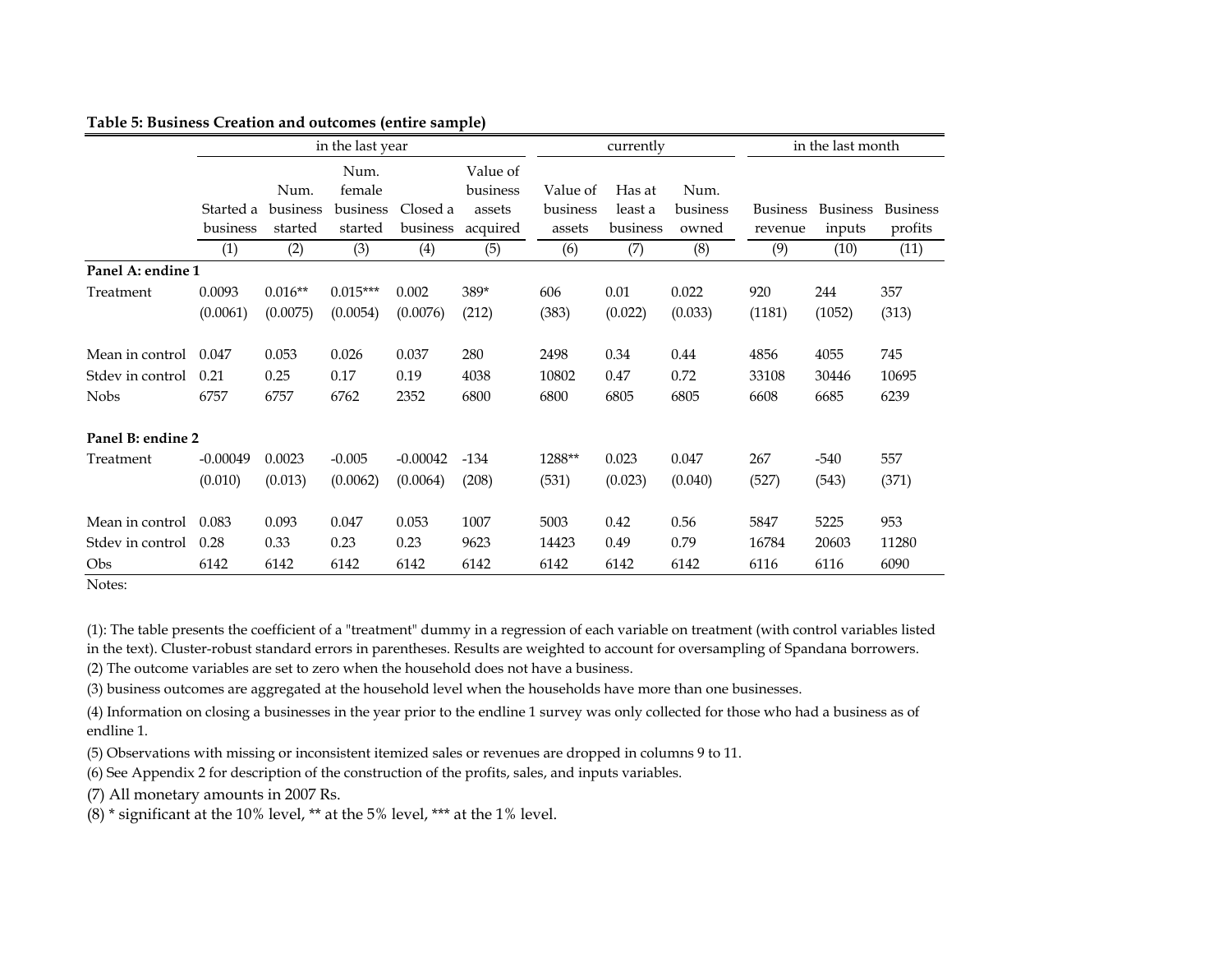**Table 5: Business Creation and outcomes (entire sample)**

| | in the last year | | | | | currently | | | in the last month | | |
|---|---|---|---|---|---|---|---|---|---|---|---|
| | Started a business | Num. business started | Num. female business started | Closed a business | Value of business assets acquired | Value of business assets | Has at least a business | Num. business owned | Business revenue | Business inputs | Business profits |
| | (1) | (2) | (3) | (4) | (5) | (6) | (7) | (8) | (9) | (10) | (11) |
| **Panel A: endine 1** | | | | | | | | | | | |
| Treatment | 0.0093 | 0.016** | 0.015*** | 0.002 | 389* | 606 | 0.01 | 0.022 | 920 | 244 | 357 |
| | (0.0061) | (0.0075) | (0.0054) | (0.0076) | (212) | (383) | (0.022) | (0.033) | (1181) | (1052) | (313) |
| Mean in control | 0.047 | 0.053 | 0.026 | 0.037 | 280 | 2498 | 0.34 | 0.44 | 4856 | 4055 | 745 |
| Stdev in control | 0.21 | 0.25 | 0.17 | 0.19 | 4038 | 10802 | 0.47 | 0.72 | 33108 | 30446 | 10695 |
| Nobs | 6757 | 6757 | 6762 | 2352 | 6800 | 6800 | 6805 | 6805 | 6608 | 6685 | 6239 |
| **Panel B: endine 2** | | | | | | | | | | | |
| Treatment | -0.00049 | 0.0023 | -0.005 | -0.00042 | -134 | 1288** | 0.023 | 0.047 | 267 | -540 | 557 |
| | (0.010) | (0.013) | (0.0062) | (0.0064) | (208) | (531) | (0.023) | (0.040) | (527) | (543) | (371) |
| Mean in control | 0.083 | 0.093 | 0.047 | 0.053 | 1007 | 5003 | 0.42 | 0.56 | 5847 | 5225 | 953 |
| Stdev in control | 0.28 | 0.33 | 0.23 | 0.23 | 9623 | 14423 | 0.49 | 0.79 | 16784 | 20603 | 11280 |
| Obs | 6142 | 6142 | 6142 | 6142 | 6142 | 6142 | 6142 | 6142 | 6116 | 6116 | 6090 |

Notes:

(1): The table presents the coefficient of a "treatment" dummy in a regression of each variable on treatment (with control variables listed in the text). Cluster-robust standard errors in parentheses. Results are weighted to account for oversampling of Spandana borrowers.

(2) The outcome variables are set to zero when the household does not have a business.

(3) business outcomes are aggregated at the household level when the households have more than one businesses.

(4) Information on closing a businesses in the year prior to the endline 1 survey was only collected for those who had a business as of endline 1.

(5) Observations with missing or inconsistent itemized sales or revenues are dropped in columns 9 to 11.

(6) See Appendix 2 for description of the construction of the profits, sales, and inputs variables.

(7) All monetary amounts in 2007 Rs.

(8) * significant at the 10% level, ** at the 5% level, *** at the 1% level.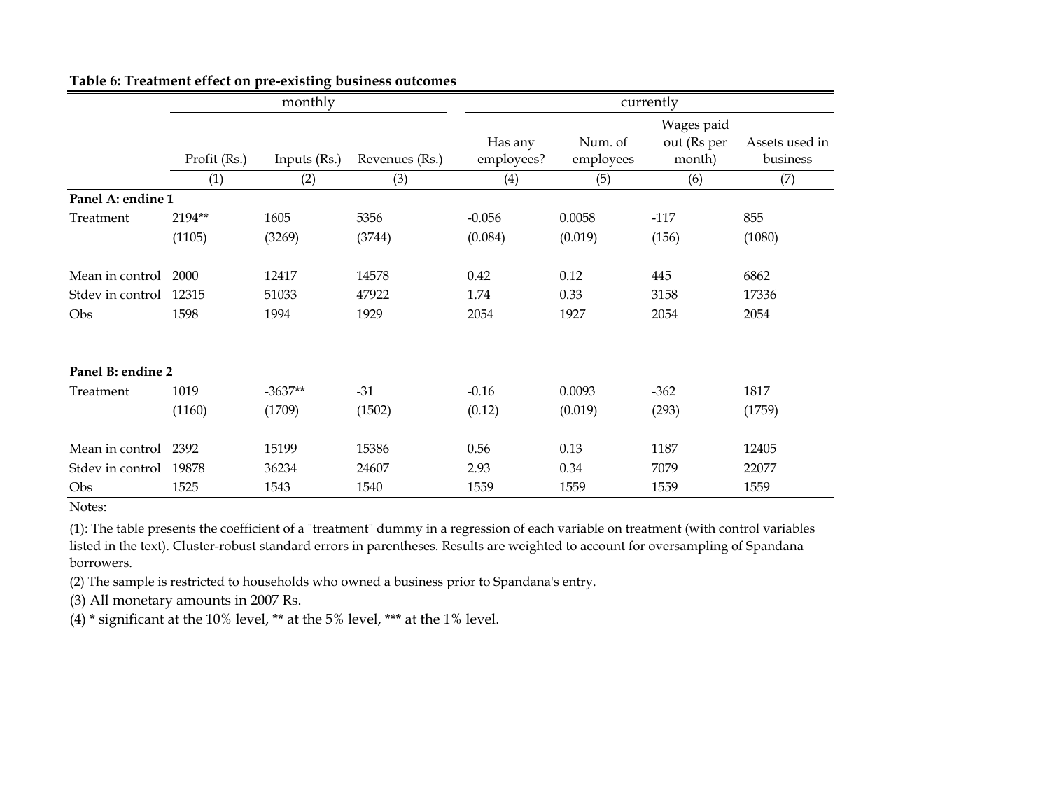**Table 6: Treatment effect on pre-existing business outcomes**

| | monthly | | | currently | | | |
|---|---|---|---|---|---|---|---|
| | Profit (Rs.) | Inputs (Rs.) | Revenues (Rs.) | Has any employees? | Num. of employees | Wages paid out (Rs per month) | Assets used in business |
| | (1) | (2) | (3) | (4) | (5) | (6) | (7) |
| **Panel A: endine 1** | | | | | | | |
| Treatment | 2194** | 1605 | 5356 | -0.056 | 0.0058 | -117 | 855 |
| | (1105) | (3269) | (3744) | (0.084) | (0.019) | (156) | (1080) |
| Mean in control | 2000 | 12417 | 14578 | 0.42 | 0.12 | 445 | 6862 |
| Stdev in control | 12315 | 51033 | 47922 | 1.74 | 0.33 | 3158 | 17336 |
| Obs | 1598 | 1994 | 1929 | 2054 | 1927 | 2054 | 2054 |
| **Panel B: endine 2** | | | | | | | |
| Treatment | 1019 | -3637** | -31 | -0.16 | 0.0093 | -362 | 1817 |
| | (1160) | (1709) | (1502) | (0.12) | (0.019) | (293) | (1759) |
| Mean in control | 2392 | 15199 | 15386 | 0.56 | 0.13 | 1187 | 12405 |
| Stdev in control | 19878 | 36234 | 24607 | 2.93 | 0.34 | 7079 | 22077 |
| Obs | 1525 | 1543 | 1540 | 1559 | 1559 | 1559 | 1559 |

Notes:

(1): The table presents the coefficient of a "treatment" dummy in a regression of each variable on treatment (with control variables listed in the text). Cluster-robust standard errors in parentheses. Results are weighted to account for oversampling of Spandana borrowers.

(2) The sample is restricted to households who owned a business prior to Spandana's entry.

(3) All monetary amounts in 2007 Rs.

(4) * significant at the 10% level, ** at the 5% level, *** at the 1% level.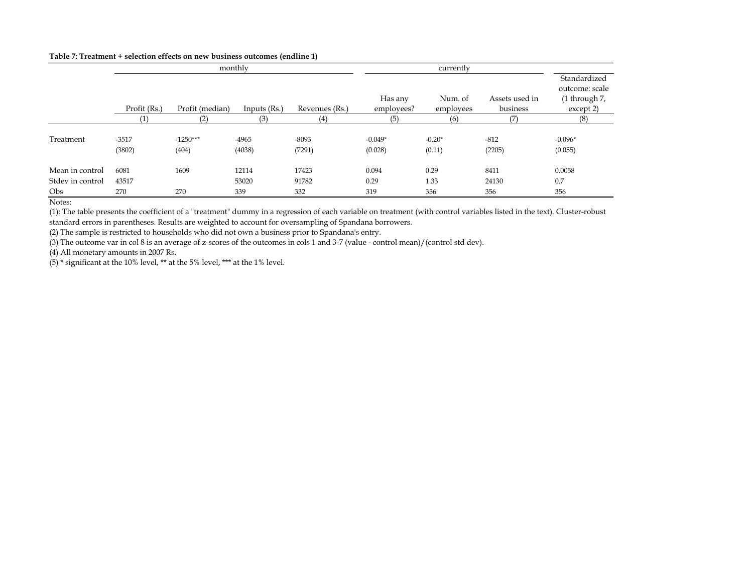**Table 7: Treatment + selection effects on new business outcomes (endline 1)**

| | monthly | | | | currently | | | |
|---|---|---|---|---|---|---|---|---|
| | Profit (Rs.) | Profit (median) | Inputs (Rs.) | Revenues (Rs.) | Has any employees? | Num. of employees | Assets used in business | Standardized outcome: scale (1 through 7, except 2) |
| | (1) | (2) | (3) | (4) | (5) | (6) | (7) | (8) |
| Treatment | -3517 | -1250*** | -4965 | -8093 | -0.049* | -0.20* | -812 | -0.096* |
| | (3802) | (404) | (4038) | (7291) | (0.028) | (0.11) | (2205) | (0.055) |
| Mean in control | 6081 | 1609 | 12114 | 17423 | 0.094 | 0.29 | 8411 | 0.0058 |
| Stdev in control | 43517 | | 53020 | 91782 | 0.29 | 1.33 | 24130 | 0.7 |
| Obs | 270 | 270 | 339 | 332 | 319 | 356 | 356 | 356 |

Notes:

(1): The table presents the coefficient of a "treatment" dummy in a regression of each variable on treatment (with control variables listed in the text). Cluster-robust standard errors in parentheses. Results are weighted to account for oversampling of Spandana borrowers.

(2) The sample is restricted to households who did not own a business prior to Spandana's entry.

(3) The outcome var in col 8 is an average of z-scores of the outcomes in cols 1 and 3-7 (value - control mean)/(control std dev).

(4) All monetary amounts in 2007 Rs.

(5) * significant at the 10% level, ** at the 5% level, *** at the 1% level.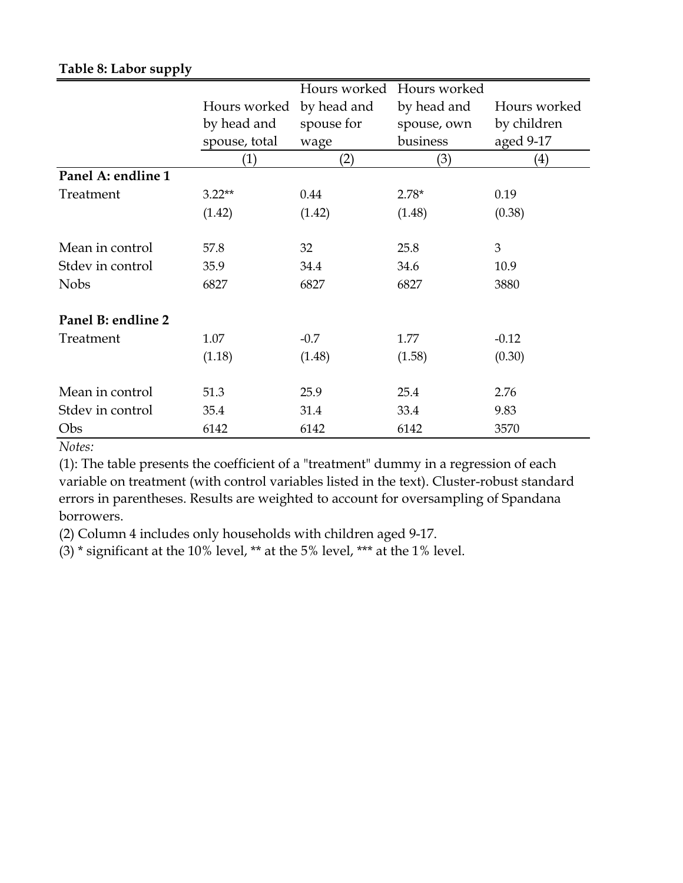**Table 8: Labor supply**

| | Hours worked by head and spouse, total | Hours worked by head and spouse for wage | Hours worked by head and spouse, own business | Hours worked by children aged 9-17 |
|---|---|---|---|---|
| | (1) | (2) | (3) | (4) |
| **Panel A: endline 1** | | | | |
| Treatment | 3.22** | 0.44 | 2.78* | 0.19 |
| | (1.42) | (1.42) | (1.48) | (0.38) |
| | | | | |
| Mean in control | 57.8 | 32 | 25.8 | 3 |
| Stdev in control | 35.9 | 34.4 | 34.6 | 10.9 |
| Nobs | 6827 | 6827 | 6827 | 3880 |
| | | | | |
| **Panel B: endline 2** | | | | |
| Treatment | 1.07 | -0.7 | 1.77 | -0.12 |
| | (1.18) | (1.48) | (1.58) | (0.30) |
| | | | | |
| Mean in control | 51.3 | 25.9 | 25.4 | 2.76 |
| Stdev in control | 35.4 | 31.4 | 33.4 | 9.83 |
| Obs | 6142 | 6142 | 6142 | 3570 |

*Notes:*

(1): The table presents the coefficient of a "treatment" dummy in a regression of each variable on treatment (with control variables listed in the text). Cluster-robust standard errors in parentheses. Results are weighted to account for oversampling of Spandana borrowers.

(2) Column 4 includes only households with children aged 9-17.

(3) * significant at the 10% level, ** at the 5% level, *** at the 1% level.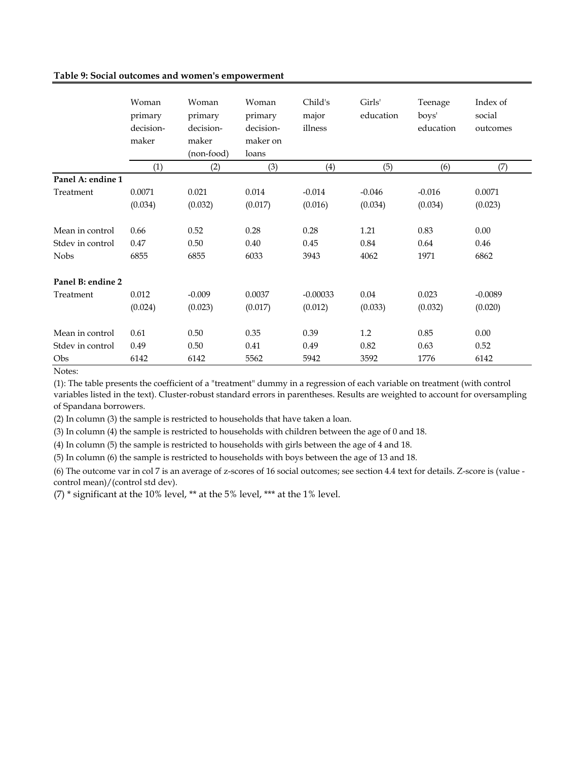**Table 9: Social outcomes and women's empowerment**

| | Woman primary decision-maker | Woman primary decision-maker (non-food) | Woman primary decision-maker on loans | Child's major illness | Girls' education | Teenage boys' education | Index of social outcomes |
|---|---|---|---|---|---|---|---|
| | (1) | (2) | (3) | (4) | (5) | (6) | (7) |
| **Panel A: endine 1** | | | | | | | |
| Treatment | 0.0071 | 0.021 | 0.014 | -0.014 | -0.046 | -0.016 | 0.0071 |
| | (0.034) | (0.032) | (0.017) | (0.016) | (0.034) | (0.034) | (0.023) |
| Mean in control | 0.66 | 0.52 | 0.28 | 0.28 | 1.21 | 0.83 | 0.00 |
| Stdev in control | 0.47 | 0.50 | 0.40 | 0.45 | 0.84 | 0.64 | 0.46 |
| Nobs | 6855 | 6855 | 6033 | 3943 | 4062 | 1971 | 6862 |
| **Panel B: endine 2** | | | | | | | |
| Treatment | 0.012 | -0.009 | 0.0037 | -0.00033 | 0.04 | 0.023 | -0.0089 |
| | (0.024) | (0.023) | (0.017) | (0.012) | (0.033) | (0.032) | (0.020) |
| Mean in control | 0.61 | 0.50 | 0.35 | 0.39 | 1.2 | 0.85 | 0.00 |
| Stdev in control | 0.49 | 0.50 | 0.41 | 0.49 | 0.82 | 0.63 | 0.52 |
| Obs | 6142 | 6142 | 5562 | 5942 | 3592 | 1776 | 6142 |

Notes:

(1): The table presents the coefficient of a "treatment" dummy in a regression of each variable on treatment (with control variables listed in the text). Cluster-robust standard errors in parentheses. Results are weighted to account for oversampling of Spandana borrowers.

(2) In column (3) the sample is restricted to households that have taken a loan.

(3) In column (4) the sample is restricted to households with children between the age of 0 and 18.

(4) In column (5) the sample is restricted to households with girls between the age of 4 and 18.

(5) In column (6) the sample is restricted to households with boys between the age of 13 and 18.

(6) The outcome var in col 7 is an average of z-scores of 16 social outcomes; see section 4.4 text for details. Z-score is (value - control mean)/(control std dev).

(7) * significant at the 10% level, ** at the 5% level, *** at the 1% level.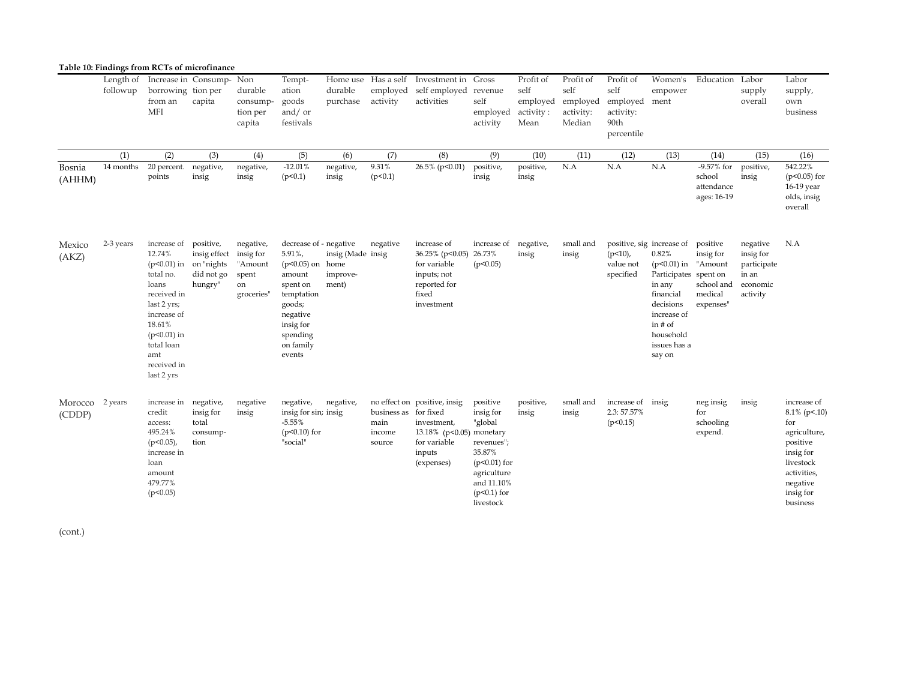**Table 10: Findings from RCTs of microfinance**

| | Length of followup | Increase in borrowing from an MFI | Consumption per capita | Non durable consumption per capita | Temptation goods and/ or festivals | Home use durable purchase | Has a self employed activity | Investment in self employed activities | Gross revenue self employed activity | Profit of self employed activity : Mean | Profit of self employed activity: Median | Profit of self employed activity: 90th percentile | Women's empowerment | Education | Labor supply overall | Labor supply, own business |
|---|---|---|---|---|---|---|---|---|---|---|---|---|---|---|---|---|
| | (1) | (2) | (3) | (4) | (5) | (6) | (7) | (8) | (9) | (10) | (11) | (12) | (13) | (14) | (15) | (16) |
| Bosnia (AHHM) | 14 months | 20 percent. points | negative, insig | negative, insig | -12.01% (p<0.1) | negative, insig | 9.31% (p<0.1) | 26.5% (p<0.01) | positive, insig | positive, insig | N.A | N.A | N.A | -9.57% for school attendance ages: 16-19 | positive, insig | 542.22% (p<0.05) for 16-19 year olds, insig overall |
| Mexico (AKZ) | 2-3 years | increase of 12.74% (p<0.01) in total no. loans received in last 2 yrs; increase of 18.61% (p<0.01) in total loan amt received in last 2 yrs | positive, insig effect on "nights did not go hungry" | negative, insig for "Amount spent on groceries" | decrease of 5.91%, (p<0.05) on amount spent on temptation goods; negative insig for spending on family events | - negative insig (Made home improvement) | negative insig | increase of 36.25% (p<0.05) for variable inputs; not reported for fixed investment | increase of 26.73% (p<0.05) | negative, insig | small and insig | positive, sig (p<10), value not specified | increase of 0.82% (p<0.01) in Participates in any financial decisions increase of in # of household issues has a say on | positive insig for "Amount spent on school and medical expenses" | negative insig for participate in an economic activity | N.A |
| Morocco (CDDP) | 2 years | increase in credit access: 495.24% (p<0.05), increase in loan amount 479.77% (p<0.05) | negative, insig for total consumption | negative insig | negative, insig for sin; -5.55% (p<0.10) for "social" | negative, insig | no effect on business as main income source | positive, insig for fixed investment, 13.18% (p<0.05) for variable inputs (expenses) | positive insig for "global monetary revenues"; 35.87% (p<0.01) for agriculture and 11.10% (p<0.1) for livestock | positive, insig | small and insig | increase of 2.3: 57.57% (p<0.15) | insig | neg insig for schooling expend. | insig | increase of 8.1% (p<.10) for agriculture, positive insig for livestock activities, negative insig for business |

(cont.)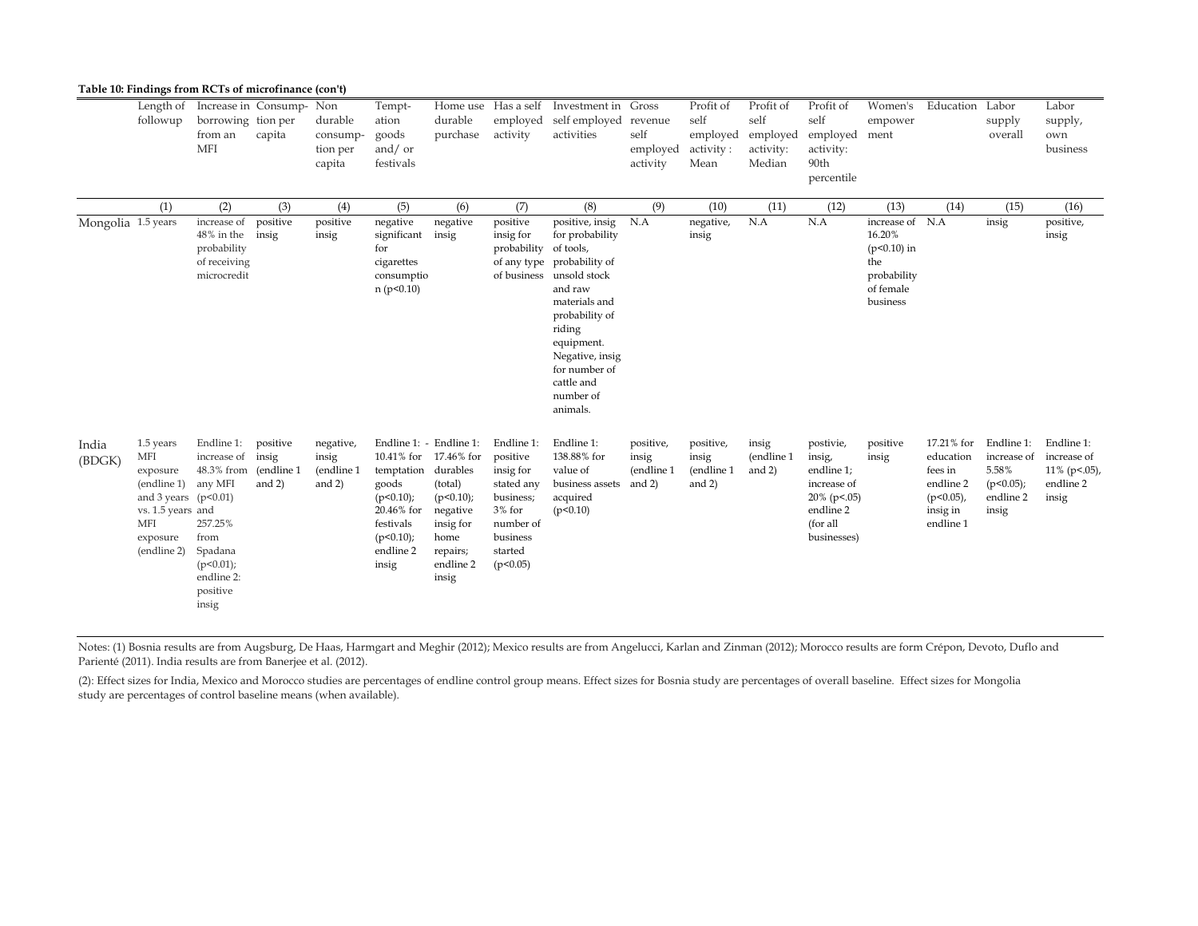**Table 10: Findings from RCTs of microfinance (con't)**

| | Length of followup | Increase in borrowing from an MFI | Consump-tion per capita | Non durable consump-tion per capita | Tempt-ation goods and/ or festivals | Home use durable purchase | Has a self employed activity | Investment in self employed activities | Gross revenue self employed activity | Profit of self employed activity : Mean | Profit of self employed activity: Median | Profit of self employed activity: 90th percentile | Women's empower ment | Education | Labor supply overall | Labor supply, own business |
|---|---|---|---|---|---|---|---|---|---|---|---|---|---|---|---|---|
| | (1) | (2) | (3) | (4) | (5) | (6) | (7) | (8) | (9) | (10) | (11) | (12) | (13) | (14) | (15) | (16) |
| Mongolia | 1.5 years | increase of 48% in the probability of receiving microcredit | positive insig | positive insig | negative significant for cigarettes consumption (p<0.10) | negative insig | positive insig for probability of any type of business | positive, insig for probability of tools, probability of unsold stock and raw materials and probability of riding equipment. Negative, insig for number of cattle and number of animals. | N.A | negative, insig | N.A | N.A | increase of 16.20% (p<0.10) in the probability of female business | N.A | insig | positive, insig |
| India (BDGK) | 1.5 years MFI exposure (endline 1) and 3 years vs. 1.5 years MFI exposure (endline 2) | Endline 1: increase of 48.3% from any MFI (p<0.01) and 257.25% from Spadana (p<0.01); endline 2: positive insig | positive insig (endline 1 and 2) | negative, insig (endline 1 and 2) | Endline 1: - 10.41% for temptation goods (p<0.10); 20.46% for festivals (p<0.10); endline 2 insig | Endline 1: 17.46% for durables (total) (p<0.10); negative insig for home repairs; endline 2 insig | Endline 1: positive insig for stated any business; 3% for number of business started (p<0.05) | Endline 1: 138.88% for value of business assets acquired (p<0.10) | positive, insig (endline 1 and 2) | positive, insig (endline 1 and 2) | insig (endline 1 and 2) | postivie, insig, endline 1; increase of 20% (p<.05) endline 2 (for all businesses) | positive insig | 17.21% for education fees in endline 2 (p<0.05), insig in endline 1 | Endline 1: increase of 5.58% (p<0.05); endline 2 insig | Endline 1: increase of 11% (p<.05), endline 2 insig |

Notes: (1) Bosnia results are from Augsburg, De Haas, Harmgart and Meghir (2012); Mexico results are from Angelucci, Karlan and Zinman (2012); Morocco results are form Crépon, Devoto, Duflo and Parienté (2011). India results are from Banerjee et al. (2012).

(2): Effect sizes for India, Mexico and Morocco studies are percentages of endline control group means. Effect sizes for Bosnia study are percentages of overall baseline. Effect sizes for Mongolia study are percentages of control baseline means (when available).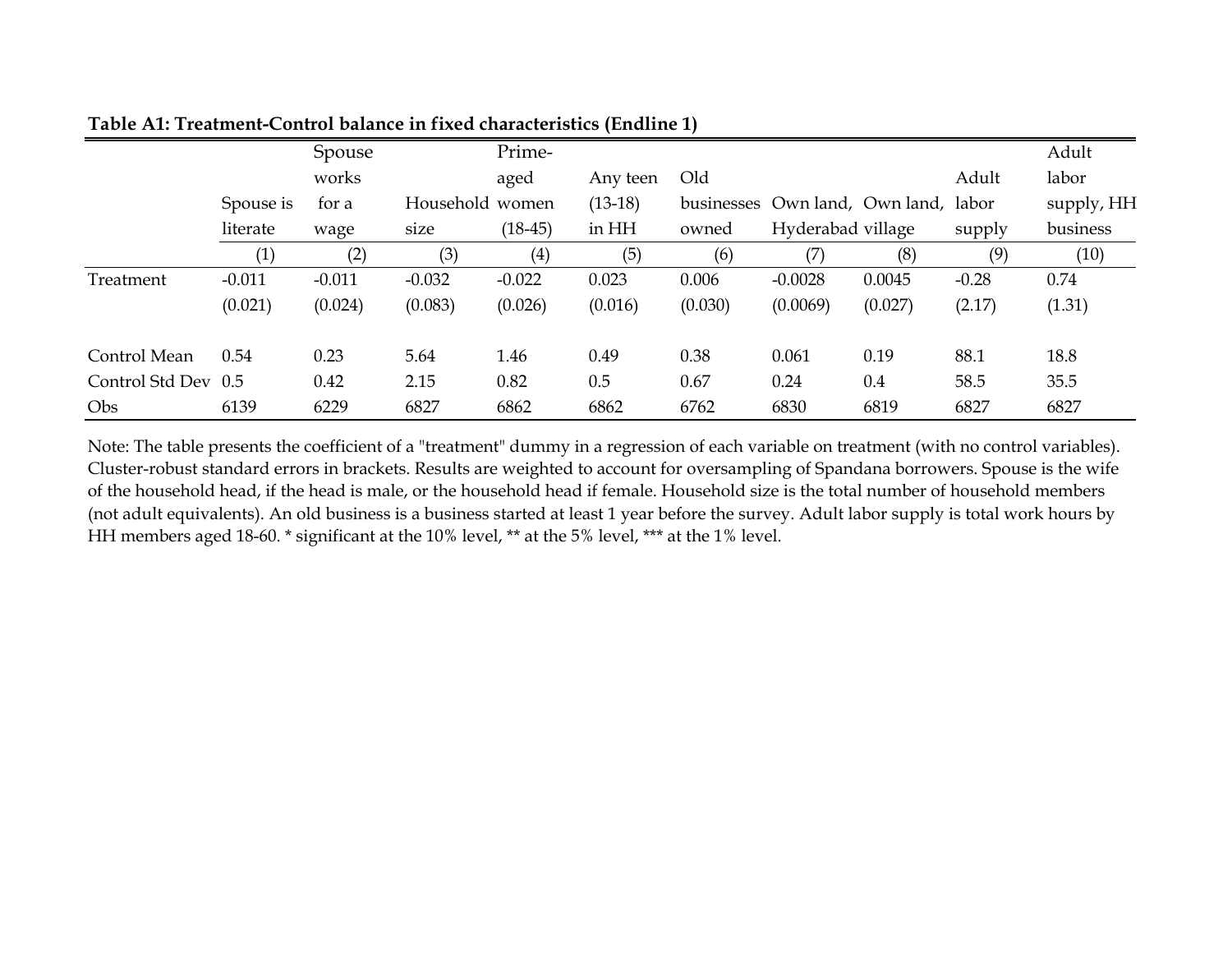**Table A1: Treatment-Control balance in fixed characteristics (Endline 1)**

| | Spouse is literate | Spouse works for a wage | Household size | Prime-aged women (18-45) | Any teen (13-18) in HH | Old businesses owned | Own land, Hyderabad | Own land, village | Adult labor supply | Adult labor supply, HH business |
|---|---|---|---|---|---|---|---|---|---|---|
| | (1) | (2) | (3) | (4) | (5) | (6) | (7) | (8) | (9) | (10) |
| Treatment | -0.011 | -0.011 | -0.032 | -0.022 | 0.023 | 0.006 | -0.0028 | 0.0045 | -0.28 | 0.74 |
| | (0.021) | (0.024) | (0.083) | (0.026) | (0.016) | (0.030) | (0.0069) | (0.027) | (2.17) | (1.31) |
| Control Mean | 0.54 | 0.23 | 5.64 | 1.46 | 0.49 | 0.38 | 0.061 | 0.19 | 88.1 | 18.8 |
| Control Std Dev | 0.5 | 0.42 | 2.15 | 0.82 | 0.5 | 0.67 | 0.24 | 0.4 | 58.5 | 35.5 |
| Obs | 6139 | 6229 | 6827 | 6862 | 6862 | 6762 | 6830 | 6819 | 6827 | 6827 |

Note: The table presents the coefficient of a "treatment" dummy in a regression of each variable on treatment (with no control variables). Cluster-robust standard errors in brackets. Results are weighted to account for oversampling of Spandana borrowers. Spouse is the wife of the household head, if the head is male, or the household head if female. Household size is the total number of household members (not adult equivalents). An old business is a business started at least 1 year before the survey. Adult labor supply is total work hours by HH members aged 18-60. * significant at the 10% level, ** at the 5% level, *** at the 1% level.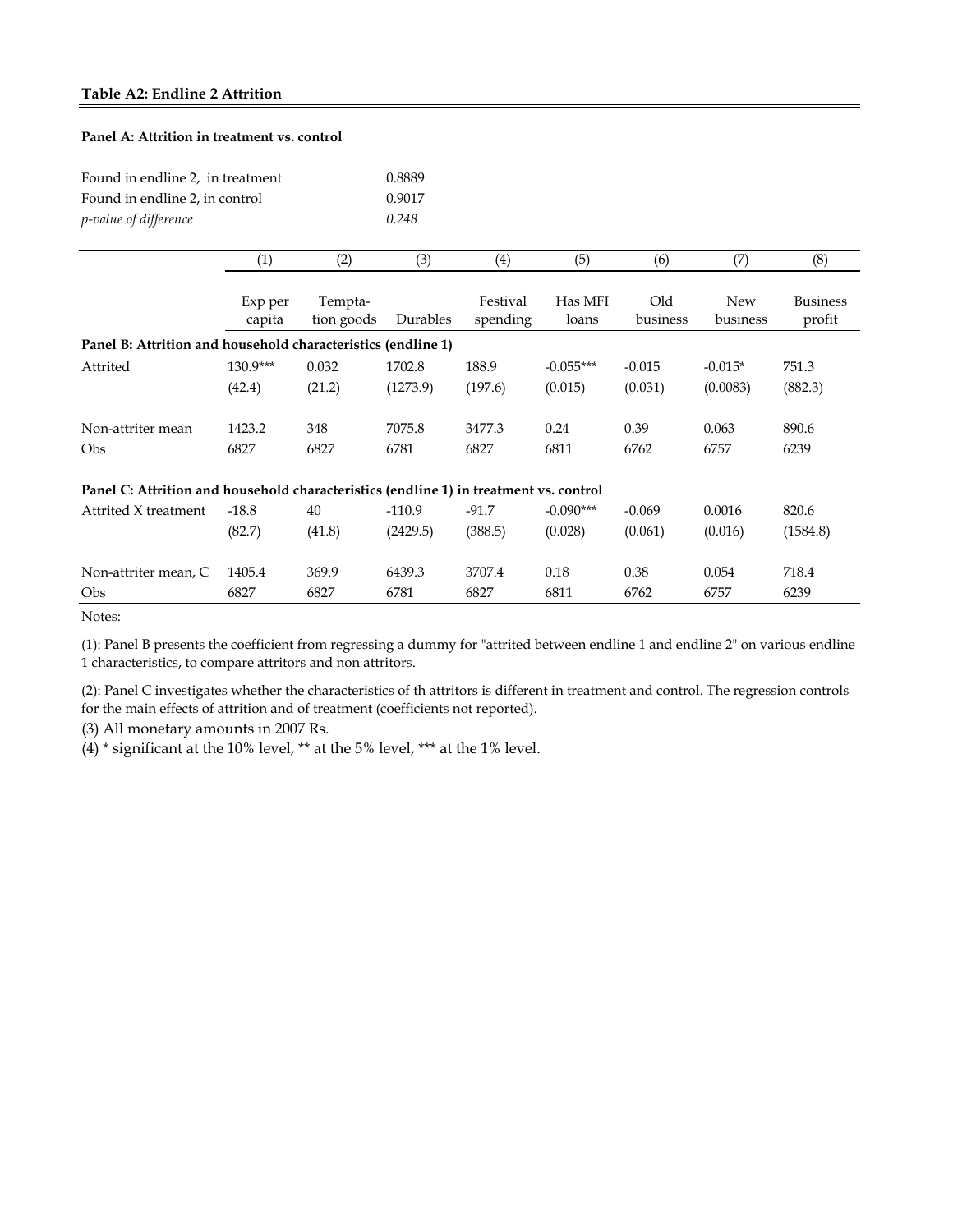**Table A2: Endline 2 Attrition**

**Panel A: Attrition in treatment vs. control**

| | |
|---|---|
| Found in endline 2, in treatment | 0.8889 |
| Found in endline 2, in control | 0.9017 |
| *p-value of difference* | *0.248* |

| | (1) | (2) | (3) | (4) | (5) | (6) | (7) | (8) |
|---|---|---|---|---|---|---|---|---|
| | Exp per capita | Tempta-tion goods | Durables | Festival spending | Has MFI loans | Old business | New business | Business profit |
| **Panel B: Attrition and household characteristics (endline 1)** | | | | | | | | |
| Attrited | 130.9*** | 0.032 | 1702.8 | 188.9 | -0.055*** | -0.015 | -0.015* | 751.3 |
| | (42.4) | (21.2) | (1273.9) | (197.6) | (0.015) | (0.031) | (0.0083) | (882.3) |
| Non-attriter mean | 1423.2 | 348 | 7075.8 | 3477.3 | 0.24 | 0.39 | 0.063 | 890.6 |
| Obs | 6827 | 6827 | 6781 | 6827 | 6811 | 6762 | 6757 | 6239 |
| **Panel C: Attrition and household characteristics (endline 1) in treatment vs. control** | | | | | | | | |
| Attrited X treatment | -18.8 | 40 | -110.9 | -91.7 | -0.090*** | -0.069 | 0.0016 | 820.6 |
| | (82.7) | (41.8) | (2429.5) | (388.5) | (0.028) | (0.061) | (0.016) | (1584.8) |
| Non-attriter mean, C | 1405.4 | 369.9 | 6439.3 | 3707.4 | 0.18 | 0.38 | 0.054 | 718.4 |
| Obs | 6827 | 6827 | 6781 | 6827 | 6811 | 6762 | 6757 | 6239 |

Notes:

(1): Panel B presents the coefficient from regressing a dummy for "attrited between endline 1 and endline 2" on various endline 1 characteristics, to compare attritors and non attritors.

(2): Panel C investigates whether the characteristics of th attritors is different in treatment and control. The regression controls for the main effects of attrition and of treatment (coefficients not reported).

(3) All monetary amounts in 2007 Rs.

(4) * significant at the 10% level, ** at the 5% level, *** at the 1% level.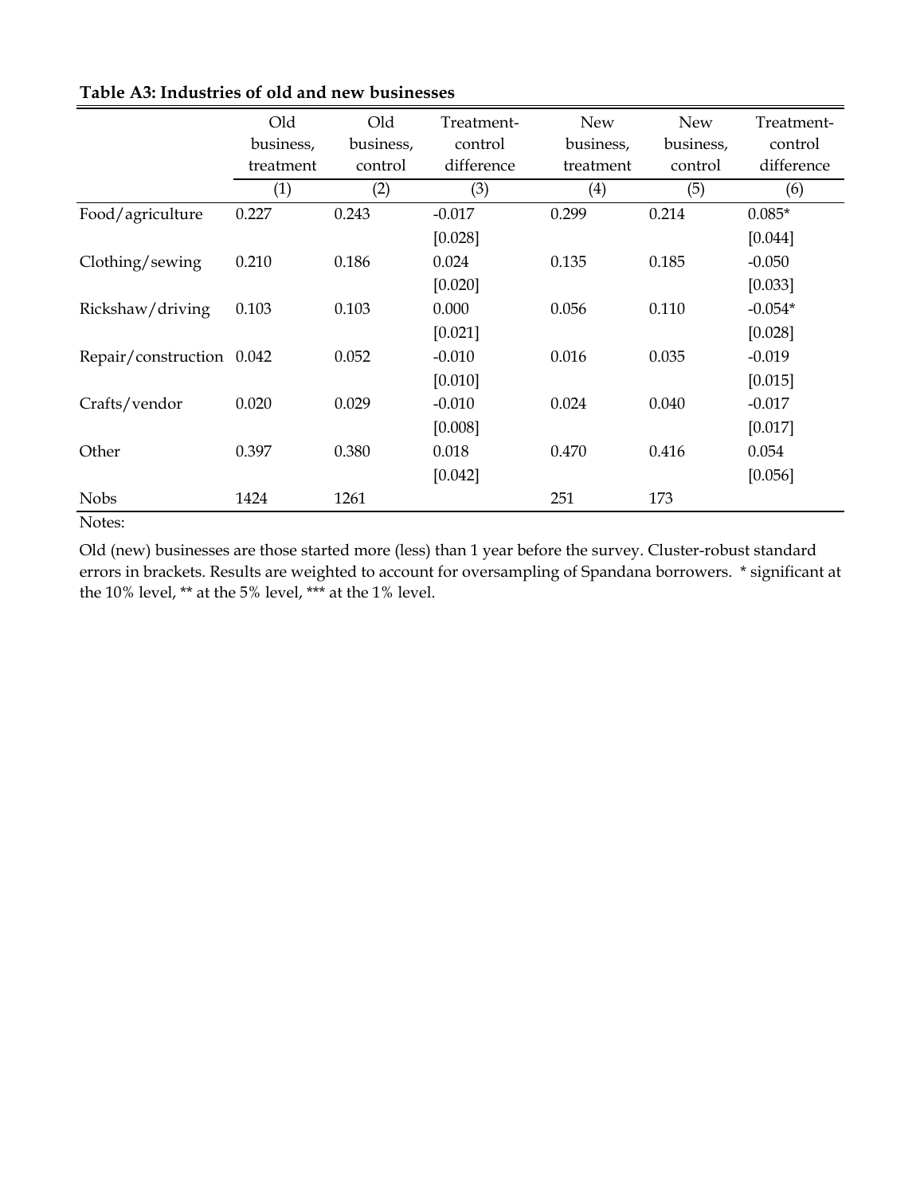**Table A3: Industries of old and new businesses**

| | Old business, treatment | Old business, control | Treatment-control difference | New business, treatment | New business, control | Treatment-control difference |
|---|---|---|---|---|---|---|
| | (1) | (2) | (3) | (4) | (5) | (6) |
| Food/agriculture | 0.227 | 0.243 | -0.017 | 0.299 | 0.214 | 0.085* |
| | | | [0.028] | | | [0.044] |
| Clothing/sewing | 0.210 | 0.186 | 0.024 | 0.135 | 0.185 | -0.050 |
| | | | [0.020] | | | [0.033] |
| Rickshaw/driving | 0.103 | 0.103 | 0.000 | 0.056 | 0.110 | -0.054* |
| | | | [0.021] | | | [0.028] |
| Repair/construction | 0.042 | 0.052 | -0.010 | 0.016 | 0.035 | -0.019 |
| | | | [0.010] | | | [0.015] |
| Crafts/vendor | 0.020 | 0.029 | -0.010 | 0.024 | 0.040 | -0.017 |
| | | | [0.008] | | | [0.017] |
| Other | 0.397 | 0.380 | 0.018 | 0.470 | 0.416 | 0.054 |
| | | | [0.042] | | | [0.056] |
| Nobs | 1424 | 1261 | | 251 | 173 | |

Notes:

Old (new) businesses are those started more (less) than 1 year before the survey. Cluster-robust standard errors in brackets. Results are weighted to account for oversampling of Spandana borrowers. * significant at the 10% level, ** at the 5% level, *** at the 1% level.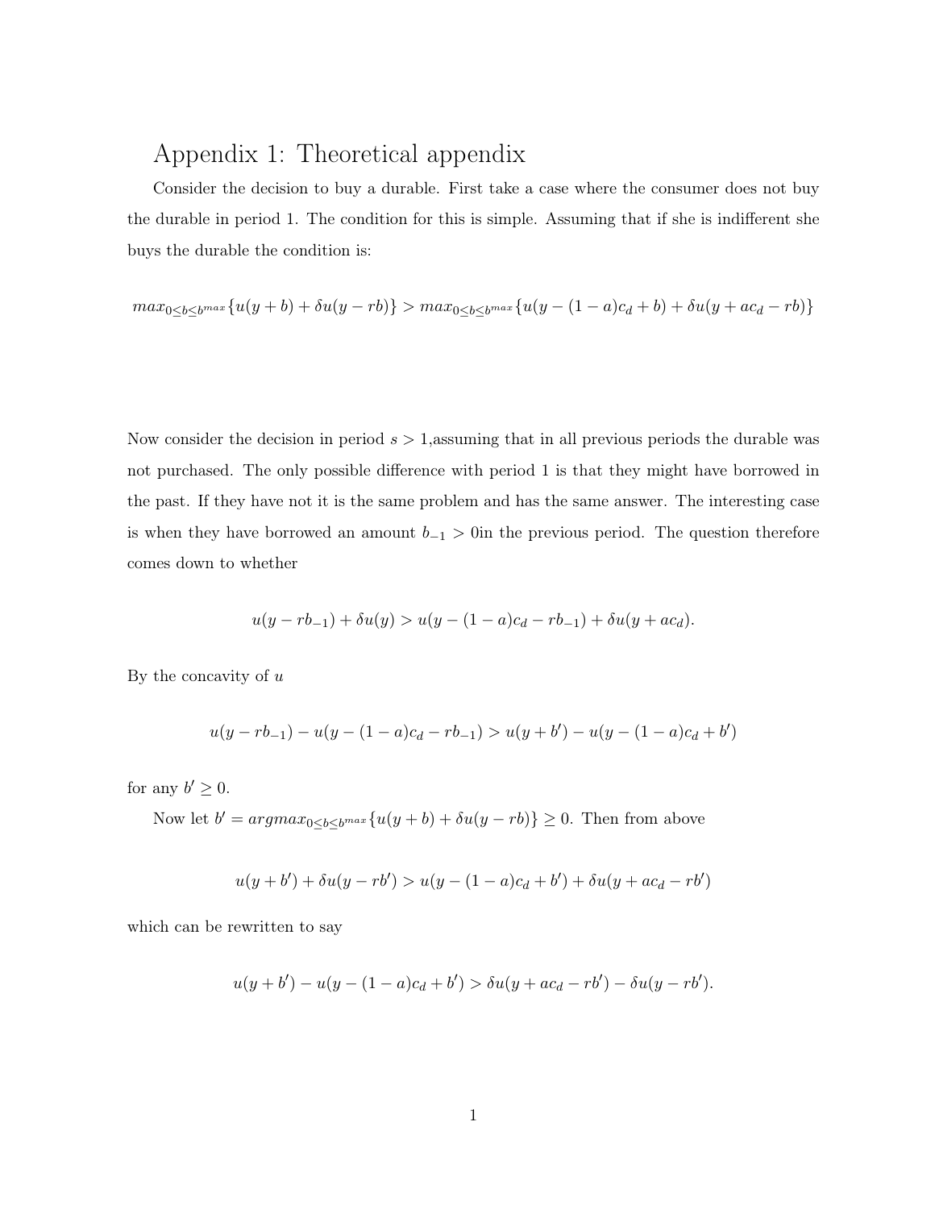# Appendix 1: Theoretical appendix

Consider the decision to buy a durable. First take a case where the consumer does not buy the durable in period 1. The condition for this is simple. Assuming that if she is indifferent she buys the durable the condition is:

$$max_{0 \leq b \leq b^{max}}\{u(y+b) + \delta u(y - rb)\} > max_{0 \leq b \leq b^{max}}\{u(y - (1-a)c_d + b) + \delta u(y + ac_d - rb)\}$$

Now consider the decision in period $s > 1$,assuming that in all previous periods the durable was not purchased. The only possible difference with period 1 is that they might have borrowed in the past. If they have not it is the same problem and has the same answer. The interesting case is when they have borrowed an amount $b_{-1} > 0$in the previous period. The question therefore comes down to whether

$$u(y - rb_{-1}) + \delta u(y) > u(y - (1-a)c_d - rb_{-1}) + \delta u(y + ac_d).$$

By the concavity of $u$

$$u(y - rb_{-1}) - u(y - (1-a)c_d - rb_{-1}) > u(y + b') - u(y - (1-a)c_d + b')$$

for any $b' \geq 0$.

Now let $b' = argmax_{0 \leq b \leq b^{max}}\{u(y+b) + \delta u(y - rb)\} \geq 0$. Then from above

$$u(y + b') + \delta u(y - rb') > u(y - (1-a)c_d + b') + \delta u(y + ac_d - rb')$$

which can be rewritten to say

$$u(y + b') - u(y - (1-a)c_d + b') > \delta u(y + ac_d - rb') - \delta u(y - rb').$$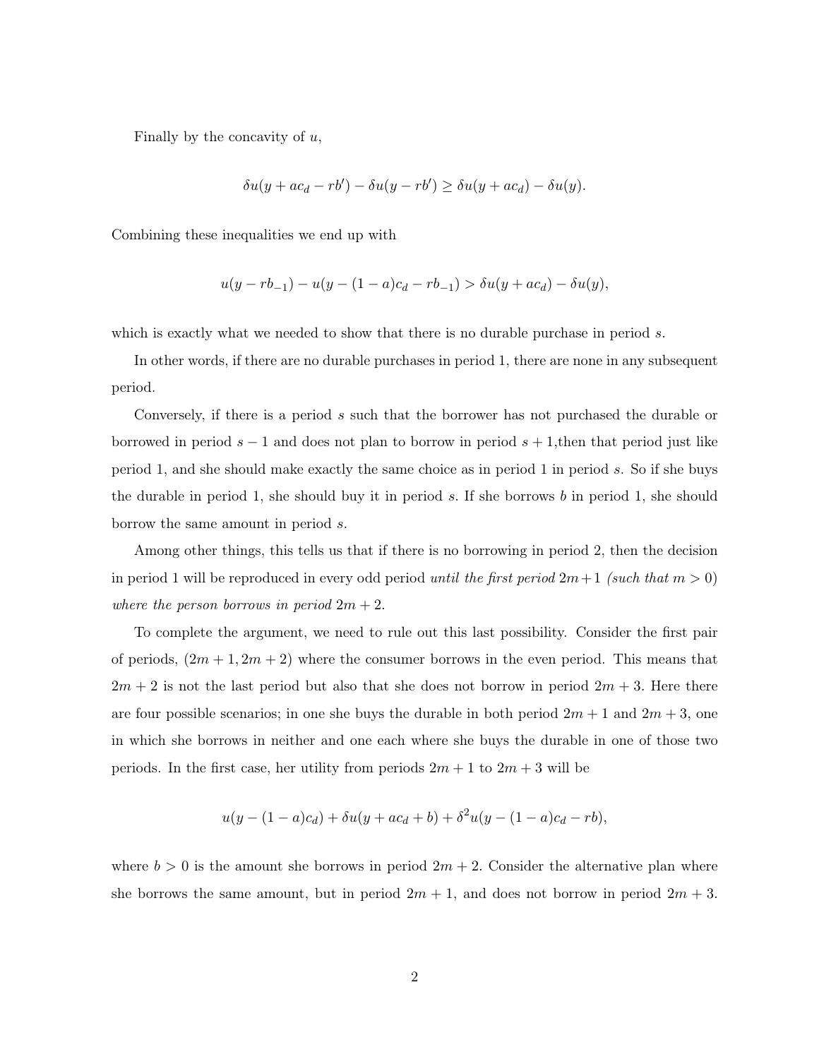Finally by the concavity of $u$,

$$\delta u(y + ac_d - rb') - \delta u(y - rb') \geq \delta u(y + ac_d) - \delta u(y).$$

Combining these inequalities we end up with

$$u(y - rb_{-1}) - u(y - (1-a)c_d - rb_{-1}) > \delta u(y + ac_d) - \delta u(y),$$

which is exactly what we needed to show that there is no durable purchase in period $s$.

In other words, if there are no durable purchases in period 1, there are none in any subsequent period.

Conversely, if there is a period $s$ such that the borrower has not purchased the durable or borrowed in period $s-1$ and does not plan to borrow in period $s+1$,then that period just like period 1, and she should make exactly the same choice as in period 1 in period $s$. So if she buys the durable in period 1, she should buy it in period $s$. If she borrows $b$ in period 1, she should borrow the same amount in period $s$.

Among other things, this tells us that if there is no borrowing in period 2, then the decision in period 1 will be reproduced in every odd period *until the first period* $2m+1$ *(such that* $m > 0$*) where the person borrows in period* $2m+2$.

To complete the argument, we need to rule out this last possibility. Consider the first pair of periods, $(2m+1, 2m+2)$ where the consumer borrows in the even period. This means that $2m+2$ is not the last period but also that she does not borrow in period $2m+3$. Here there are four possible scenarios; in one she buys the durable in both period $2m+1$ and $2m+3$, one in which she borrows in neither and one each where she buys the durable in one of those two periods. In the first case, her utility from periods $2m+1$ to $2m+3$ will be

$$u(y - (1-a)c_d) + \delta u(y + ac_d + b) + \delta^2 u(y - (1-a)c_d - rb),$$

where $b > 0$ is the amount she borrows in period $2m+2$. Consider the alternative plan where she borrows the same amount, but in period $2m+1$, and does not borrow in period $2m+3$.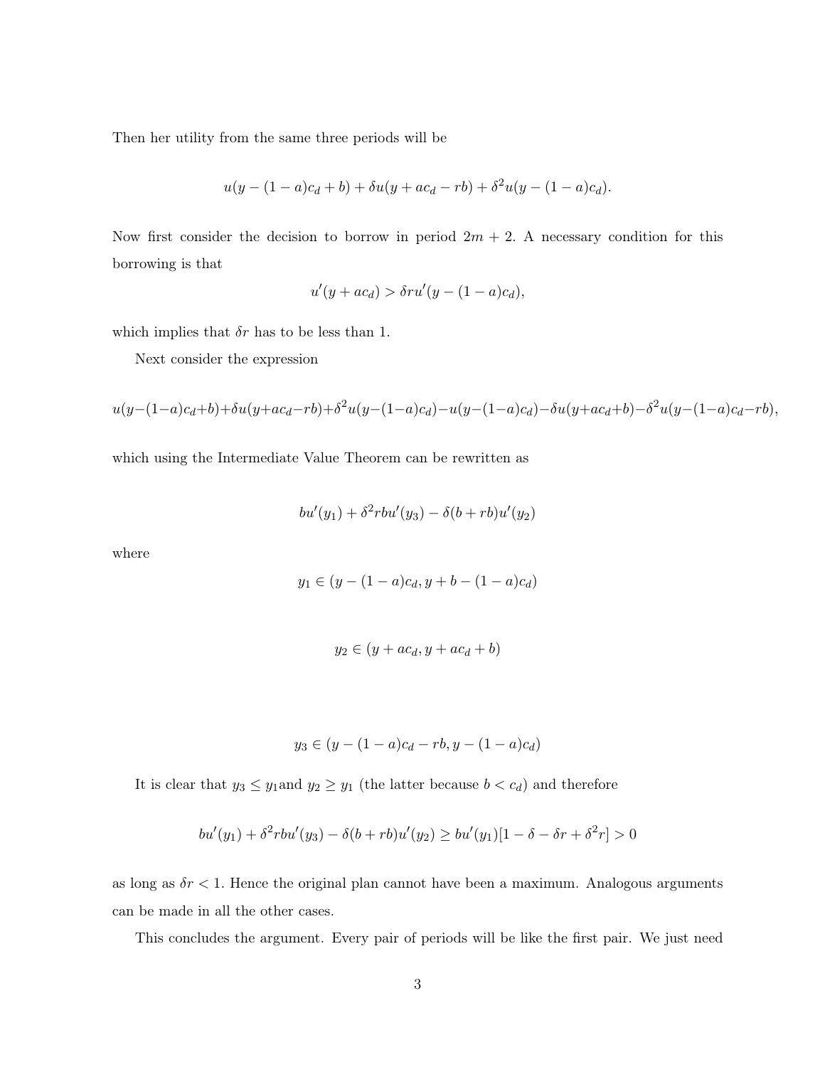Then her utility from the same three periods will be

$$u(y-(1-a)c_d+b)+\delta u(y+ac_d-rb)+\delta^2 u(y-(1-a)c_d).$$

Now first consider the decision to borrow in period $2m+2$. A necessary condition for this borrowing is that

$$u'(y+ac_d)>\delta r u'(y-(1-a)c_d),$$

which implies that $\delta r$ has to be less than 1.

Next consider the expression

$$u(y-(1-a)c_d+b)+\delta u(y+ac_d-rb)+\delta^2 u(y-(1-a)c_d)-u(y-(1-a)c_d)-\delta u(y+ac_d+b)-\delta^2 u(y-(1-a)c_d-rb),$$

which using the Intermediate Value Theorem can be rewritten as

$$bu'(y_1)+\delta^2 rbu'(y_3)-\delta(b+rb)u'(y_2)$$

where

$$y_1\in(y-(1-a)c_d,\,y+b-(1-a)c_d)$$

$$y_2\in(y+ac_d,\,y+ac_d+b)$$

$$y_3\in(y-(1-a)c_d-rb,\,y-(1-a)c_d)$$

It is clear that $y_3\le y_1$ and $y_2\ge y_1$ (the latter because $b<c_d$) and therefore

$$bu'(y_1)+\delta^2 rbu'(y_3)-\delta(b+rb)u'(y_2)\ge bu'(y_1)[1-\delta-\delta r+\delta^2 r]>0$$

as long as $\delta r<1$. Hence the original plan cannot have been a maximum. Analogous arguments can be made in all the other cases.

This concludes the argument. Every pair of periods will be like the first pair. We just need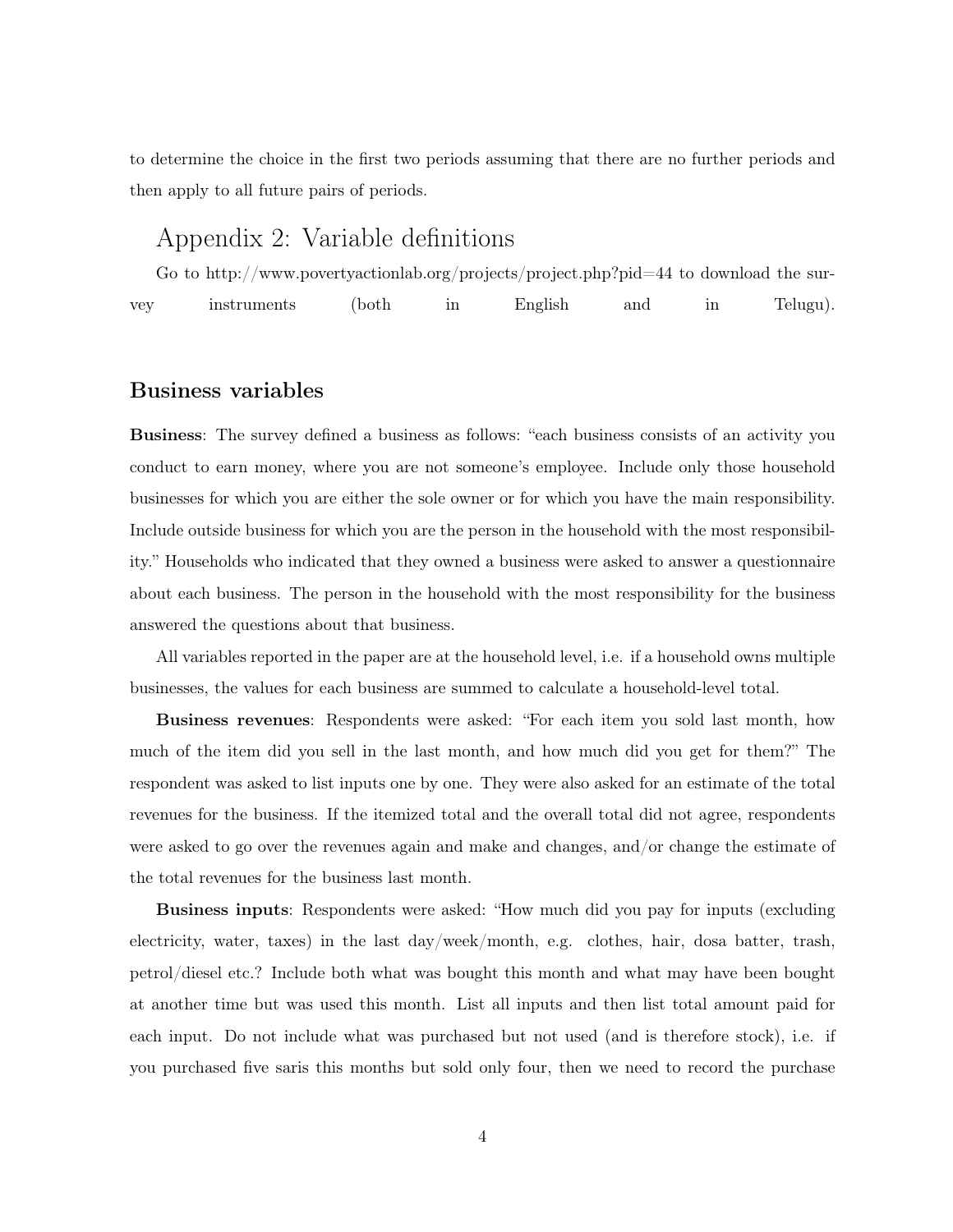to determine the choice in the first two periods assuming that there are no further periods and then apply to all future pairs of periods.

# Appendix 2: Variable definitions

Go to http://www.povertyactionlab.org/projects/project.php?pid=44 to download the survey instruments (both in English and in Telugu).

## Business variables

**Business**: The survey defined a business as follows: "each business consists of an activity you conduct to earn money, where you are not someone's employee. Include only those household businesses for which you are either the sole owner or for which you have the main responsibility. Include outside business for which you are the person in the household with the most responsibility." Households who indicated that they owned a business were asked to answer a questionnaire about each business. The person in the household with the most responsibility for the business answered the questions about that business.

All variables reported in the paper are at the household level, i.e. if a household owns multiple businesses, the values for each business are summed to calculate a household-level total.

**Business revenues**: Respondents were asked: "For each item you sold last month, how much of the item did you sell in the last month, and how much did you get for them?" The respondent was asked to list inputs one by one. They were also asked for an estimate of the total revenues for the business. If the itemized total and the overall total did not agree, respondents were asked to go over the revenues again and make and changes, and/or change the estimate of the total revenues for the business last month.

**Business inputs**: Respondents were asked: "How much did you pay for inputs (excluding electricity, water, taxes) in the last day/week/month, e.g. clothes, hair, dosa batter, trash, petrol/diesel etc.? Include both what was bought this month and what may have been bought at another time but was used this month. List all inputs and then list total amount paid for each input. Do not include what was purchased but not used (and is therefore stock), i.e. if you purchased five saris this months but sold only four, then we need to record the purchase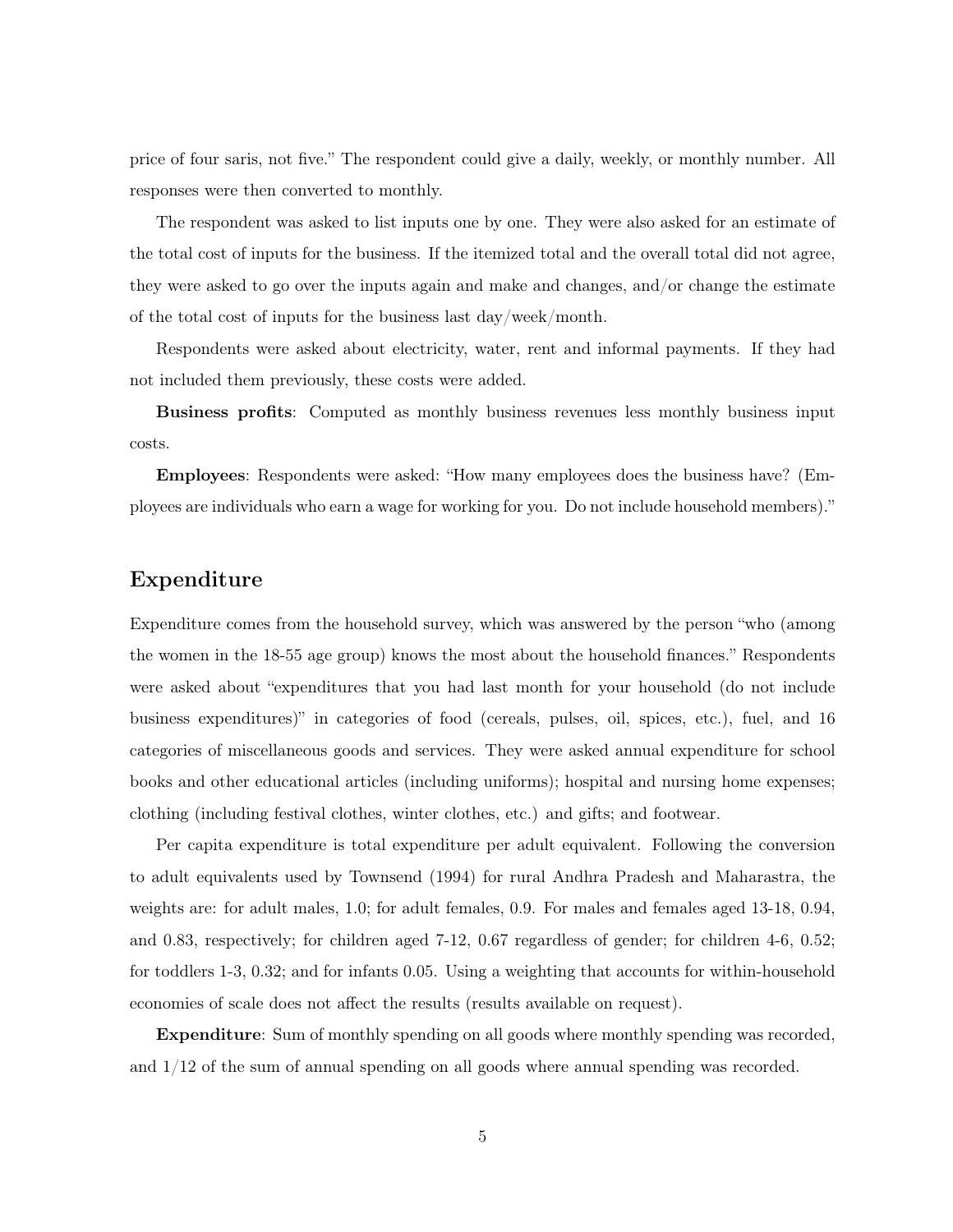price of four saris, not five." The respondent could give a daily, weekly, or monthly number. All responses were then converted to monthly.

The respondent was asked to list inputs one by one. They were also asked for an estimate of the total cost of inputs for the business. If the itemized total and the overall total did not agree, they were asked to go over the inputs again and make and changes, and/or change the estimate of the total cost of inputs for the business last day/week/month.

Respondents were asked about electricity, water, rent and informal payments. If they had not included them previously, these costs were added.

**Business profits**: Computed as monthly business revenues less monthly business input costs.

**Employees**: Respondents were asked: "How many employees does the business have? (Employees are individuals who earn a wage for working for you. Do not include household members)."

## Expenditure

Expenditure comes from the household survey, which was answered by the person "who (among the women in the 18-55 age group) knows the most about the household finances." Respondents were asked about "expenditures that you had last month for your household (do not include business expenditures)" in categories of food (cereals, pulses, oil, spices, etc.), fuel, and 16 categories of miscellaneous goods and services. They were asked annual expenditure for school books and other educational articles (including uniforms); hospital and nursing home expenses; clothing (including festival clothes, winter clothes, etc.) and gifts; and footwear.

Per capita expenditure is total expenditure per adult equivalent. Following the conversion to adult equivalents used by Townsend (1994) for rural Andhra Pradesh and Maharastra, the weights are: for adult males, 1.0; for adult females, 0.9. For males and females aged 13-18, 0.94, and 0.83, respectively; for children aged 7-12, 0.67 regardless of gender; for children 4-6, 0.52; for toddlers 1-3, 0.32; and for infants 0.05. Using a weighting that accounts for within-household economies of scale does not affect the results (results available on request).

**Expenditure**: Sum of monthly spending on all goods where monthly spending was recorded, and 1/12 of the sum of annual spending on all goods where annual spending was recorded.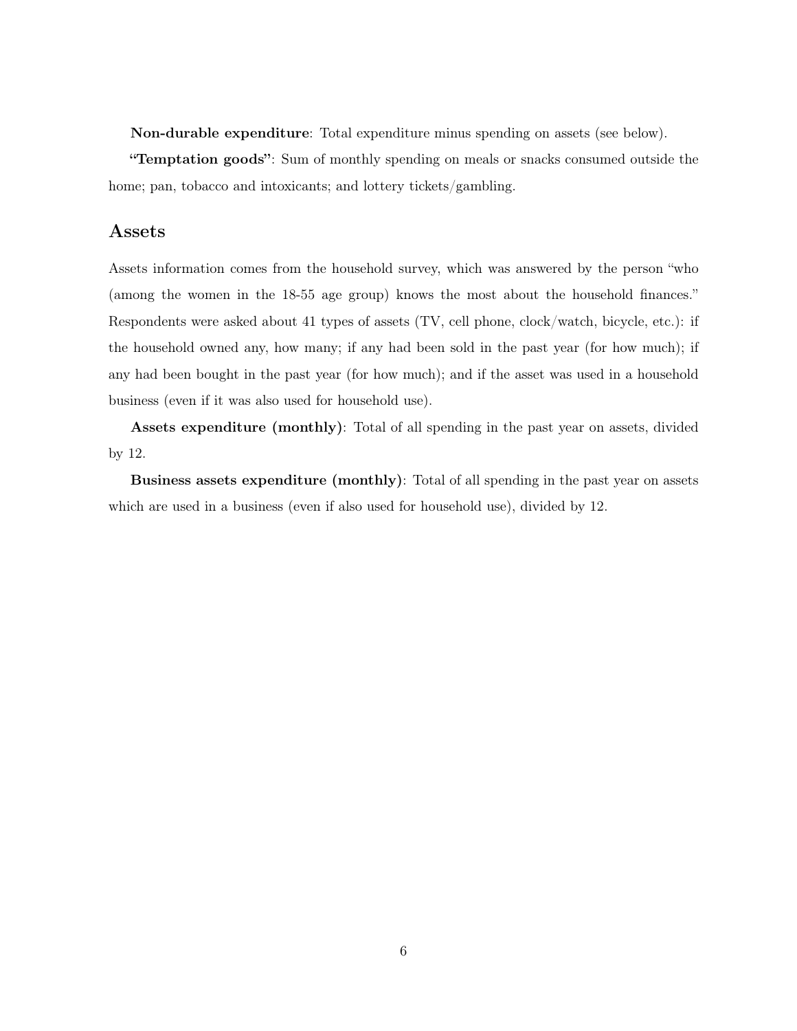**Non-durable expenditure**: Total expenditure minus spending on assets (see below).

**"Temptation goods"**: Sum of monthly spending on meals or snacks consumed outside the home; pan, tobacco and intoxicants; and lottery tickets/gambling.

## Assets

Assets information comes from the household survey, which was answered by the person "who (among the women in the 18-55 age group) knows the most about the household finances." Respondents were asked about 41 types of assets (TV, cell phone, clock/watch, bicycle, etc.): if the household owned any, how many; if any had been sold in the past year (for how much); if any had been bought in the past year (for how much); and if the asset was used in a household business (even if it was also used for household use).

**Assets expenditure (monthly)**: Total of all spending in the past year on assets, divided by 12.

**Business assets expenditure (monthly)**: Total of all spending in the past year on assets which are used in a business (even if also used for household use), divided by 12.